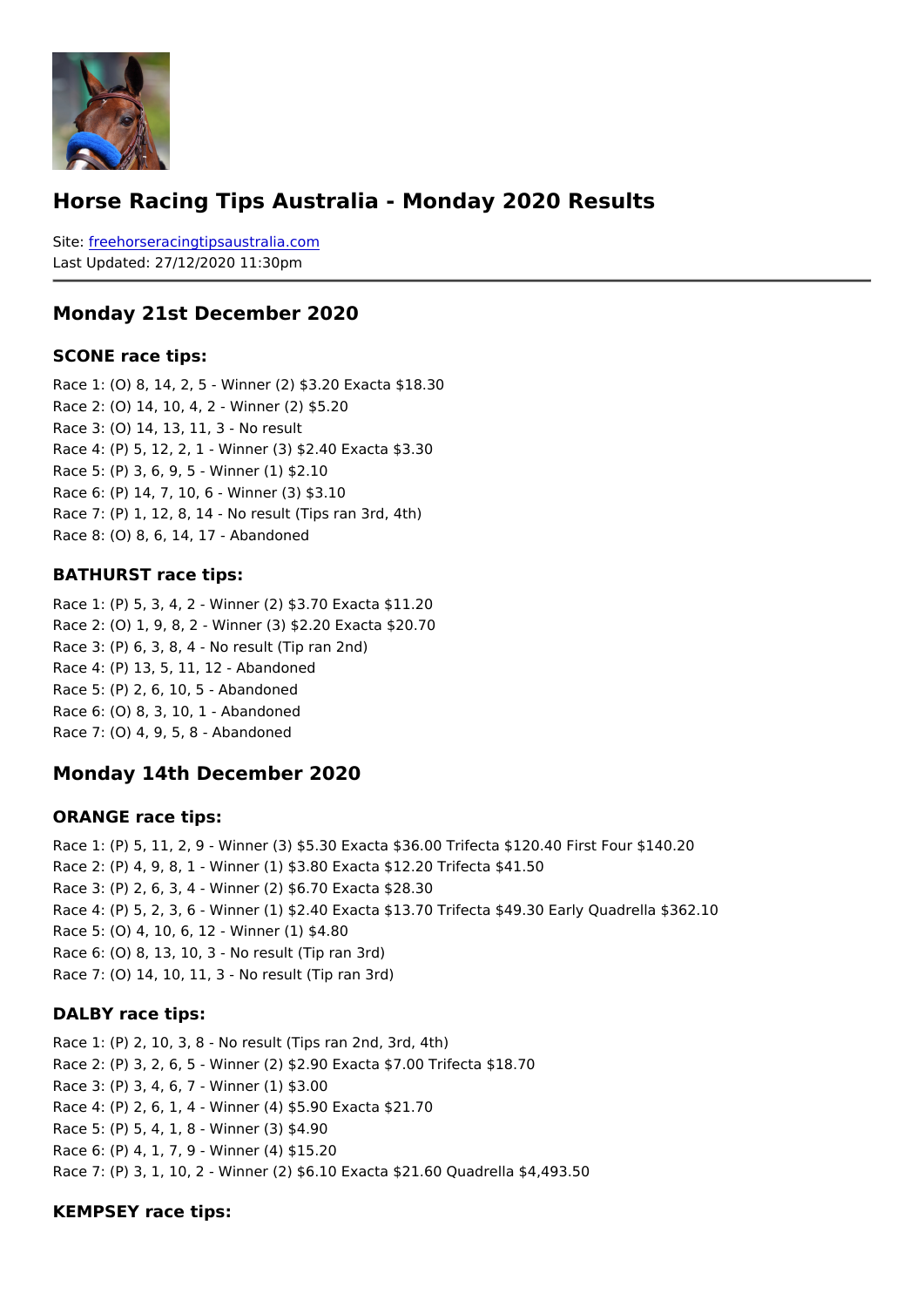# Horse Racing Tips Australia - Monday 2020 Results

Site: freehorseracingtipsaustralia.com
Last Updated: 27/12/2020 11:30pm

## Monday 21st December 2020

### SCONE race tips:

Race 1: (O) 8, 14, 2, 5 - Winner (2) $3.20 Exacta $18.30
Race 2: (O) 14, 10, 4, 2 - Winner (2) $5.20
Race 3: (O) 14, 13, 11, 3 - No result
Race 4: (P) 5, 12, 2, 1 - Winner (3) $2.40 Exacta $3.30
Race 5: (P) 3, 6, 9, 5 - Winner (1) $2.10
Race 6: (P) 14, 7, 10, 6 - Winner (3) $3.10
Race 7: (P) 1, 12, 8, 14 - No result (Tips ran 3rd, 4th)
Race 8: (O) 8, 6, 14, 17 - Abandoned

### BATHURST race tips:

Race 1: (P) 5, 3, 4, 2 - Winner (2) $3.70 Exacta $11.20
Race 2: (O) 1, 9, 8, 2 - Winner (3) $2.20 Exacta $20.70
Race 3: (P) 6, 3, 8, 4 - No result (Tip ran 2nd)
Race 4: (P) 13, 5, 11, 12 - Abandoned
Race 5: (P) 2, 6, 10, 5 - Abandoned
Race 6: (O) 8, 3, 10, 1 - Abandoned
Race 7: (O) 4, 9, 5, 8 - Abandoned

## Monday 14th December 2020

### ORANGE race tips:

Race 1: (P) 5, 11, 2, 9 - Winner (3) $5.30 Exacta $36.00 Trifecta $120.40 First Four $140.20
Race 2: (P) 4, 9, 8, 1 - Winner (1) $3.80 Exacta $12.20 Trifecta $41.50
Race 3: (P) 2, 6, 3, 4 - Winner (2) $6.70 Exacta $28.30
Race 4: (P) 5, 2, 3, 6 - Winner (1) $2.40 Exacta $13.70 Trifecta $49.30 Early Quadrella $362.10
Race 5: (O) 4, 10, 6, 12 - Winner (1) $4.80
Race 6: (O) 8, 13, 10, 3 - No result (Tip ran 3rd)
Race 7: (O) 14, 10, 11, 3 - No result (Tip ran 3rd)

### DALBY race tips:

Race 1: (P) 2, 10, 3, 8 - No result (Tips ran 2nd, 3rd, 4th)
Race 2: (P) 3, 2, 6, 5 - Winner (2) $2.90 Exacta $7.00 Trifecta $18.70
Race 3: (P) 3, 4, 6, 7 - Winner (1) $3.00
Race 4: (P) 2, 6, 1, 4 - Winner (4) $5.90 Exacta $21.70
Race 5: (P) 5, 4, 1, 8 - Winner (3) $4.90
Race 6: (P) 4, 1, 7, 9 - Winner (4) $15.20
Race 7: (P) 3, 1, 10, 2 - Winner (2) $6.10 Exacta $21.60 Quadrella $4,493.50

### KEMPSEY race tips: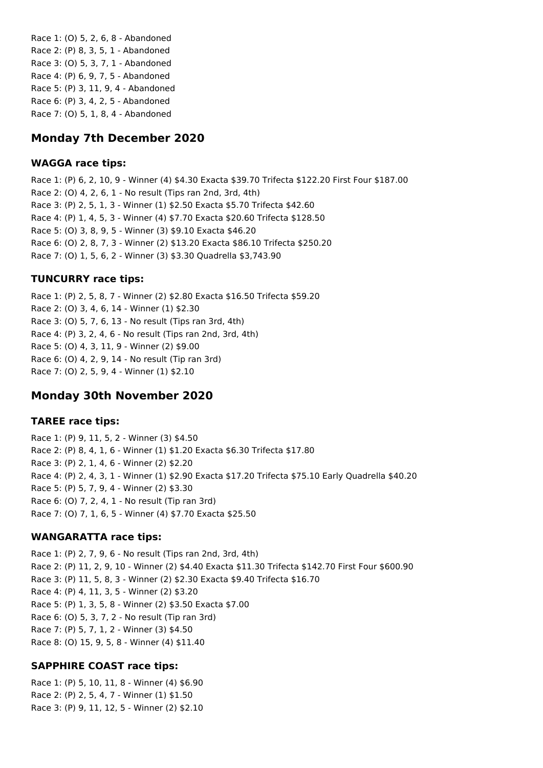Race 1: (O) 5, 2, 6, 8 - Abandoned
Race 2: (P) 8, 3, 5, 1 - Abandoned
Race 3: (O) 5, 3, 7, 1 - Abandoned
Race 4: (P) 6, 9, 7, 5 - Abandoned
Race 5: (P) 3, 11, 9, 4 - Abandoned
Race 6: (P) 3, 4, 2, 5 - Abandoned
Race 7: (O) 5, 1, 8, 4 - Abandoned

## Monday 7th December 2020

### WAGGA race tips:

Race 1: (P) 6, 2, 10, 9 - Winner (4) $4.30 Exacta $39.70 Trifecta $122.20 First Four $187.00
Race 2: (O) 4, 2, 6, 1 - No result (Tips ran 2nd, 3rd, 4th)
Race 3: (P) 2, 5, 1, 3 - Winner (1) $2.50 Exacta $5.70 Trifecta $42.60
Race 4: (P) 1, 4, 5, 3 - Winner (4) $7.70 Exacta $20.60 Trifecta $128.50
Race 5: (O) 3, 8, 9, 5 - Winner (3) $9.10 Exacta $46.20
Race 6: (O) 2, 8, 7, 3 - Winner (2) $13.20 Exacta $86.10 Trifecta $250.20
Race 7: (O) 1, 5, 6, 2 - Winner (3) $3.30 Quadrella $3,743.90

### TUNCURRY race tips:

Race 1: (P) 2, 5, 8, 7 - Winner (2) $2.80 Exacta $16.50 Trifecta $59.20
Race 2: (O) 3, 4, 6, 14 - Winner (1) $2.30
Race 3: (O) 5, 7, 6, 13 - No result (Tips ran 3rd, 4th)
Race 4: (P) 3, 2, 4, 6 - No result (Tips ran 2nd, 3rd, 4th)
Race 5: (O) 4, 3, 11, 9 - Winner (2) $9.00
Race 6: (O) 4, 2, 9, 14 - No result (Tip ran 3rd)
Race 7: (O) 2, 5, 9, 4 - Winner (1) $2.10

## Monday 30th November 2020

### TAREE race tips:

Race 1: (P) 9, 11, 5, 2 - Winner (3) $4.50
Race 2: (P) 8, 4, 1, 6 - Winner (1) $1.20 Exacta $6.30 Trifecta $17.80
Race 3: (P) 2, 1, 4, 6 - Winner (2) $2.20
Race 4: (P) 2, 4, 3, 1 - Winner (1) $2.90 Exacta $17.20 Trifecta $75.10 Early Quadrella $40.20
Race 5: (P) 5, 7, 9, 4 - Winner (2) $3.30
Race 6: (O) 7, 2, 4, 1 - No result (Tip ran 3rd)
Race 7: (O) 7, 1, 6, 5 - Winner (4) $7.70 Exacta $25.50

### WANGARATTA race tips:

Race 1: (P) 2, 7, 9, 6 - No result (Tips ran 2nd, 3rd, 4th)
Race 2: (P) 11, 2, 9, 10 - Winner (2) $4.40 Exacta $11.30 Trifecta $142.70 First Four $600.90
Race 3: (P) 11, 5, 8, 3 - Winner (2) $2.30 Exacta $9.40 Trifecta $16.70
Race 4: (P) 4, 11, 3, 5 - Winner (2) $3.20
Race 5: (P) 1, 3, 5, 8 - Winner (2) $3.50 Exacta $7.00
Race 6: (O) 5, 3, 7, 2 - No result (Tip ran 3rd)
Race 7: (P) 5, 7, 1, 2 - Winner (3) $4.50
Race 8: (O) 15, 9, 5, 8 - Winner (4) $11.40

### SAPPHIRE COAST race tips:

Race 1: (P) 5, 10, 11, 8 - Winner (4) $6.90
Race 2: (P) 2, 5, 4, 7 - Winner (1) $1.50
Race 3: (P) 9, 11, 12, 5 - Winner (2) $2.10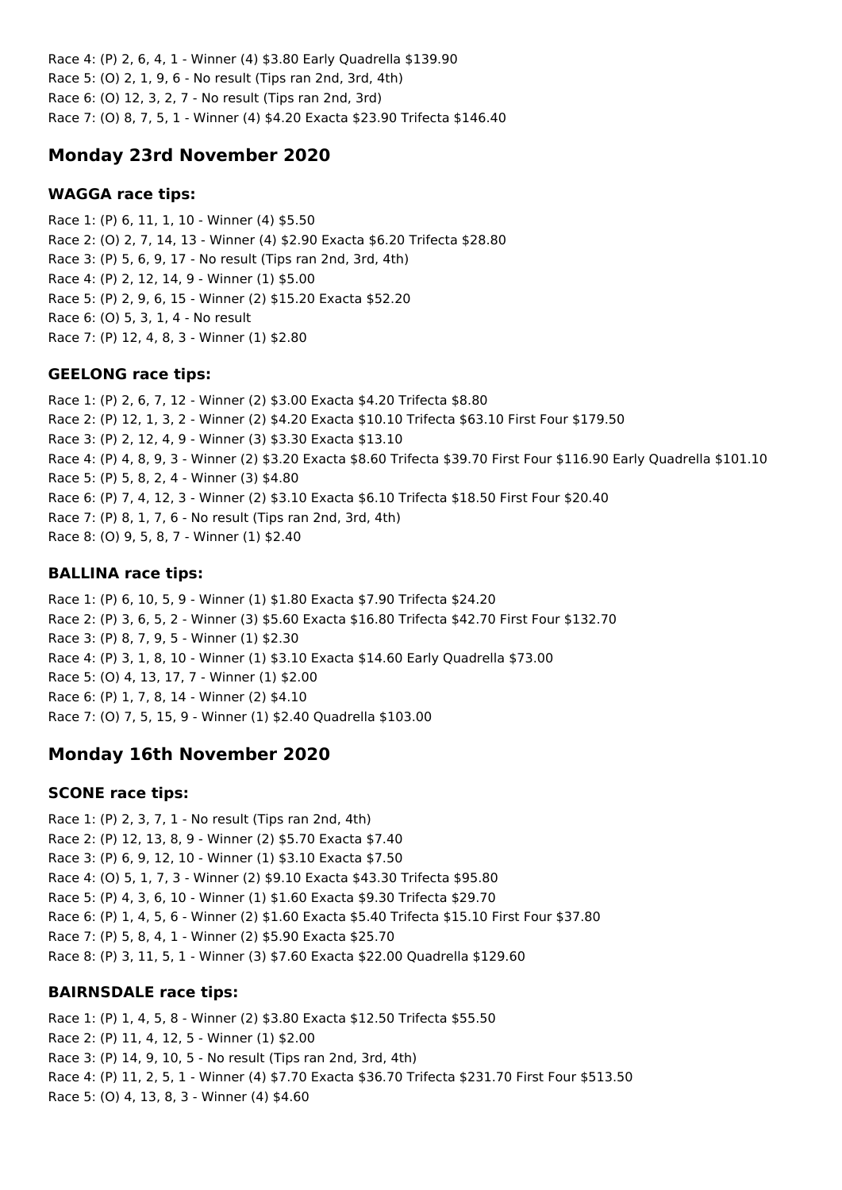Race 4: (P) 2, 6, 4, 1 - Winner (4) $3.80 Early Quadrella $139.90
Race 5: (O) 2, 1, 9, 6 - No result (Tips ran 2nd, 3rd, 4th)
Race 6: (O) 12, 3, 2, 7 - No result (Tips ran 2nd, 3rd)
Race 7: (O) 8, 7, 5, 1 - Winner (4) $4.20 Exacta $23.90 Trifecta $146.40

## Monday 23rd November 2020

### WAGGA race tips:

Race 1: (P) 6, 11, 1, 10 - Winner (4) $5.50
Race 2: (O) 2, 7, 14, 13 - Winner (4) $2.90 Exacta $6.20 Trifecta $28.80
Race 3: (P) 5, 6, 9, 17 - No result (Tips ran 2nd, 3rd, 4th)
Race 4: (P) 2, 12, 14, 9 - Winner (1) $5.00
Race 5: (P) 2, 9, 6, 15 - Winner (2) $15.20 Exacta $52.20
Race 6: (O) 5, 3, 1, 4 - No result
Race 7: (P) 12, 4, 8, 3 - Winner (1) $2.80

### GEELONG race tips:

Race 1: (P) 2, 6, 7, 12 - Winner (2) $3.00 Exacta $4.20 Trifecta $8.80
Race 2: (P) 12, 1, 3, 2 - Winner (2) $4.20 Exacta $10.10 Trifecta $63.10 First Four $179.50
Race 3: (P) 2, 12, 4, 9 - Winner (3) $3.30 Exacta $13.10
Race 4: (P) 4, 8, 9, 3 - Winner (2) $3.20 Exacta $8.60 Trifecta $39.70 First Four $116.90 Early Quadrella $101.10
Race 5: (P) 5, 8, 2, 4 - Winner (3) $4.80
Race 6: (P) 7, 4, 12, 3 - Winner (2) $3.10 Exacta $6.10 Trifecta $18.50 First Four $20.40
Race 7: (P) 8, 1, 7, 6 - No result (Tips ran 2nd, 3rd, 4th)
Race 8: (O) 9, 5, 8, 7 - Winner (1) $2.40

### BALLINA race tips:

Race 1: (P) 6, 10, 5, 9 - Winner (1) $1.80 Exacta $7.90 Trifecta $24.20
Race 2: (P) 3, 6, 5, 2 - Winner (3) $5.60 Exacta $16.80 Trifecta $42.70 First Four $132.70
Race 3: (P) 8, 7, 9, 5 - Winner (1) $2.30
Race 4: (P) 3, 1, 8, 10 - Winner (1) $3.10 Exacta $14.60 Early Quadrella $73.00
Race 5: (O) 4, 13, 17, 7 - Winner (1) $2.00
Race 6: (P) 1, 7, 8, 14 - Winner (2) $4.10
Race 7: (O) 7, 5, 15, 9 - Winner (1) $2.40 Quadrella $103.00

## Monday 16th November 2020

### SCONE race tips:

Race 1: (P) 2, 3, 7, 1 - No result (Tips ran 2nd, 4th)
Race 2: (P) 12, 13, 8, 9 - Winner (2) $5.70 Exacta $7.40
Race 3: (P) 6, 9, 12, 10 - Winner (1) $3.10 Exacta $7.50
Race 4: (O) 5, 1, 7, 3 - Winner (2) $9.10 Exacta $43.30 Trifecta $95.80
Race 5: (P) 4, 3, 6, 10 - Winner (1) $1.60 Exacta $9.30 Trifecta $29.70
Race 6: (P) 1, 4, 5, 6 - Winner (2) $1.60 Exacta $5.40 Trifecta $15.10 First Four $37.80
Race 7: (P) 5, 8, 4, 1 - Winner (2) $5.90 Exacta $25.70
Race 8: (P) 3, 11, 5, 1 - Winner (3) $7.60 Exacta $22.00 Quadrella $129.60

### BAIRNSDALE race tips:

Race 1: (P) 1, 4, 5, 8 - Winner (2) $3.80 Exacta $12.50 Trifecta $55.50
Race 2: (P) 11, 4, 12, 5 - Winner (1) $2.00
Race 3: (P) 14, 9, 10, 5 - No result (Tips ran 2nd, 3rd, 4th)
Race 4: (P) 11, 2, 5, 1 - Winner (4) $7.70 Exacta $36.70 Trifecta $231.70 First Four $513.50
Race 5: (O) 4, 13, 8, 3 - Winner (4) $4.60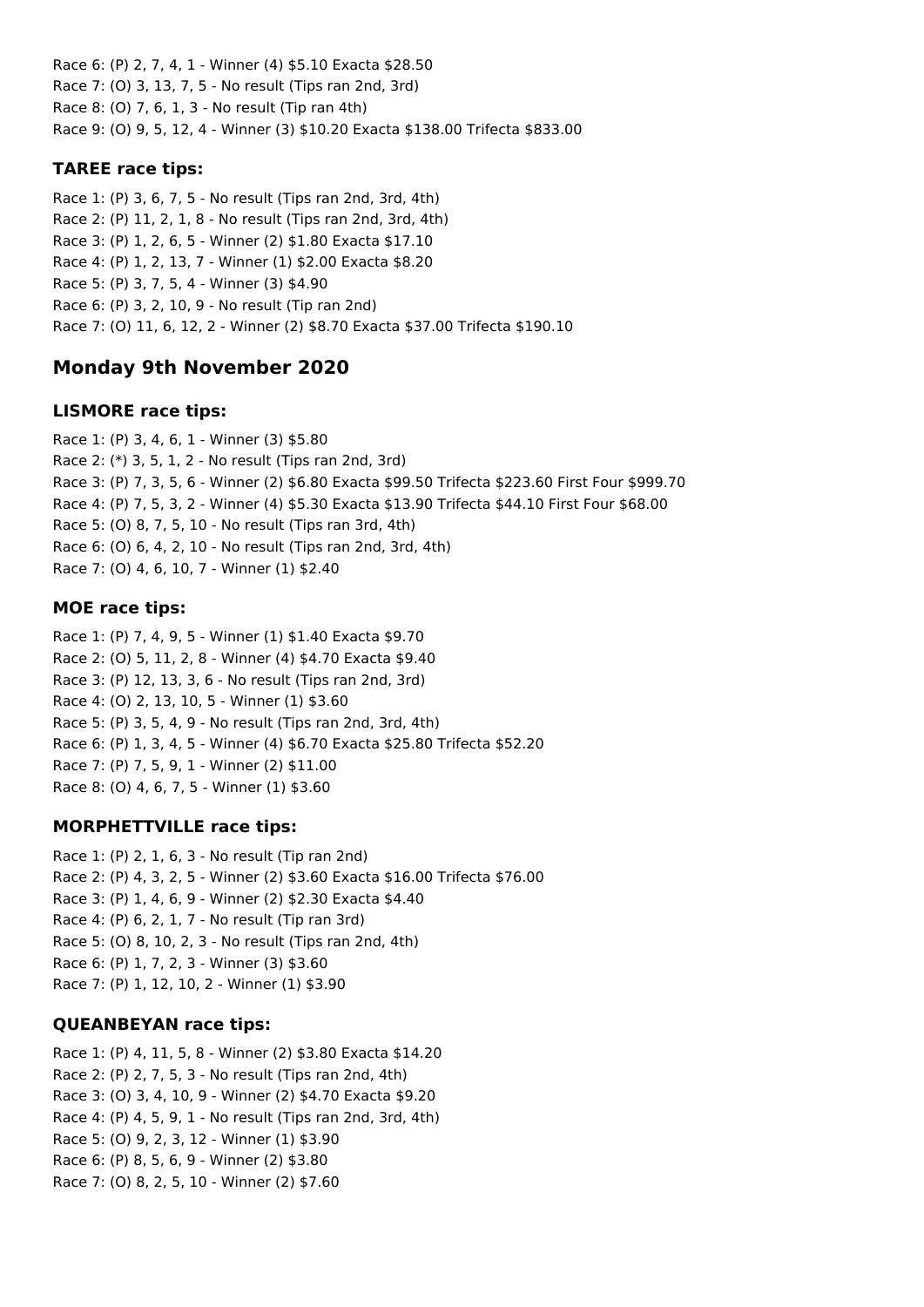Race 6: (P) 2, 7, 4, 1 - Winner (4) $5.10 Exacta $28.50
Race 7: (O) 3, 13, 7, 5 - No result (Tips ran 2nd, 3rd)
Race 8: (O) 7, 6, 1, 3 - No result (Tip ran 4th)
Race 9: (O) 9, 5, 12, 4 - Winner (3) $10.20 Exacta $138.00 Trifecta $833.00

### TAREE race tips:

Race 1: (P) 3, 6, 7, 5 - No result (Tips ran 2nd, 3rd, 4th)
Race 2: (P) 11, 2, 1, 8 - No result (Tips ran 2nd, 3rd, 4th)
Race 3: (P) 1, 2, 6, 5 - Winner (2) $1.80 Exacta $17.10
Race 4: (P) 1, 2, 13, 7 - Winner (1) $2.00 Exacta $8.20
Race 5: (P) 3, 7, 5, 4 - Winner (3) $4.90
Race 6: (P) 3, 2, 10, 9 - No result (Tip ran 2nd)
Race 7: (O) 11, 6, 12, 2 - Winner (2) $8.70 Exacta $37.00 Trifecta $190.10

## Monday 9th November 2020

### LISMORE race tips:

Race 1: (P) 3, 4, 6, 1 - Winner (3) $5.80
Race 2: (*) 3, 5, 1, 2 - No result (Tips ran 2nd, 3rd)
Race 3: (P) 7, 3, 5, 6 - Winner (2) $6.80 Exacta $99.50 Trifecta $223.60 First Four $999.70
Race 4: (P) 7, 5, 3, 2 - Winner (4) $5.30 Exacta $13.90 Trifecta $44.10 First Four $68.00
Race 5: (O) 8, 7, 5, 10 - No result (Tips ran 3rd, 4th)
Race 6: (O) 6, 4, 2, 10 - No result (Tips ran 2nd, 3rd, 4th)
Race 7: (O) 4, 6, 10, 7 - Winner (1) $2.40

### MOE race tips:

Race 1: (P) 7, 4, 9, 5 - Winner (1) $1.40 Exacta $9.70
Race 2: (O) 5, 11, 2, 8 - Winner (4) $4.70 Exacta $9.40
Race 3: (P) 12, 13, 3, 6 - No result (Tips ran 2nd, 3rd)
Race 4: (O) 2, 13, 10, 5 - Winner (1) $3.60
Race 5: (P) 3, 5, 4, 9 - No result (Tips ran 2nd, 3rd, 4th)
Race 6: (P) 1, 3, 4, 5 - Winner (4) $6.70 Exacta $25.80 Trifecta $52.20
Race 7: (P) 7, 5, 9, 1 - Winner (2) $11.00
Race 8: (O) 4, 6, 7, 5 - Winner (1) $3.60

### MORPHETTVILLE race tips:

Race 1: (P) 2, 1, 6, 3 - No result (Tip ran 2nd)
Race 2: (P) 4, 3, 2, 5 - Winner (2) $3.60 Exacta $16.00 Trifecta $76.00
Race 3: (P) 1, 4, 6, 9 - Winner (2) $2.30 Exacta $4.40
Race 4: (P) 6, 2, 1, 7 - No result (Tip ran 3rd)
Race 5: (O) 8, 10, 2, 3 - No result (Tips ran 2nd, 4th)
Race 6: (P) 1, 7, 2, 3 - Winner (3) $3.60
Race 7: (P) 1, 12, 10, 2 - Winner (1) $3.90

### QUEANBEYAN race tips:

Race 1: (P) 4, 11, 5, 8 - Winner (2) $3.80 Exacta $14.20
Race 2: (P) 2, 7, 5, 3 - No result (Tips ran 2nd, 4th)
Race 3: (O) 3, 4, 10, 9 - Winner (2) $4.70 Exacta $9.20
Race 4: (P) 4, 5, 9, 1 - No result (Tips ran 2nd, 3rd, 4th)
Race 5: (O) 9, 2, 3, 12 - Winner (1) $3.90
Race 6: (P) 8, 5, 6, 9 - Winner (2) $3.80
Race 7: (O) 8, 2, 5, 10 - Winner (2) $7.60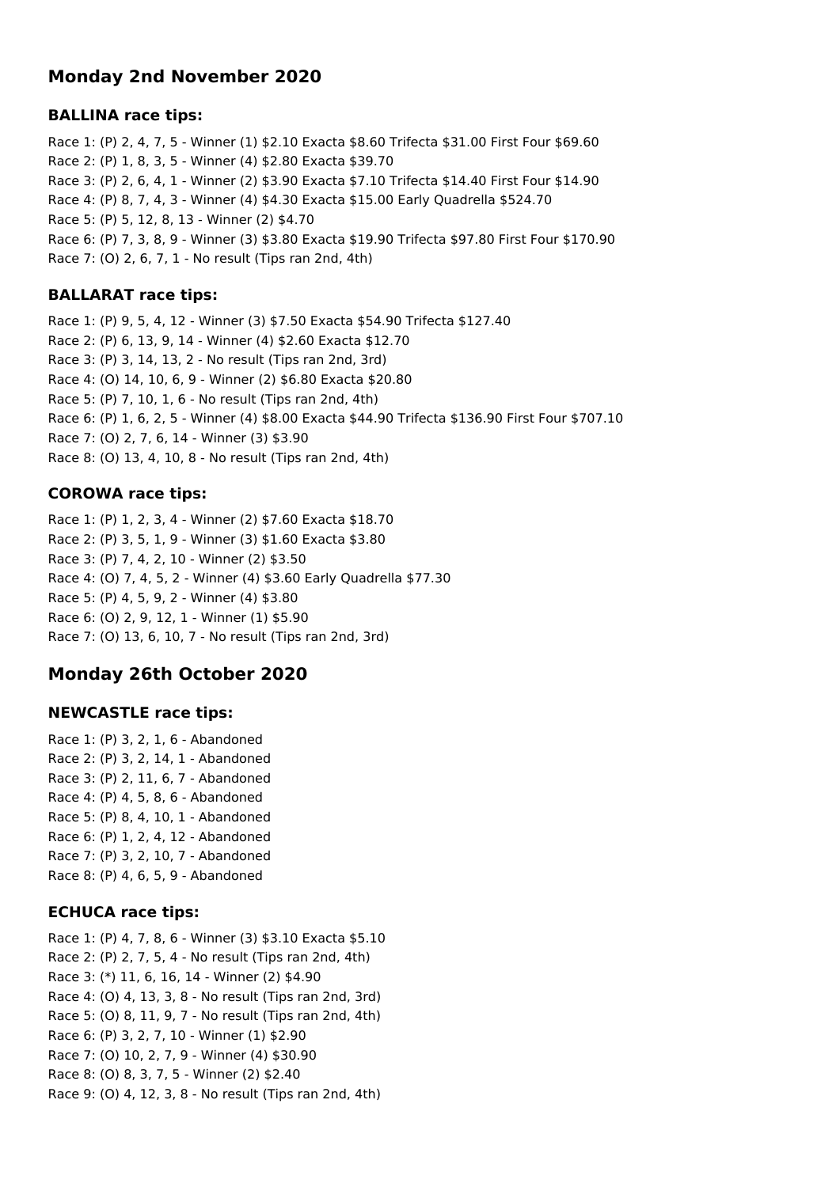## Monday 2nd November 2020

### BALLINA race tips:

Race 1: (P) 2, 4, 7, 5 - Winner (1) $2.10 Exacta $8.60 Trifecta $31.00 First Four $69.60
Race 2: (P) 1, 8, 3, 5 - Winner (4) $2.80 Exacta $39.70
Race 3: (P) 2, 6, 4, 1 - Winner (2) $3.90 Exacta $7.10 Trifecta $14.40 First Four $14.90
Race 4: (P) 8, 7, 4, 3 - Winner (4) $4.30 Exacta $15.00 Early Quadrella $524.70
Race 5: (P) 5, 12, 8, 13 - Winner (2) $4.70
Race 6: (P) 7, 3, 8, 9 - Winner (3) $3.80 Exacta $19.90 Trifecta $97.80 First Four $170.90
Race 7: (O) 2, 6, 7, 1 - No result (Tips ran 2nd, 4th)

### BALLARAT race tips:

Race 1: (P) 9, 5, 4, 12 - Winner (3) $7.50 Exacta $54.90 Trifecta $127.40
Race 2: (P) 6, 13, 9, 14 - Winner (4) $2.60 Exacta $12.70
Race 3: (P) 3, 14, 13, 2 - No result (Tips ran 2nd, 3rd)
Race 4: (O) 14, 10, 6, 9 - Winner (2) $6.80 Exacta $20.80
Race 5: (P) 7, 10, 1, 6 - No result (Tips ran 2nd, 4th)
Race 6: (P) 1, 6, 2, 5 - Winner (4) $8.00 Exacta $44.90 Trifecta $136.90 First Four $707.10
Race 7: (O) 2, 7, 6, 14 - Winner (3) $3.90
Race 8: (O) 13, 4, 10, 8 - No result (Tips ran 2nd, 4th)

### COROWA race tips:

Race 1: (P) 1, 2, 3, 4 - Winner (2) $7.60 Exacta $18.70
Race 2: (P) 3, 5, 1, 9 - Winner (3) $1.60 Exacta $3.80
Race 3: (P) 7, 4, 2, 10 - Winner (2) $3.50
Race 4: (O) 7, 4, 5, 2 - Winner (4) $3.60 Early Quadrella $77.30
Race 5: (P) 4, 5, 9, 2 - Winner (4) $3.80
Race 6: (O) 2, 9, 12, 1 - Winner (1) $5.90
Race 7: (O) 13, 6, 10, 7 - No result (Tips ran 2nd, 3rd)

## Monday 26th October 2020

### NEWCASTLE race tips:

Race 1: (P) 3, 2, 1, 6 - Abandoned
Race 2: (P) 3, 2, 14, 1 - Abandoned
Race 3: (P) 2, 11, 6, 7 - Abandoned
Race 4: (P) 4, 5, 8, 6 - Abandoned
Race 5: (P) 8, 4, 10, 1 - Abandoned
Race 6: (P) 1, 2, 4, 12 - Abandoned
Race 7: (P) 3, 2, 10, 7 - Abandoned
Race 8: (P) 4, 6, 5, 9 - Abandoned

### ECHUCA race tips:

Race 1: (P) 4, 7, 8, 6 - Winner (3) $3.10 Exacta $5.10
Race 2: (P) 2, 7, 5, 4 - No result (Tips ran 2nd, 4th)
Race 3: (*) 11, 6, 16, 14 - Winner (2) $4.90
Race 4: (O) 4, 13, 3, 8 - No result (Tips ran 2nd, 3rd)
Race 5: (O) 8, 11, 9, 7 - No result (Tips ran 2nd, 4th)
Race 6: (P) 3, 2, 7, 10 - Winner (1) $2.90
Race 7: (O) 10, 2, 7, 9 - Winner (4) $30.90
Race 8: (O) 8, 3, 7, 5 - Winner (2) $2.40
Race 9: (O) 4, 12, 3, 8 - No result (Tips ran 2nd, 4th)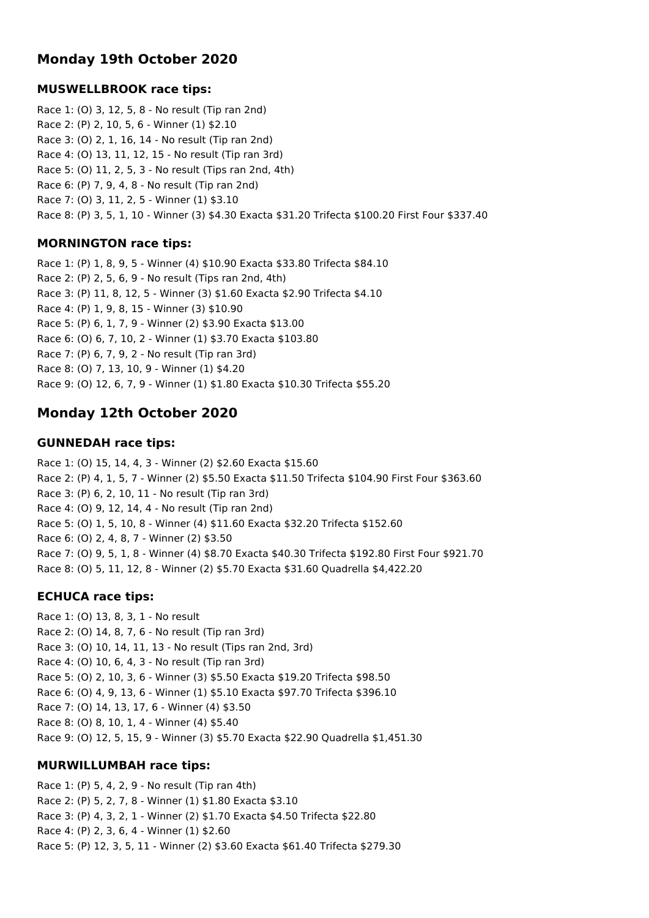## Monday 19th October 2020

### MUSWELLBROOK race tips:

Race 1: (O) 3, 12, 5, 8 - No result (Tip ran 2nd)
Race 2: (P) 2, 10, 5, 6 - Winner (1) $2.10
Race 3: (O) 2, 1, 16, 14 - No result (Tip ran 2nd)
Race 4: (O) 13, 11, 12, 15 - No result (Tip ran 3rd)
Race 5: (O) 11, 2, 5, 3 - No result (Tips ran 2nd, 4th)
Race 6: (P) 7, 9, 4, 8 - No result (Tip ran 2nd)
Race 7: (O) 3, 11, 2, 5 - Winner (1) $3.10
Race 8: (P) 3, 5, 1, 10 - Winner (3) $4.30 Exacta $31.20 Trifecta $100.20 First Four $337.40

### MORNINGTON race tips:

Race 1: (P) 1, 8, 9, 5 - Winner (4) $10.90 Exacta $33.80 Trifecta $84.10
Race 2: (P) 2, 5, 6, 9 - No result (Tips ran 2nd, 4th)
Race 3: (P) 11, 8, 12, 5 - Winner (3) $1.60 Exacta $2.90 Trifecta $4.10
Race 4: (P) 1, 9, 8, 15 - Winner (3) $10.90
Race 5: (P) 6, 1, 7, 9 - Winner (2) $3.90 Exacta $13.00
Race 6: (O) 6, 7, 10, 2 - Winner (1) $3.70 Exacta $103.80
Race 7: (P) 6, 7, 9, 2 - No result (Tip ran 3rd)
Race 8: (O) 7, 13, 10, 9 - Winner (1) $4.20
Race 9: (O) 12, 6, 7, 9 - Winner (1) $1.80 Exacta $10.30 Trifecta $55.20

## Monday 12th October 2020

### GUNNEDAH race tips:

Race 1: (O) 15, 14, 4, 3 - Winner (2) $2.60 Exacta $15.60
Race 2: (P) 4, 1, 5, 7 - Winner (2) $5.50 Exacta $11.50 Trifecta $104.90 First Four $363.60
Race 3: (P) 6, 2, 10, 11 - No result (Tip ran 3rd)
Race 4: (O) 9, 12, 14, 4 - No result (Tip ran 2nd)
Race 5: (O) 1, 5, 10, 8 - Winner (4) $11.60 Exacta $32.20 Trifecta $152.60
Race 6: (O) 2, 4, 8, 7 - Winner (2) $3.50
Race 7: (O) 9, 5, 1, 8 - Winner (4) $8.70 Exacta $40.30 Trifecta $192.80 First Four $921.70
Race 8: (O) 5, 11, 12, 8 - Winner (2) $5.70 Exacta $31.60 Quadrella $4,422.20

### ECHUCA race tips:

Race 1: (O) 13, 8, 3, 1 - No result
Race 2: (O) 14, 8, 7, 6 - No result (Tip ran 3rd)
Race 3: (O) 10, 14, 11, 13 - No result (Tips ran 2nd, 3rd)
Race 4: (O) 10, 6, 4, 3 - No result (Tip ran 3rd)
Race 5: (O) 2, 10, 3, 6 - Winner (3) $5.50 Exacta $19.20 Trifecta $98.50
Race 6: (O) 4, 9, 13, 6 - Winner (1) $5.10 Exacta $97.70 Trifecta $396.10
Race 7: (O) 14, 13, 17, 6 - Winner (4) $3.50
Race 8: (O) 8, 10, 1, 4 - Winner (4) $5.40
Race 9: (O) 12, 5, 15, 9 - Winner (3) $5.70 Exacta $22.90 Quadrella $1,451.30

### MURWILLUMBAH race tips:

Race 1: (P) 5, 4, 2, 9 - No result (Tip ran 4th)
Race 2: (P) 5, 2, 7, 8 - Winner (1) $1.80 Exacta $3.10
Race 3: (P) 4, 3, 2, 1 - Winner (2) $1.70 Exacta $4.50 Trifecta $22.80
Race 4: (P) 2, 3, 6, 4 - Winner (1) $2.60
Race 5: (P) 12, 3, 5, 11 - Winner (2) $3.60 Exacta $61.40 Trifecta $279.30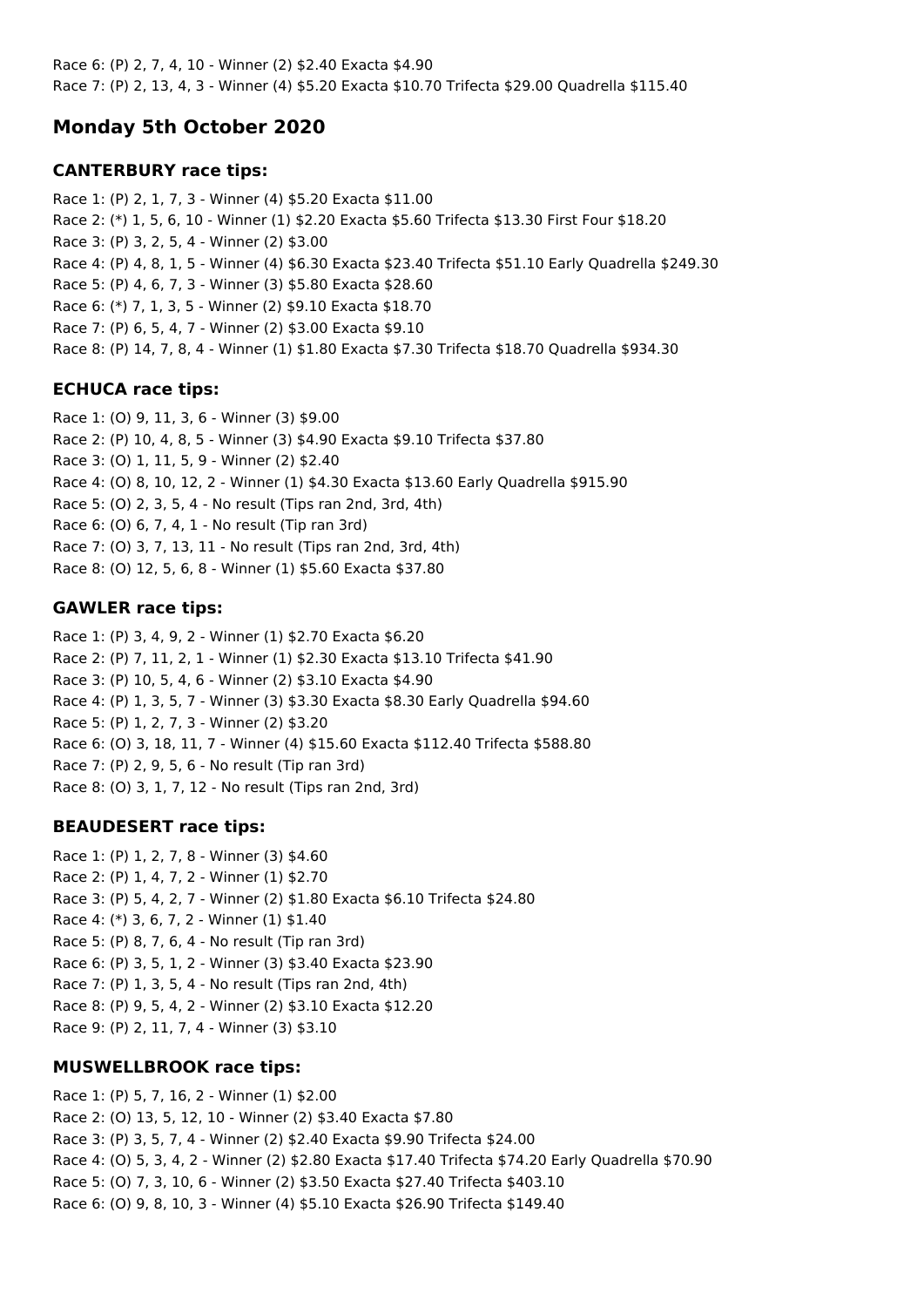Race 6: (P) 2, 7, 4, 10 - Winner (2) $2.40 Exacta $4.90
Race 7: (P) 2, 13, 4, 3 - Winner (4) $5.20 Exacta $10.70 Trifecta $29.00 Quadrella $115.40

## Monday 5th October 2020

### CANTERBURY race tips:

Race 1: (P) 2, 1, 7, 3 - Winner (4) $5.20 Exacta $11.00
Race 2: (*) 1, 5, 6, 10 - Winner (1) $2.20 Exacta $5.60 Trifecta $13.30 First Four $18.20
Race 3: (P) 3, 2, 5, 4 - Winner (2) $3.00
Race 4: (P) 4, 8, 1, 5 - Winner (4) $6.30 Exacta $23.40 Trifecta $51.10 Early Quadrella $249.30
Race 5: (P) 4, 6, 7, 3 - Winner (3) $5.80 Exacta $28.60
Race 6: (*) 7, 1, 3, 5 - Winner (2) $9.10 Exacta $18.70
Race 7: (P) 6, 5, 4, 7 - Winner (2) $3.00 Exacta $9.10
Race 8: (P) 14, 7, 8, 4 - Winner (1) $1.80 Exacta $7.30 Trifecta $18.70 Quadrella $934.30

### ECHUCA race tips:

Race 1: (O) 9, 11, 3, 6 - Winner (3) $9.00
Race 2: (P) 10, 4, 8, 5 - Winner (3) $4.90 Exacta $9.10 Trifecta $37.80
Race 3: (O) 1, 11, 5, 9 - Winner (2) $2.40
Race 4: (O) 8, 10, 12, 2 - Winner (1) $4.30 Exacta $13.60 Early Quadrella $915.90
Race 5: (O) 2, 3, 5, 4 - No result (Tips ran 2nd, 3rd, 4th)
Race 6: (O) 6, 7, 4, 1 - No result (Tip ran 3rd)
Race 7: (O) 3, 7, 13, 11 - No result (Tips ran 2nd, 3rd, 4th)
Race 8: (O) 12, 5, 6, 8 - Winner (1) $5.60 Exacta $37.80

### GAWLER race tips:

Race 1: (P) 3, 4, 9, 2 - Winner (1) $2.70 Exacta $6.20
Race 2: (P) 7, 11, 2, 1 - Winner (1) $2.30 Exacta $13.10 Trifecta $41.90
Race 3: (P) 10, 5, 4, 6 - Winner (2) $3.10 Exacta $4.90
Race 4: (P) 1, 3, 5, 7 - Winner (3) $3.30 Exacta $8.30 Early Quadrella $94.60
Race 5: (P) 1, 2, 7, 3 - Winner (2) $3.20
Race 6: (O) 3, 18, 11, 7 - Winner (4) $15.60 Exacta $112.40 Trifecta $588.80
Race 7: (P) 2, 9, 5, 6 - No result (Tip ran 3rd)
Race 8: (O) 3, 1, 7, 12 - No result (Tips ran 2nd, 3rd)

### BEAUDESERT race tips:

Race 1: (P) 1, 2, 7, 8 - Winner (3) $4.60
Race 2: (P) 1, 4, 7, 2 - Winner (1) $2.70
Race 3: (P) 5, 4, 2, 7 - Winner (2) $1.80 Exacta $6.10 Trifecta $24.80
Race 4: (*) 3, 6, 7, 2 - Winner (1) $1.40
Race 5: (P) 8, 7, 6, 4 - No result (Tip ran 3rd)
Race 6: (P) 3, 5, 1, 2 - Winner (3) $3.40 Exacta $23.90
Race 7: (P) 1, 3, 5, 4 - No result (Tips ran 2nd, 4th)
Race 8: (P) 9, 5, 4, 2 - Winner (2) $3.10 Exacta $12.20
Race 9: (P) 2, 11, 7, 4 - Winner (3) $3.10

### MUSWELLBROOK race tips:

Race 1: (P) 5, 7, 16, 2 - Winner (1) $2.00
Race 2: (O) 13, 5, 12, 10 - Winner (2) $3.40 Exacta $7.80
Race 3: (P) 3, 5, 7, 4 - Winner (2) $2.40 Exacta $9.90 Trifecta $24.00
Race 4: (O) 5, 3, 4, 2 - Winner (2) $2.80 Exacta $17.40 Trifecta $74.20 Early Quadrella $70.90
Race 5: (O) 7, 3, 10, 6 - Winner (2) $3.50 Exacta $27.40 Trifecta $403.10
Race 6: (O) 9, 8, 10, 3 - Winner (4) $5.10 Exacta $26.90 Trifecta $149.40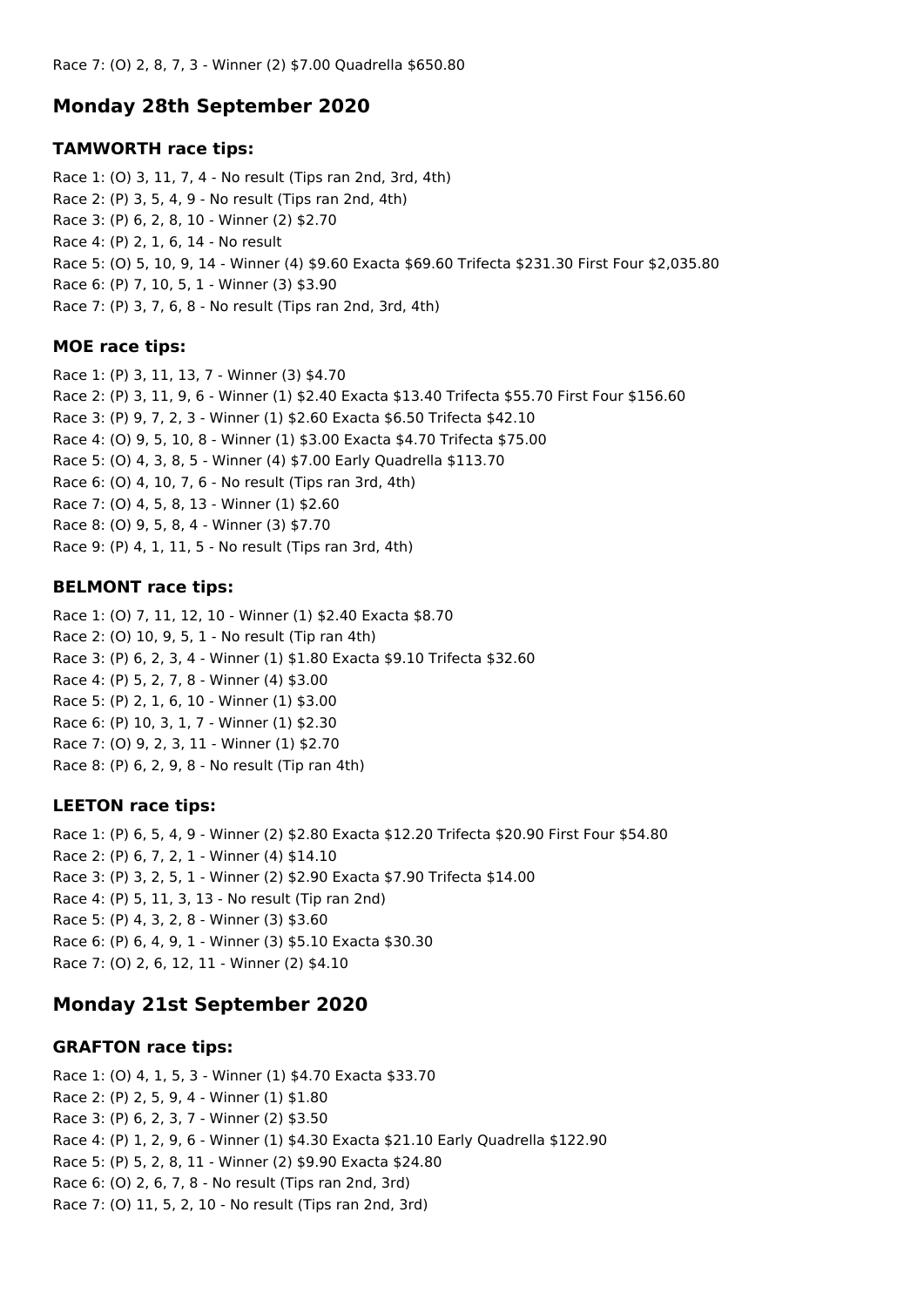Race 7: (O) 2, 8, 7, 3 - Winner (2) $7.00 Quadrella $650.80

## Monday 28th September 2020

### TAMWORTH race tips:

Race 1: (O) 3, 11, 7, 4 - No result (Tips ran 2nd, 3rd, 4th)
Race 2: (P) 3, 5, 4, 9 - No result (Tips ran 2nd, 4th)
Race 3: (P) 6, 2, 8, 10 - Winner (2) $2.70
Race 4: (P) 2, 1, 6, 14 - No result
Race 5: (O) 5, 10, 9, 14 - Winner (4) $9.60 Exacta $69.60 Trifecta $231.30 First Four $2,035.80
Race 6: (P) 7, 10, 5, 1 - Winner (3) $3.90
Race 7: (P) 3, 7, 6, 8 - No result (Tips ran 2nd, 3rd, 4th)

### MOE race tips:

Race 1: (P) 3, 11, 13, 7 - Winner (3) $4.70
Race 2: (P) 3, 11, 9, 6 - Winner (1) $2.40 Exacta $13.40 Trifecta $55.70 First Four $156.60
Race 3: (P) 9, 7, 2, 3 - Winner (1) $2.60 Exacta $6.50 Trifecta $42.10
Race 4: (O) 9, 5, 10, 8 - Winner (1) $3.00 Exacta $4.70 Trifecta $75.00
Race 5: (O) 4, 3, 8, 5 - Winner (4) $7.00 Early Quadrella $113.70
Race 6: (O) 4, 10, 7, 6 - No result (Tips ran 3rd, 4th)
Race 7: (O) 4, 5, 8, 13 - Winner (1) $2.60
Race 8: (O) 9, 5, 8, 4 - Winner (3) $7.70
Race 9: (P) 4, 1, 11, 5 - No result (Tips ran 3rd, 4th)

### BELMONT race tips:

Race 1: (O) 7, 11, 12, 10 - Winner (1) $2.40 Exacta $8.70
Race 2: (O) 10, 9, 5, 1 - No result (Tip ran 4th)
Race 3: (P) 6, 2, 3, 4 - Winner (1) $1.80 Exacta $9.10 Trifecta $32.60
Race 4: (P) 5, 2, 7, 8 - Winner (4) $3.00
Race 5: (P) 2, 1, 6, 10 - Winner (1) $3.00
Race 6: (P) 10, 3, 1, 7 - Winner (1) $2.30
Race 7: (O) 9, 2, 3, 11 - Winner (1) $2.70
Race 8: (P) 6, 2, 9, 8 - No result (Tip ran 4th)

### LEETON race tips:

Race 1: (P) 6, 5, 4, 9 - Winner (2) $2.80 Exacta $12.20 Trifecta $20.90 First Four $54.80
Race 2: (P) 6, 7, 2, 1 - Winner (4) $14.10
Race 3: (P) 3, 2, 5, 1 - Winner (2) $2.90 Exacta $7.90 Trifecta $14.00
Race 4: (P) 5, 11, 3, 13 - No result (Tip ran 2nd)
Race 5: (P) 4, 3, 2, 8 - Winner (3) $3.60
Race 6: (P) 6, 4, 9, 1 - Winner (3) $5.10 Exacta $30.30
Race 7: (O) 2, 6, 12, 11 - Winner (2) $4.10

## Monday 21st September 2020

### GRAFTON race tips:

Race 1: (O) 4, 1, 5, 3 - Winner (1) $4.70 Exacta $33.70
Race 2: (P) 2, 5, 9, 4 - Winner (1) $1.80
Race 3: (P) 6, 2, 3, 7 - Winner (2) $3.50
Race 4: (P) 1, 2, 9, 6 - Winner (1) $4.30 Exacta $21.10 Early Quadrella $122.90
Race 5: (P) 5, 2, 8, 11 - Winner (2) $9.90 Exacta $24.80
Race 6: (O) 2, 6, 7, 8 - No result (Tips ran 2nd, 3rd)
Race 7: (O) 11, 5, 2, 10 - No result (Tips ran 2nd, 3rd)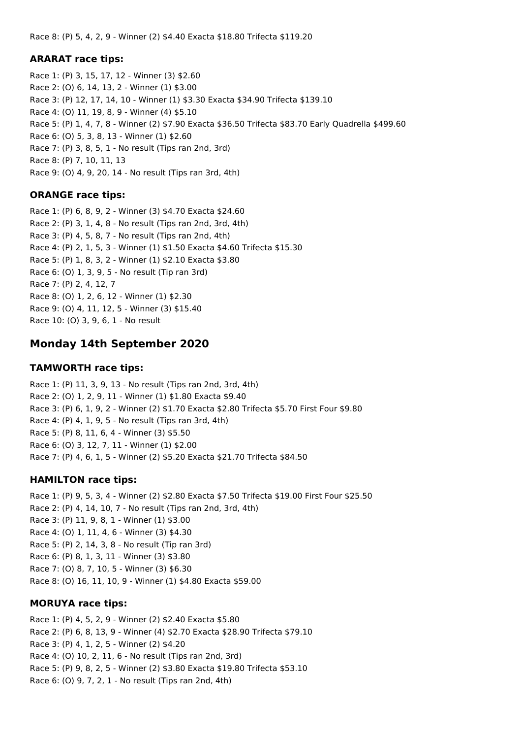Race 8: (P) 5, 4, 2, 9 - Winner (2) $4.40 Exacta $18.80 Trifecta $119.20

### ARARAT race tips:

Race 1: (P) 3, 15, 17, 12 - Winner (3) $2.60
Race 2: (O) 6, 14, 13, 2 - Winner (1) $3.00
Race 3: (P) 12, 17, 14, 10 - Winner (1) $3.30 Exacta $34.90 Trifecta $139.10
Race 4: (O) 11, 19, 8, 9 - Winner (4) $5.10
Race 5: (P) 1, 4, 7, 8 - Winner (2) $7.90 Exacta $36.50 Trifecta $83.70 Early Quadrella $499.60
Race 6: (O) 5, 3, 8, 13 - Winner (1) $2.60
Race 7: (P) 3, 8, 5, 1 - No result (Tips ran 2nd, 3rd)
Race 8: (P) 7, 10, 11, 13
Race 9: (O) 4, 9, 20, 14 - No result (Tips ran 3rd, 4th)

### ORANGE race tips:

Race 1: (P) 6, 8, 9, 2 - Winner (3) $4.70 Exacta $24.60
Race 2: (P) 3, 1, 4, 8 - No result (Tips ran 2nd, 3rd, 4th)
Race 3: (P) 4, 5, 8, 7 - No result (Tips ran 2nd, 4th)
Race 4: (P) 2, 1, 5, 3 - Winner (1) $1.50 Exacta $4.60 Trifecta $15.30
Race 5: (P) 1, 8, 3, 2 - Winner (1) $2.10 Exacta $3.80
Race 6: (O) 1, 3, 9, 5 - No result (Tip ran 3rd)
Race 7: (P) 2, 4, 12, 7
Race 8: (O) 1, 2, 6, 12 - Winner (1) $2.30
Race 9: (O) 4, 11, 12, 5 - Winner (3) $15.40
Race 10: (O) 3, 9, 6, 1 - No result

## Monday 14th September 2020

### TAMWORTH race tips:

Race 1: (P) 11, 3, 9, 13 - No result (Tips ran 2nd, 3rd, 4th)
Race 2: (O) 1, 2, 9, 11 - Winner (1) $1.80 Exacta $9.40
Race 3: (P) 6, 1, 9, 2 - Winner (2) $1.70 Exacta $2.80 Trifecta $5.70 First Four $9.80
Race 4: (P) 4, 1, 9, 5 - No result (Tips ran 3rd, 4th)
Race 5: (P) 8, 11, 6, 4 - Winner (3) $5.50
Race 6: (O) 3, 12, 7, 11 - Winner (1) $2.00
Race 7: (P) 4, 6, 1, 5 - Winner (2) $5.20 Exacta $21.70 Trifecta $84.50

### HAMILTON race tips:

Race 1: (P) 9, 5, 3, 4 - Winner (2) $2.80 Exacta $7.50 Trifecta $19.00 First Four $25.50
Race 2: (P) 4, 14, 10, 7 - No result (Tips ran 2nd, 3rd, 4th)
Race 3: (P) 11, 9, 8, 1 - Winner (1) $3.00
Race 4: (O) 1, 11, 4, 6 - Winner (3) $4.30
Race 5: (P) 2, 14, 3, 8 - No result (Tip ran 3rd)
Race 6: (P) 8, 1, 3, 11 - Winner (3) $3.80
Race 7: (O) 8, 7, 10, 5 - Winner (3) $6.30
Race 8: (O) 16, 11, 10, 9 - Winner (1) $4.80 Exacta $59.00

### MORUYA race tips:

Race 1: (P) 4, 5, 2, 9 - Winner (2) $2.40 Exacta $5.80
Race 2: (P) 6, 8, 13, 9 - Winner (4) $2.70 Exacta $28.90 Trifecta $79.10
Race 3: (P) 4, 1, 2, 5 - Winner (2) $4.20
Race 4: (O) 10, 2, 11, 6 - No result (Tips ran 2nd, 3rd)
Race 5: (P) 9, 8, 2, 5 - Winner (2) $3.80 Exacta $19.80 Trifecta $53.10
Race 6: (O) 9, 7, 2, 1 - No result (Tips ran 2nd, 4th)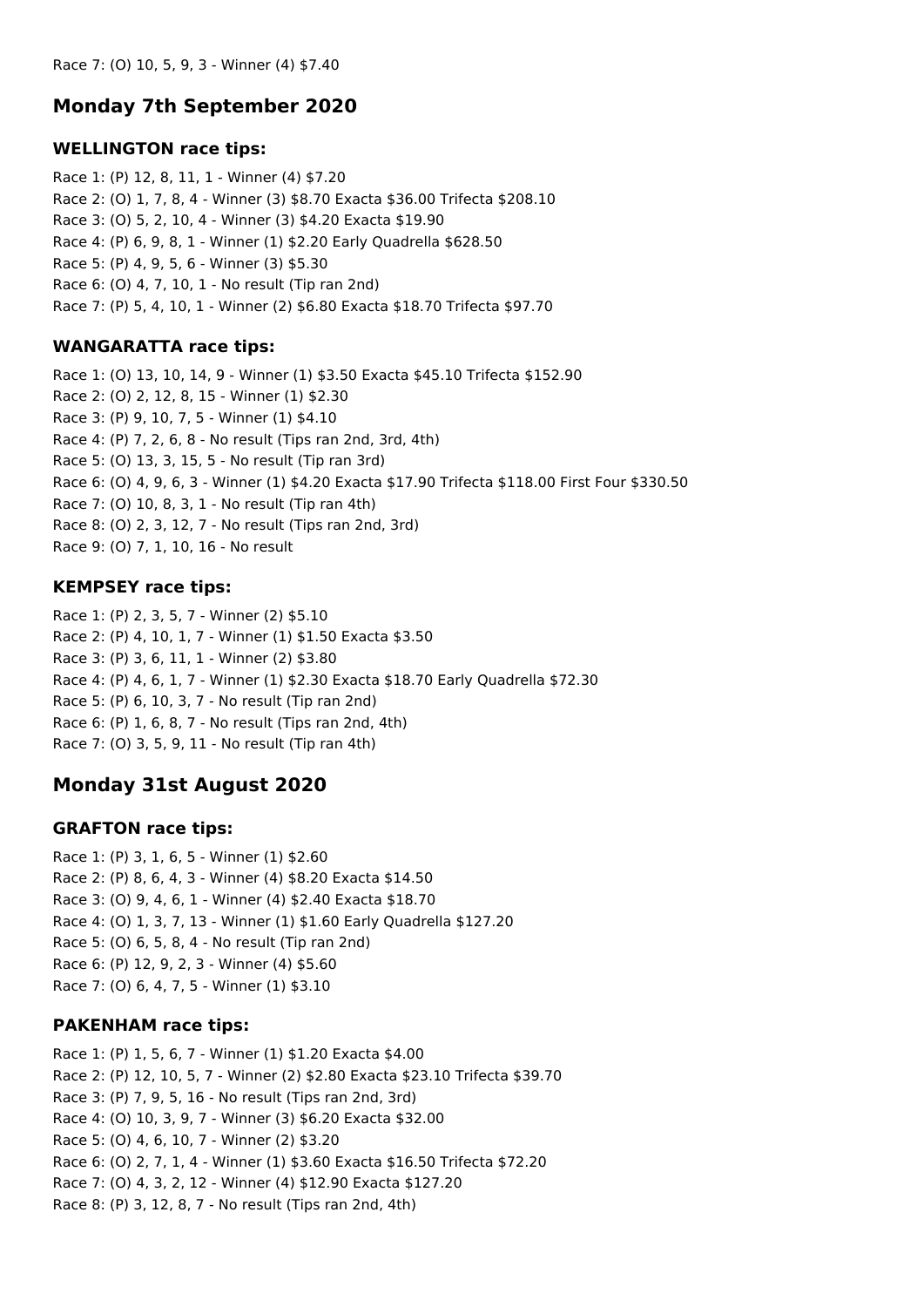Race 7: (O) 10, 5, 9, 3 - Winner (4) $7.40

## Monday 7th September 2020

### WELLINGTON race tips:

Race 1: (P) 12, 8, 11, 1 - Winner (4) $7.20
Race 2: (O) 1, 7, 8, 4 - Winner (3) $8.70 Exacta $36.00 Trifecta $208.10
Race 3: (O) 5, 2, 10, 4 - Winner (3) $4.20 Exacta $19.90
Race 4: (P) 6, 9, 8, 1 - Winner (1) $2.20 Early Quadrella $628.50
Race 5: (P) 4, 9, 5, 6 - Winner (3) $5.30
Race 6: (O) 4, 7, 10, 1 - No result (Tip ran 2nd)
Race 7: (P) 5, 4, 10, 1 - Winner (2) $6.80 Exacta $18.70 Trifecta $97.70

### WANGARATTA race tips:

Race 1: (O) 13, 10, 14, 9 - Winner (1) $3.50 Exacta $45.10 Trifecta $152.90
Race 2: (O) 2, 12, 8, 15 - Winner (1) $2.30
Race 3: (P) 9, 10, 7, 5 - Winner (1) $4.10
Race 4: (P) 7, 2, 6, 8 - No result (Tips ran 2nd, 3rd, 4th)
Race 5: (O) 13, 3, 15, 5 - No result (Tip ran 3rd)
Race 6: (O) 4, 9, 6, 3 - Winner (1) $4.20 Exacta $17.90 Trifecta $118.00 First Four $330.50
Race 7: (O) 10, 8, 3, 1 - No result (Tip ran 4th)
Race 8: (O) 2, 3, 12, 7 - No result (Tips ran 2nd, 3rd)
Race 9: (O) 7, 1, 10, 16 - No result

### KEMPSEY race tips:

Race 1: (P) 2, 3, 5, 7 - Winner (2) $5.10
Race 2: (P) 4, 10, 1, 7 - Winner (1) $1.50 Exacta $3.50
Race 3: (P) 3, 6, 11, 1 - Winner (2) $3.80
Race 4: (P) 4, 6, 1, 7 - Winner (1) $2.30 Exacta $18.70 Early Quadrella $72.30
Race 5: (P) 6, 10, 3, 7 - No result (Tip ran 2nd)
Race 6: (P) 1, 6, 8, 7 - No result (Tips ran 2nd, 4th)
Race 7: (O) 3, 5, 9, 11 - No result (Tip ran 4th)

## Monday 31st August 2020

### GRAFTON race tips:

Race 1: (P) 3, 1, 6, 5 - Winner (1) $2.60
Race 2: (P) 8, 6, 4, 3 - Winner (4) $8.20 Exacta $14.50
Race 3: (O) 9, 4, 6, 1 - Winner (4) $2.40 Exacta $18.70
Race 4: (O) 1, 3, 7, 13 - Winner (1) $1.60 Early Quadrella $127.20
Race 5: (O) 6, 5, 8, 4 - No result (Tip ran 2nd)
Race 6: (P) 12, 9, 2, 3 - Winner (4) $5.60
Race 7: (O) 6, 4, 7, 5 - Winner (1) $3.10

### PAKENHAM race tips:

Race 1: (P) 1, 5, 6, 7 - Winner (1) $1.20 Exacta $4.00
Race 2: (P) 12, 10, 5, 7 - Winner (2) $2.80 Exacta $23.10 Trifecta $39.70
Race 3: (P) 7, 9, 5, 16 - No result (Tips ran 2nd, 3rd)
Race 4: (O) 10, 3, 9, 7 - Winner (3) $6.20 Exacta $32.00
Race 5: (O) 4, 6, 10, 7 - Winner (2) $3.20
Race 6: (O) 2, 7, 1, 4 - Winner (1) $3.60 Exacta $16.50 Trifecta $72.20
Race 7: (O) 4, 3, 2, 12 - Winner (4) $12.90 Exacta $127.20
Race 8: (P) 3, 12, 8, 7 - No result (Tips ran 2nd, 4th)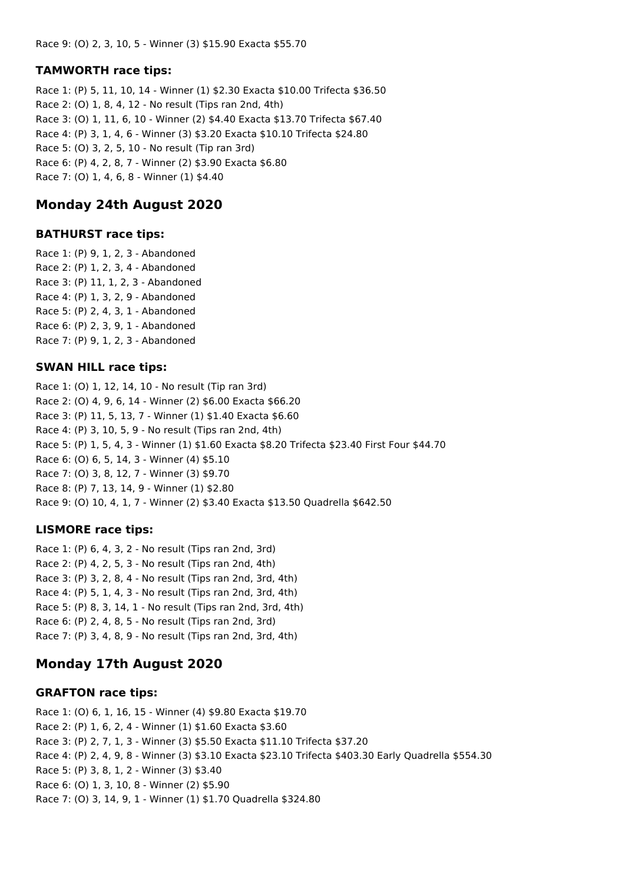Race 9: (O) 2, 3, 10, 5 - Winner (3) $15.90 Exacta $55.70

### TAMWORTH race tips:

Race 1: (P) 5, 11, 10, 14 - Winner (1) $2.30 Exacta $10.00 Trifecta $36.50
Race 2: (O) 1, 8, 4, 12 - No result (Tips ran 2nd, 4th)
Race 3: (O) 1, 11, 6, 10 - Winner (2) $4.40 Exacta $13.70 Trifecta $67.40
Race 4: (P) 3, 1, 4, 6 - Winner (3) $3.20 Exacta $10.10 Trifecta $24.80
Race 5: (O) 3, 2, 5, 10 - No result (Tip ran 3rd)
Race 6: (P) 4, 2, 8, 7 - Winner (2) $3.90 Exacta $6.80
Race 7: (O) 1, 4, 6, 8 - Winner (1) $4.40

## Monday 24th August 2020

### BATHURST race tips:

Race 1: (P) 9, 1, 2, 3 - Abandoned
Race 2: (P) 1, 2, 3, 4 - Abandoned
Race 3: (P) 11, 1, 2, 3 - Abandoned
Race 4: (P) 1, 3, 2, 9 - Abandoned
Race 5: (P) 2, 4, 3, 1 - Abandoned
Race 6: (P) 2, 3, 9, 1 - Abandoned
Race 7: (P) 9, 1, 2, 3 - Abandoned

### SWAN HILL race tips:

Race 1: (O) 1, 12, 14, 10 - No result (Tip ran 3rd)
Race 2: (O) 4, 9, 6, 14 - Winner (2) $6.00 Exacta $66.20
Race 3: (P) 11, 5, 13, 7 - Winner (1) $1.40 Exacta $6.60
Race 4: (P) 3, 10, 5, 9 - No result (Tips ran 2nd, 4th)
Race 5: (P) 1, 5, 4, 3 - Winner (1) $1.60 Exacta $8.20 Trifecta $23.40 First Four $44.70
Race 6: (O) 6, 5, 14, 3 - Winner (4) $5.10
Race 7: (O) 3, 8, 12, 7 - Winner (3) $9.70
Race 8: (P) 7, 13, 14, 9 - Winner (1) $2.80
Race 9: (O) 10, 4, 1, 7 - Winner (2) $3.40 Exacta $13.50 Quadrella $642.50

### LISMORE race tips:

Race 1: (P) 6, 4, 3, 2 - No result (Tips ran 2nd, 3rd)
Race 2: (P) 4, 2, 5, 3 - No result (Tips ran 2nd, 4th)
Race 3: (P) 3, 2, 8, 4 - No result (Tips ran 2nd, 3rd, 4th)
Race 4: (P) 5, 1, 4, 3 - No result (Tips ran 2nd, 3rd, 4th)
Race 5: (P) 8, 3, 14, 1 - No result (Tips ran 2nd, 3rd, 4th)
Race 6: (P) 2, 4, 8, 5 - No result (Tips ran 2nd, 3rd)
Race 7: (P) 3, 4, 8, 9 - No result (Tips ran 2nd, 3rd, 4th)

## Monday 17th August 2020

### GRAFTON race tips:

Race 1: (O) 6, 1, 16, 15 - Winner (4) $9.80 Exacta $19.70
Race 2: (P) 1, 6, 2, 4 - Winner (1) $1.60 Exacta $3.60
Race 3: (P) 2, 7, 1, 3 - Winner (3) $5.50 Exacta $11.10 Trifecta $37.20
Race 4: (P) 2, 4, 9, 8 - Winner (3) $3.10 Exacta $23.10 Trifecta $403.30 Early Quadrella $554.30
Race 5: (P) 3, 8, 1, 2 - Winner (3) $3.40
Race 6: (O) 1, 3, 10, 8 - Winner (2) $5.90
Race 7: (O) 3, 14, 9, 1 - Winner (1) $1.70 Quadrella $324.80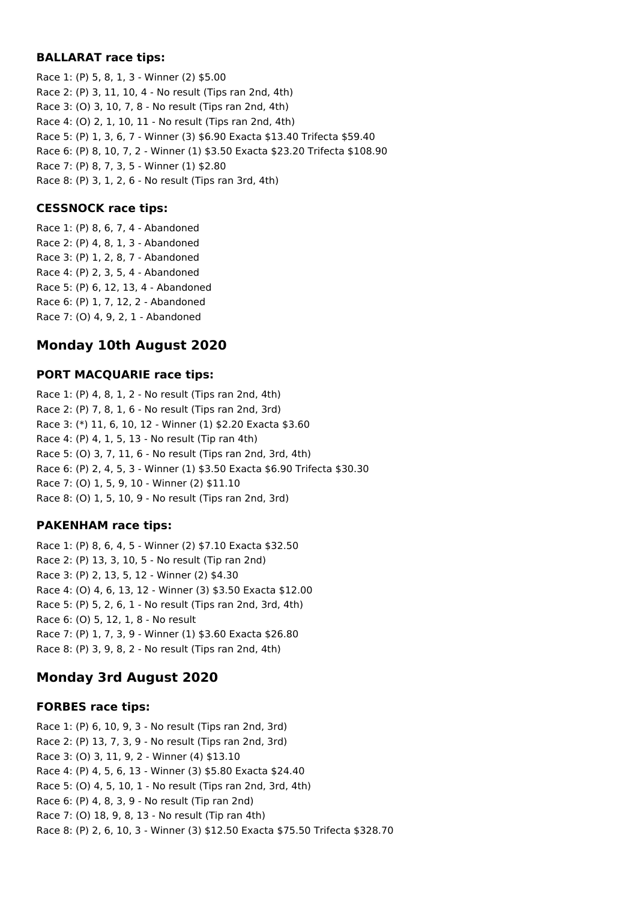### BALLARAT race tips:

Race 1: (P) 5, 8, 1, 3 - Winner (2) $5.00
Race 2: (P) 3, 11, 10, 4 - No result (Tips ran 2nd, 4th)
Race 3: (O) 3, 10, 7, 8 - No result (Tips ran 2nd, 4th)
Race 4: (O) 2, 1, 10, 11 - No result (Tips ran 2nd, 4th)
Race 5: (P) 1, 3, 6, 7 - Winner (3) $6.90 Exacta $13.40 Trifecta $59.40
Race 6: (P) 8, 10, 7, 2 - Winner (1) $3.50 Exacta $23.20 Trifecta $108.90
Race 7: (P) 8, 7, 3, 5 - Winner (1) $2.80
Race 8: (P) 3, 1, 2, 6 - No result (Tips ran 3rd, 4th)

### CESSNOCK race tips:

Race 1: (P) 8, 6, 7, 4 - Abandoned
Race 2: (P) 4, 8, 1, 3 - Abandoned
Race 3: (P) 1, 2, 8, 7 - Abandoned
Race 4: (P) 2, 3, 5, 4 - Abandoned
Race 5: (P) 6, 12, 13, 4 - Abandoned
Race 6: (P) 1, 7, 12, 2 - Abandoned
Race 7: (O) 4, 9, 2, 1 - Abandoned

## Monday 10th August 2020

### PORT MACQUARIE race tips:

Race 1: (P) 4, 8, 1, 2 - No result (Tips ran 2nd, 4th)
Race 2: (P) 7, 8, 1, 6 - No result (Tips ran 2nd, 3rd)
Race 3: (*) 11, 6, 10, 12 - Winner (1) $2.20 Exacta $3.60
Race 4: (P) 4, 1, 5, 13 - No result (Tip ran 4th)
Race 5: (O) 3, 7, 11, 6 - No result (Tips ran 2nd, 3rd, 4th)
Race 6: (P) 2, 4, 5, 3 - Winner (1) $3.50 Exacta $6.90 Trifecta $30.30
Race 7: (O) 1, 5, 9, 10 - Winner (2) $11.10
Race 8: (O) 1, 5, 10, 9 - No result (Tips ran 2nd, 3rd)

### PAKENHAM race tips:

Race 1: (P) 8, 6, 4, 5 - Winner (2) $7.10 Exacta $32.50
Race 2: (P) 13, 3, 10, 5 - No result (Tip ran 2nd)
Race 3: (P) 2, 13, 5, 12 - Winner (2) $4.30
Race 4: (O) 4, 6, 13, 12 - Winner (3) $3.50 Exacta $12.00
Race 5: (P) 5, 2, 6, 1 - No result (Tips ran 2nd, 3rd, 4th)
Race 6: (O) 5, 12, 1, 8 - No result
Race 7: (P) 1, 7, 3, 9 - Winner (1) $3.60 Exacta $26.80
Race 8: (P) 3, 9, 8, 2 - No result (Tips ran 2nd, 4th)

## Monday 3rd August 2020

### FORBES race tips:

Race 1: (P) 6, 10, 9, 3 - No result (Tips ran 2nd, 3rd)
Race 2: (P) 13, 7, 3, 9 - No result (Tips ran 2nd, 3rd)
Race 3: (O) 3, 11, 9, 2 - Winner (4) $13.10
Race 4: (P) 4, 5, 6, 13 - Winner (3) $5.80 Exacta $24.40
Race 5: (O) 4, 5, 10, 1 - No result (Tips ran 2nd, 3rd, 4th)
Race 6: (P) 4, 8, 3, 9 - No result (Tip ran 2nd)
Race 7: (O) 18, 9, 8, 13 - No result (Tip ran 4th)
Race 8: (P) 2, 6, 10, 3 - Winner (3) $12.50 Exacta $75.50 Trifecta $328.70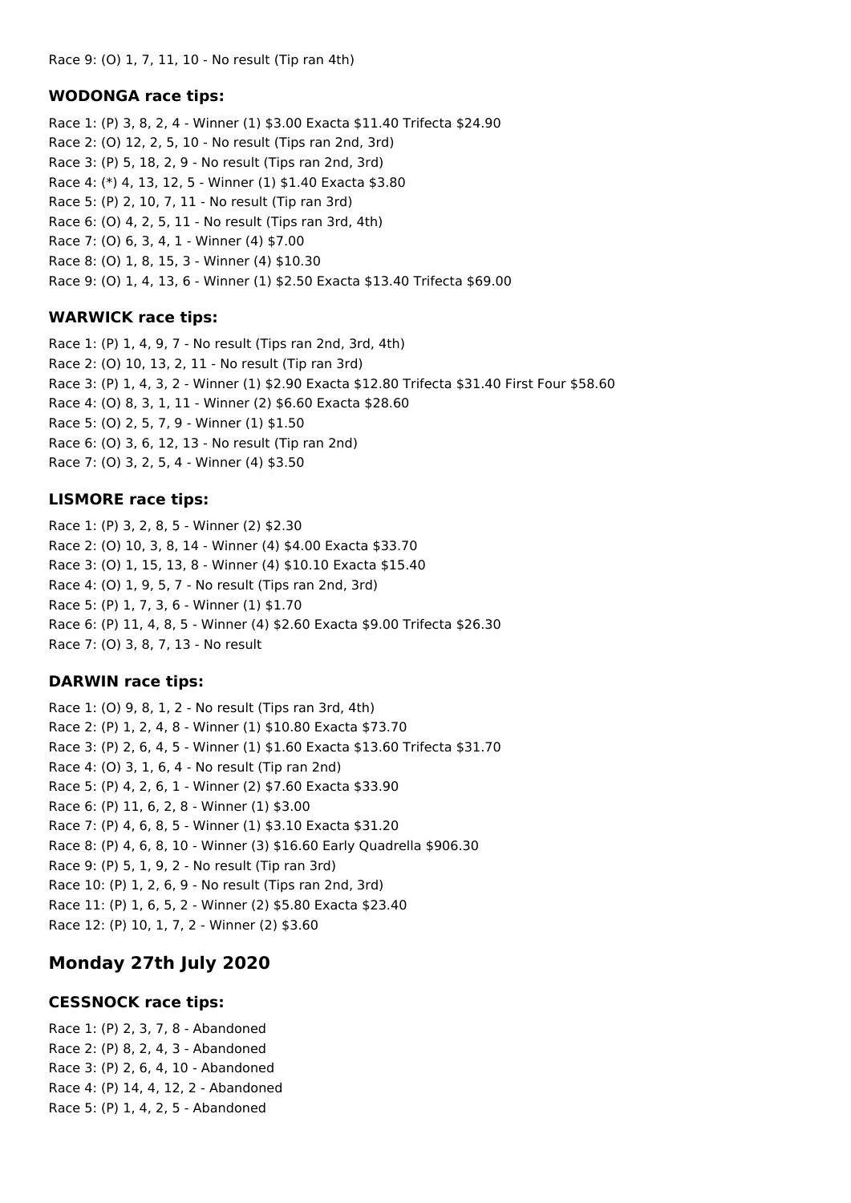Race 9: (O) 1, 7, 11, 10 - No result (Tip ran 4th)

### WODONGA race tips:

Race 1: (P) 3, 8, 2, 4 - Winner (1) $3.00 Exacta $11.40 Trifecta $24.90
Race 2: (O) 12, 2, 5, 10 - No result (Tips ran 2nd, 3rd)
Race 3: (P) 5, 18, 2, 9 - No result (Tips ran 2nd, 3rd)
Race 4: (*) 4, 13, 12, 5 - Winner (1) $1.40 Exacta $3.80
Race 5: (P) 2, 10, 7, 11 - No result (Tip ran 3rd)
Race 6: (O) 4, 2, 5, 11 - No result (Tips ran 3rd, 4th)
Race 7: (O) 6, 3, 4, 1 - Winner (4) $7.00
Race 8: (O) 1, 8, 15, 3 - Winner (4) $10.30
Race 9: (O) 1, 4, 13, 6 - Winner (1) $2.50 Exacta $13.40 Trifecta $69.00

### WARWICK race tips:

Race 1: (P) 1, 4, 9, 7 - No result (Tips ran 2nd, 3rd, 4th)
Race 2: (O) 10, 13, 2, 11 - No result (Tip ran 3rd)
Race 3: (P) 1, 4, 3, 2 - Winner (1) $2.90 Exacta $12.80 Trifecta $31.40 First Four $58.60
Race 4: (O) 8, 3, 1, 11 - Winner (2) $6.60 Exacta $28.60
Race 5: (O) 2, 5, 7, 9 - Winner (1) $1.50
Race 6: (O) 3, 6, 12, 13 - No result (Tip ran 2nd)
Race 7: (O) 3, 2, 5, 4 - Winner (4) $3.50

### LISMORE race tips:

Race 1: (P) 3, 2, 8, 5 - Winner (2) $2.30
Race 2: (O) 10, 3, 8, 14 - Winner (4) $4.00 Exacta $33.70
Race 3: (O) 1, 15, 13, 8 - Winner (4) $10.10 Exacta $15.40
Race 4: (O) 1, 9, 5, 7 - No result (Tips ran 2nd, 3rd)
Race 5: (P) 1, 7, 3, 6 - Winner (1) $1.70
Race 6: (P) 11, 4, 8, 5 - Winner (4) $2.60 Exacta $9.00 Trifecta $26.30
Race 7: (O) 3, 8, 7, 13 - No result

### DARWIN race tips:

Race 1: (O) 9, 8, 1, 2 - No result (Tips ran 3rd, 4th)
Race 2: (P) 1, 2, 4, 8 - Winner (1) $10.80 Exacta $73.70
Race 3: (P) 2, 6, 4, 5 - Winner (1) $1.60 Exacta $13.60 Trifecta $31.70
Race 4: (O) 3, 1, 6, 4 - No result (Tip ran 2nd)
Race 5: (P) 4, 2, 6, 1 - Winner (2) $7.60 Exacta $33.90
Race 6: (P) 11, 6, 2, 8 - Winner (1) $3.00
Race 7: (P) 4, 6, 8, 5 - Winner (1) $3.10 Exacta $31.20
Race 8: (P) 4, 6, 8, 10 - Winner (3) $16.60 Early Quadrella $906.30
Race 9: (P) 5, 1, 9, 2 - No result (Tip ran 3rd)
Race 10: (P) 1, 2, 6, 9 - No result (Tips ran 2nd, 3rd)
Race 11: (P) 1, 6, 5, 2 - Winner (2) $5.80 Exacta $23.40
Race 12: (P) 10, 1, 7, 2 - Winner (2) $3.60

## Monday 27th July 2020

### CESSNOCK race tips:

Race 1: (P) 2, 3, 7, 8 - Abandoned
Race 2: (P) 8, 2, 4, 3 - Abandoned
Race 3: (P) 2, 6, 4, 10 - Abandoned
Race 4: (P) 14, 4, 12, 2 - Abandoned
Race 5: (P) 1, 4, 2, 5 - Abandoned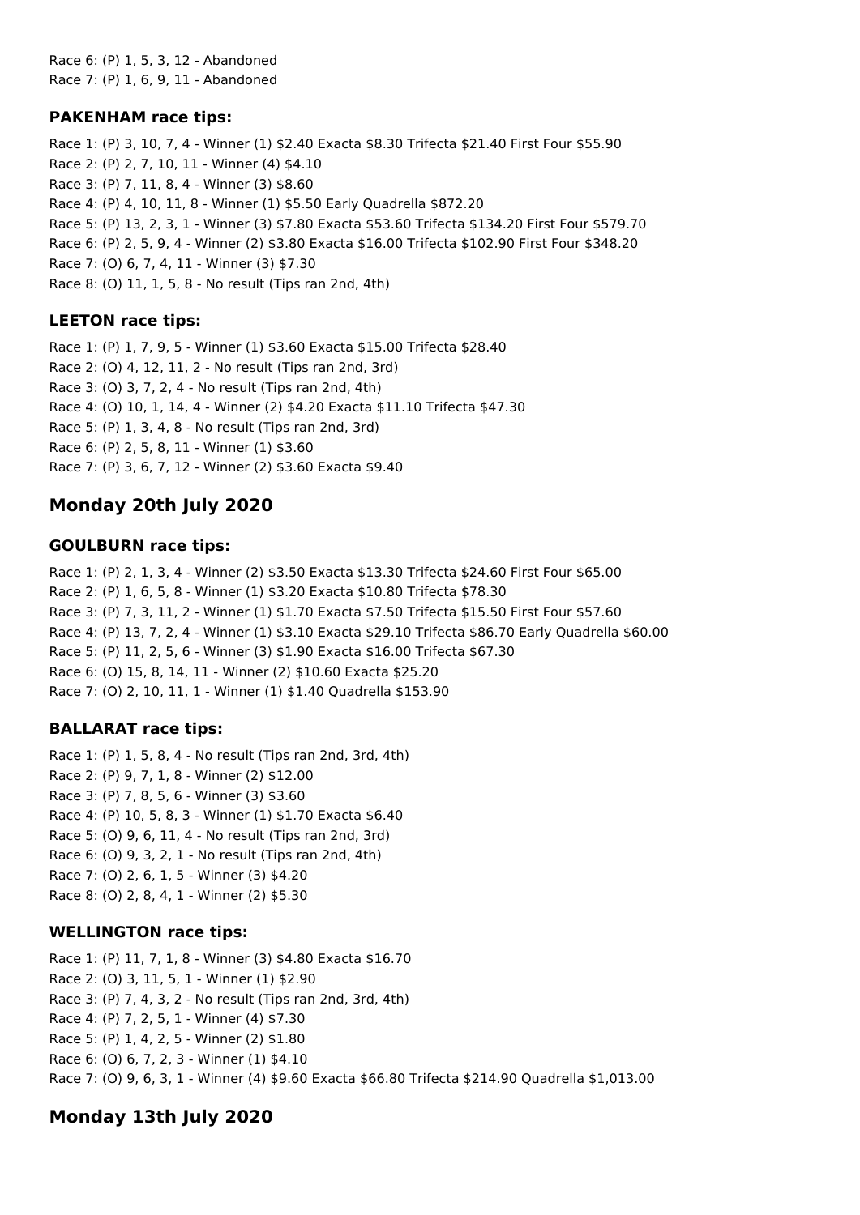Race 6: (P) 1, 5, 3, 12 - Abandoned
Race 7: (P) 1, 6, 9, 11 - Abandoned

### PAKENHAM race tips:

Race 1: (P) 3, 10, 7, 4 - Winner (1) $2.40 Exacta $8.30 Trifecta $21.40 First Four $55.90
Race 2: (P) 2, 7, 10, 11 - Winner (4) $4.10
Race 3: (P) 7, 11, 8, 4 - Winner (3) $8.60
Race 4: (P) 4, 10, 11, 8 - Winner (1) $5.50 Early Quadrella $872.20
Race 5: (P) 13, 2, 3, 1 - Winner (3) $7.80 Exacta $53.60 Trifecta $134.20 First Four $579.70
Race 6: (P) 2, 5, 9, 4 - Winner (2) $3.80 Exacta $16.00 Trifecta $102.90 First Four $348.20
Race 7: (O) 6, 7, 4, 11 - Winner (3) $7.30
Race 8: (O) 11, 1, 5, 8 - No result (Tips ran 2nd, 4th)

### LEETON race tips:

Race 1: (P) 1, 7, 9, 5 - Winner (1) $3.60 Exacta $15.00 Trifecta $28.40
Race 2: (O) 4, 12, 11, 2 - No result (Tips ran 2nd, 3rd)
Race 3: (O) 3, 7, 2, 4 - No result (Tips ran 2nd, 4th)
Race 4: (O) 10, 1, 14, 4 - Winner (2) $4.20 Exacta $11.10 Trifecta $47.30
Race 5: (P) 1, 3, 4, 8 - No result (Tips ran 2nd, 3rd)
Race 6: (P) 2, 5, 8, 11 - Winner (1) $3.60
Race 7: (P) 3, 6, 7, 12 - Winner (2) $3.60 Exacta $9.40

## Monday 20th July 2020

### GOULBURN race tips:

Race 1: (P) 2, 1, 3, 4 - Winner (2) $3.50 Exacta $13.30 Trifecta $24.60 First Four $65.00
Race 2: (P) 1, 6, 5, 8 - Winner (1) $3.20 Exacta $10.80 Trifecta $78.30
Race 3: (P) 7, 3, 11, 2 - Winner (1) $1.70 Exacta $7.50 Trifecta $15.50 First Four $57.60
Race 4: (P) 13, 7, 2, 4 - Winner (1) $3.10 Exacta $29.10 Trifecta $86.70 Early Quadrella $60.00
Race 5: (P) 11, 2, 5, 6 - Winner (3) $1.90 Exacta $16.00 Trifecta $67.30
Race 6: (O) 15, 8, 14, 11 - Winner (2) $10.60 Exacta $25.20
Race 7: (O) 2, 10, 11, 1 - Winner (1) $1.40 Quadrella $153.90

### BALLARAT race tips:

Race 1: (P) 1, 5, 8, 4 - No result (Tips ran 2nd, 3rd, 4th)
Race 2: (P) 9, 7, 1, 8 - Winner (2) $12.00
Race 3: (P) 7, 8, 5, 6 - Winner (3) $3.60
Race 4: (P) 10, 5, 8, 3 - Winner (1) $1.70 Exacta $6.40
Race 5: (O) 9, 6, 11, 4 - No result (Tips ran 2nd, 3rd)
Race 6: (O) 9, 3, 2, 1 - No result (Tips ran 2nd, 4th)
Race 7: (O) 2, 6, 1, 5 - Winner (3) $4.20
Race 8: (O) 2, 8, 4, 1 - Winner (2) $5.30

### WELLINGTON race tips:

Race 1: (P) 11, 7, 1, 8 - Winner (3) $4.80 Exacta $16.70
Race 2: (O) 3, 11, 5, 1 - Winner (1) $2.90
Race 3: (P) 7, 4, 3, 2 - No result (Tips ran 2nd, 3rd, 4th)
Race 4: (P) 7, 2, 5, 1 - Winner (4) $7.30
Race 5: (P) 1, 4, 2, 5 - Winner (2) $1.80
Race 6: (O) 6, 7, 2, 3 - Winner (1) $4.10
Race 7: (O) 9, 6, 3, 1 - Winner (4) $9.60 Exacta $66.80 Trifecta $214.90 Quadrella $1,013.00

## Monday 13th July 2020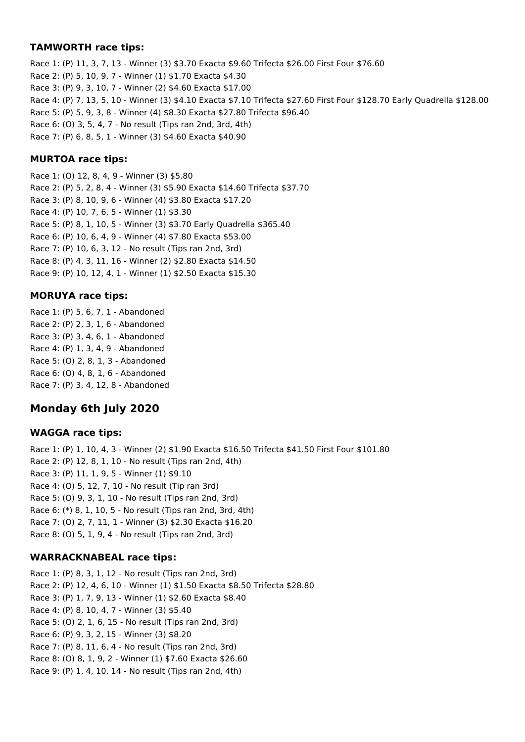### TAMWORTH race tips:

Race 1: (P) 11, 3, 7, 13 - Winner (3) $3.70 Exacta $9.60 Trifecta $26.00 First Four $76.60
Race 2: (P) 5, 10, 9, 7 - Winner (1) $1.70 Exacta $4.30
Race 3: (P) 9, 3, 10, 7 - Winner (2) $4.60 Exacta $17.00
Race 4: (P) 7, 13, 5, 10 - Winner (3) $4.10 Exacta $7.10 Trifecta $27.60 First Four $128.70 Early Quadrella $128.00
Race 5: (P) 5, 9, 3, 8 - Winner (4) $8.30 Exacta $27.80 Trifecta $96.40
Race 6: (O) 3, 5, 4, 7 - No result (Tips ran 2nd, 3rd, 4th)
Race 7: (P) 6, 8, 5, 1 - Winner (3) $4.60 Exacta $40.90

### MURTOA race tips:

Race 1: (O) 12, 8, 4, 9 - Winner (3) $5.80
Race 2: (P) 5, 2, 8, 4 - Winner (3) $5.90 Exacta $14.60 Trifecta $37.70
Race 3: (P) 8, 10, 9, 6 - Winner (4) $3.80 Exacta $17.20
Race 4: (P) 10, 7, 6, 5 - Winner (1) $3.30
Race 5: (P) 8, 1, 10, 5 - Winner (3) $3.70 Early Quadrella $365.40
Race 6: (P) 10, 6, 4, 9 - Winner (4) $7.80 Exacta $53.00
Race 7: (P) 10, 6, 3, 12 - No result (Tips ran 2nd, 3rd)
Race 8: (P) 4, 3, 11, 16 - Winner (2) $2.80 Exacta $14.50
Race 9: (P) 10, 12, 4, 1 - Winner (1) $2.50 Exacta $15.30

### MORUYA race tips:

Race 1: (P) 5, 6, 7, 1 - Abandoned
Race 2: (P) 2, 3, 1, 6 - Abandoned
Race 3: (P) 3, 4, 6, 1 - Abandoned
Race 4: (P) 1, 3, 4, 9 - Abandoned
Race 5: (O) 2, 8, 1, 3 - Abandoned
Race 6: (O) 4, 8, 1, 6 - Abandoned
Race 7: (P) 3, 4, 12, 8 - Abandoned

## Monday 6th July 2020

### WAGGA race tips:

Race 1: (P) 1, 10, 4, 3 - Winner (2) $1.90 Exacta $16.50 Trifecta $41.50 First Four $101.80
Race 2: (P) 12, 8, 1, 10 - No result (Tips ran 2nd, 4th)
Race 3: (P) 11, 1, 9, 5 - Winner (1) $9.10
Race 4: (O) 5, 12, 7, 10 - No result (Tip ran 3rd)
Race 5: (O) 9, 3, 1, 10 - No result (Tips ran 2nd, 3rd)
Race 6: (*) 8, 1, 10, 5 - No result (Tips ran 2nd, 3rd, 4th)
Race 7: (O) 2, 7, 11, 1 - Winner (3) $2.30 Exacta $16.20
Race 8: (O) 5, 1, 9, 4 - No result (Tips ran 2nd, 3rd)

### WARRACKNABEAL race tips:

Race 1: (P) 8, 3, 1, 12 - No result (Tips ran 2nd, 3rd)
Race 2: (P) 12, 4, 6, 10 - Winner (1) $1.50 Exacta $8.50 Trifecta $28.80
Race 3: (P) 1, 7, 9, 13 - Winner (1) $2.60 Exacta $8.40
Race 4: (P) 8, 10, 4, 7 - Winner (3) $5.40
Race 5: (O) 2, 1, 6, 15 - No result (Tips ran 2nd, 3rd)
Race 6: (P) 9, 3, 2, 15 - Winner (3) $8.20
Race 7: (P) 8, 11, 6, 4 - No result (Tips ran 2nd, 3rd)
Race 8: (O) 8, 1, 9, 2 - Winner (1) $7.60 Exacta $26.60
Race 9: (P) 1, 4, 10, 14 - No result (Tips ran 2nd, 4th)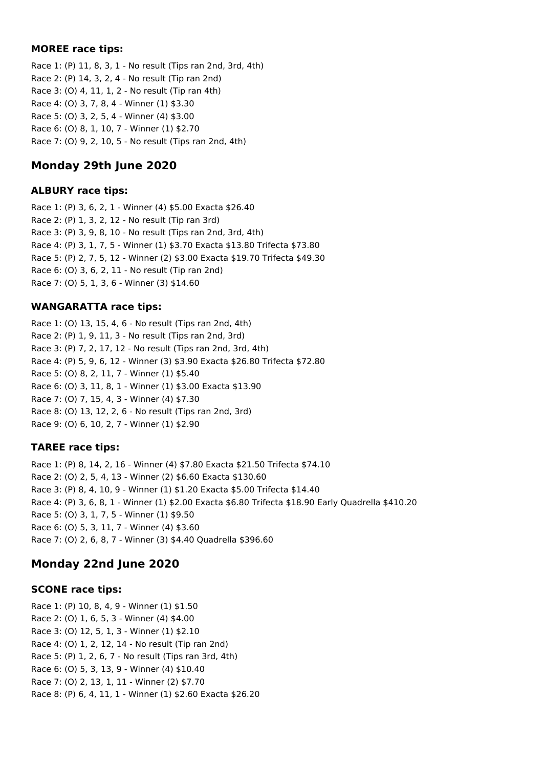### MOREE race tips:

Race 1: (P) 11, 8, 3, 1 - No result (Tips ran 2nd, 3rd, 4th)
Race 2: (P) 14, 3, 2, 4 - No result (Tip ran 2nd)
Race 3: (O) 4, 11, 1, 2 - No result (Tip ran 4th)
Race 4: (O) 3, 7, 8, 4 - Winner (1) $3.30
Race 5: (O) 3, 2, 5, 4 - Winner (4) $3.00
Race 6: (O) 8, 1, 10, 7 - Winner (1) $2.70
Race 7: (O) 9, 2, 10, 5 - No result (Tips ran 2nd, 4th)

## Monday 29th June 2020

### ALBURY race tips:

Race 1: (P) 3, 6, 2, 1 - Winner (4) $5.00 Exacta $26.40
Race 2: (P) 1, 3, 2, 12 - No result (Tip ran 3rd)
Race 3: (P) 3, 9, 8, 10 - No result (Tips ran 2nd, 3rd, 4th)
Race 4: (P) 3, 1, 7, 5 - Winner (1) $3.70 Exacta $13.80 Trifecta $73.80
Race 5: (P) 2, 7, 5, 12 - Winner (2) $3.00 Exacta $19.70 Trifecta $49.30
Race 6: (O) 3, 6, 2, 11 - No result (Tip ran 2nd)
Race 7: (O) 5, 1, 3, 6 - Winner (3) $14.60

### WANGARATTA race tips:

Race 1: (O) 13, 15, 4, 6 - No result (Tips ran 2nd, 4th)
Race 2: (P) 1, 9, 11, 3 - No result (Tips ran 2nd, 3rd)
Race 3: (P) 7, 2, 17, 12 - No result (Tips ran 2nd, 3rd, 4th)
Race 4: (P) 5, 9, 6, 12 - Winner (3) $3.90 Exacta $26.80 Trifecta $72.80
Race 5: (O) 8, 2, 11, 7 - Winner (1) $5.40
Race 6: (O) 3, 11, 8, 1 - Winner (1) $3.00 Exacta $13.90
Race 7: (O) 7, 15, 4, 3 - Winner (4) $7.30
Race 8: (O) 13, 12, 2, 6 - No result (Tips ran 2nd, 3rd)
Race 9: (O) 6, 10, 2, 7 - Winner (1) $2.90

### TAREE race tips:

Race 1: (P) 8, 14, 2, 16 - Winner (4) $7.80 Exacta $21.50 Trifecta $74.10
Race 2: (O) 2, 5, 4, 13 - Winner (2) $6.60 Exacta $130.60
Race 3: (P) 8, 4, 10, 9 - Winner (1) $1.20 Exacta $5.00 Trifecta $14.40
Race 4: (P) 3, 6, 8, 1 - Winner (1) $2.00 Exacta $6.80 Trifecta $18.90 Early Quadrella $410.20
Race 5: (O) 3, 1, 7, 5 - Winner (1) $9.50
Race 6: (O) 5, 3, 11, 7 - Winner (4) $3.60
Race 7: (O) 2, 6, 8, 7 - Winner (3) $4.40 Quadrella $396.60

## Monday 22nd June 2020

### SCONE race tips:

Race 1: (P) 10, 8, 4, 9 - Winner (1) $1.50
Race 2: (O) 1, 6, 5, 3 - Winner (4) $4.00
Race 3: (O) 12, 5, 1, 3 - Winner (1) $2.10
Race 4: (O) 1, 2, 12, 14 - No result (Tip ran 2nd)
Race 5: (P) 1, 2, 6, 7 - No result (Tips ran 3rd, 4th)
Race 6: (O) 5, 3, 13, 9 - Winner (4) $10.40
Race 7: (O) 2, 13, 1, 11 - Winner (2) $7.70
Race 8: (P) 6, 4, 11, 1 - Winner (1) $2.60 Exacta $26.20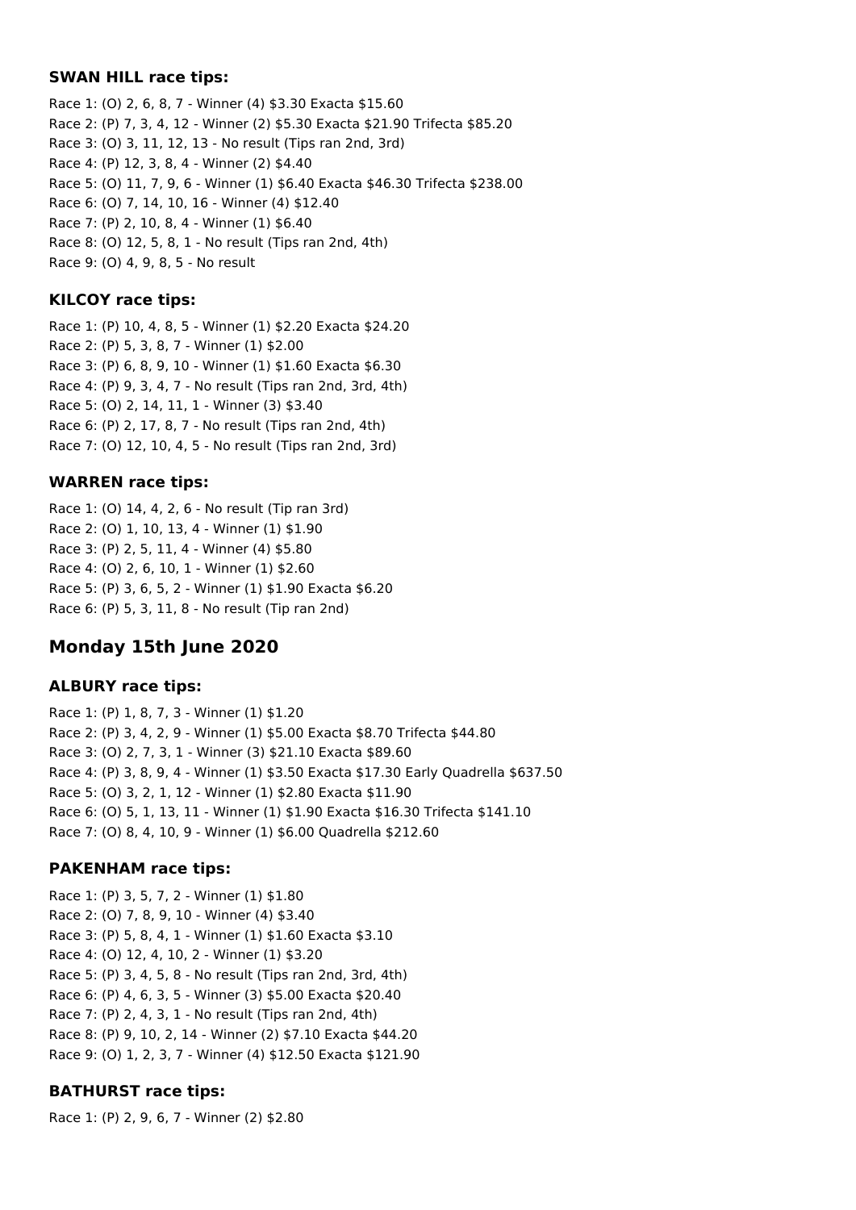### SWAN HILL race tips:

Race 1: (O) 2, 6, 8, 7 - Winner (4) $3.30 Exacta $15.60
Race 2: (P) 7, 3, 4, 12 - Winner (2) $5.30 Exacta $21.90 Trifecta $85.20
Race 3: (O) 3, 11, 12, 13 - No result (Tips ran 2nd, 3rd)
Race 4: (P) 12, 3, 8, 4 - Winner (2) $4.40
Race 5: (O) 11, 7, 9, 6 - Winner (1) $6.40 Exacta $46.30 Trifecta $238.00
Race 6: (O) 7, 14, 10, 16 - Winner (4) $12.40
Race 7: (P) 2, 10, 8, 4 - Winner (1) $6.40
Race 8: (O) 12, 5, 8, 1 - No result (Tips ran 2nd, 4th)
Race 9: (O) 4, 9, 8, 5 - No result

### KILCOY race tips:

Race 1: (P) 10, 4, 8, 5 - Winner (1) $2.20 Exacta $24.20
Race 2: (P) 5, 3, 8, 7 - Winner (1) $2.00
Race 3: (P) 6, 8, 9, 10 - Winner (1) $1.60 Exacta $6.30
Race 4: (P) 9, 3, 4, 7 - No result (Tips ran 2nd, 3rd, 4th)
Race 5: (O) 2, 14, 11, 1 - Winner (3) $3.40
Race 6: (P) 2, 17, 8, 7 - No result (Tips ran 2nd, 4th)
Race 7: (O) 12, 10, 4, 5 - No result (Tips ran 2nd, 3rd)

### WARREN race tips:

Race 1: (O) 14, 4, 2, 6 - No result (Tip ran 3rd)
Race 2: (O) 1, 10, 13, 4 - Winner (1) $1.90
Race 3: (P) 2, 5, 11, 4 - Winner (4) $5.80
Race 4: (O) 2, 6, 10, 1 - Winner (1) $2.60
Race 5: (P) 3, 6, 5, 2 - Winner (1) $1.90 Exacta $6.20
Race 6: (P) 5, 3, 11, 8 - No result (Tip ran 2nd)

## Monday 15th June 2020

### ALBURY race tips:

Race 1: (P) 1, 8, 7, 3 - Winner (1) $1.20
Race 2: (P) 3, 4, 2, 9 - Winner (1) $5.00 Exacta $8.70 Trifecta $44.80
Race 3: (O) 2, 7, 3, 1 - Winner (3) $21.10 Exacta $89.60
Race 4: (P) 3, 8, 9, 4 - Winner (1) $3.50 Exacta $17.30 Early Quadrella $637.50
Race 5: (O) 3, 2, 1, 12 - Winner (1) $2.80 Exacta $11.90
Race 6: (O) 5, 1, 13, 11 - Winner (1) $1.90 Exacta $16.30 Trifecta $141.10
Race 7: (O) 8, 4, 10, 9 - Winner (1) $6.00 Quadrella $212.60

### PAKENHAM race tips:

Race 1: (P) 3, 5, 7, 2 - Winner (1) $1.80
Race 2: (O) 7, 8, 9, 10 - Winner (4) $3.40
Race 3: (P) 5, 8, 4, 1 - Winner (1) $1.60 Exacta $3.10
Race 4: (O) 12, 4, 10, 2 - Winner (1) $3.20
Race 5: (P) 3, 4, 5, 8 - No result (Tips ran 2nd, 3rd, 4th)
Race 6: (P) 4, 6, 3, 5 - Winner (3) $5.00 Exacta $20.40
Race 7: (P) 2, 4, 3, 1 - No result (Tips ran 2nd, 4th)
Race 8: (P) 9, 10, 2, 14 - Winner (2) $7.10 Exacta $44.20
Race 9: (O) 1, 2, 3, 7 - Winner (4) $12.50 Exacta $121.90

### BATHURST race tips:

Race 1: (P) 2, 9, 6, 7 - Winner (2) $2.80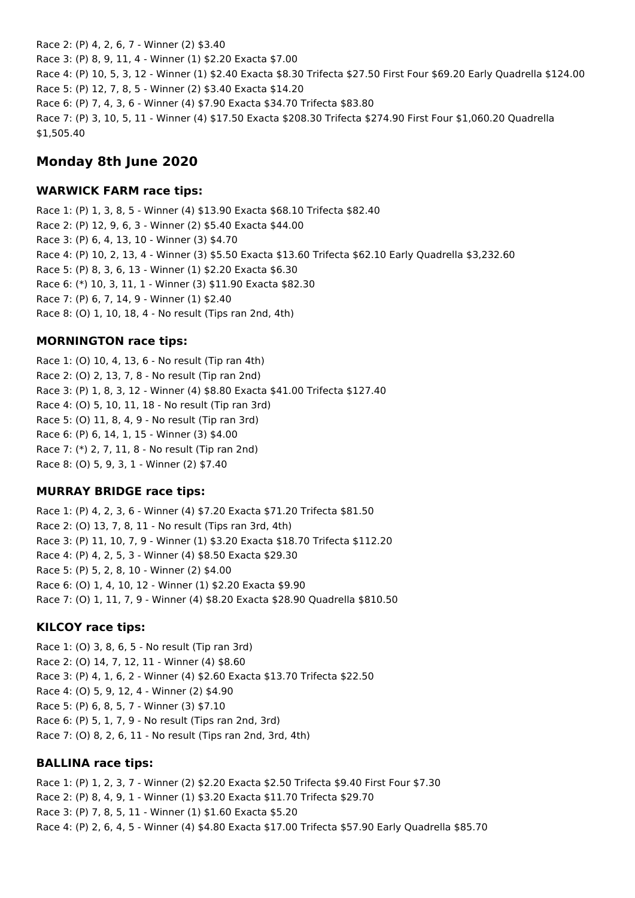Race 2: (P) 4, 2, 6, 7 - Winner (2) $3.40
Race 3: (P) 8, 9, 11, 4 - Winner (1) $2.20 Exacta $7.00
Race 4: (P) 10, 5, 3, 12 - Winner (1) $2.40 Exacta $8.30 Trifecta $27.50 First Four $69.20 Early Quadrella $124.00
Race 5: (P) 12, 7, 8, 5 - Winner (2) $3.40 Exacta $14.20
Race 6: (P) 7, 4, 3, 6 - Winner (4) $7.90 Exacta $34.70 Trifecta $83.80
Race 7: (P) 3, 10, 5, 11 - Winner (4) $17.50 Exacta $208.30 Trifecta $274.90 First Four $1,060.20 Quadrella $1,505.40

## Monday 8th June 2020

### WARWICK FARM race tips:

Race 1: (P) 1, 3, 8, 5 - Winner (4) $13.90 Exacta $68.10 Trifecta $82.40
Race 2: (P) 12, 9, 6, 3 - Winner (2) $5.40 Exacta $44.00
Race 3: (P) 6, 4, 13, 10 - Winner (3) $4.70
Race 4: (P) 10, 2, 13, 4 - Winner (3) $5.50 Exacta $13.60 Trifecta $62.10 Early Quadrella $3,232.60
Race 5: (P) 8, 3, 6, 13 - Winner (1) $2.20 Exacta $6.30
Race 6: (*) 10, 3, 11, 1 - Winner (3) $11.90 Exacta $82.30
Race 7: (P) 6, 7, 14, 9 - Winner (1) $2.40
Race 8: (O) 1, 10, 18, 4 - No result (Tips ran 2nd, 4th)

### MORNINGTON race tips:

Race 1: (O) 10, 4, 13, 6 - No result (Tip ran 4th)
Race 2: (O) 2, 13, 7, 8 - No result (Tip ran 2nd)
Race 3: (P) 1, 8, 3, 12 - Winner (4) $8.80 Exacta $41.00 Trifecta $127.40
Race 4: (O) 5, 10, 11, 18 - No result (Tip ran 3rd)
Race 5: (O) 11, 8, 4, 9 - No result (Tip ran 3rd)
Race 6: (P) 6, 14, 1, 15 - Winner (3) $4.00
Race 7: (*) 2, 7, 11, 8 - No result (Tip ran 2nd)
Race 8: (O) 5, 9, 3, 1 - Winner (2) $7.40

### MURRAY BRIDGE race tips:

Race 1: (P) 4, 2, 3, 6 - Winner (4) $7.20 Exacta $71.20 Trifecta $81.50
Race 2: (O) 13, 7, 8, 11 - No result (Tips ran 3rd, 4th)
Race 3: (P) 11, 10, 7, 9 - Winner (1) $3.20 Exacta $18.70 Trifecta $112.20
Race 4: (P) 4, 2, 5, 3 - Winner (4) $8.50 Exacta $29.30
Race 5: (P) 5, 2, 8, 10 - Winner (2) $4.00
Race 6: (O) 1, 4, 10, 12 - Winner (1) $2.20 Exacta $9.90
Race 7: (O) 1, 11, 7, 9 - Winner (4) $8.20 Exacta $28.90 Quadrella $810.50

### KILCOY race tips:

Race 1: (O) 3, 8, 6, 5 - No result (Tip ran 3rd)
Race 2: (O) 14, 7, 12, 11 - Winner (4) $8.60
Race 3: (P) 4, 1, 6, 2 - Winner (4) $2.60 Exacta $13.70 Trifecta $22.50
Race 4: (O) 5, 9, 12, 4 - Winner (2) $4.90
Race 5: (P) 6, 8, 5, 7 - Winner (3) $7.10
Race 6: (P) 5, 1, 7, 9 - No result (Tips ran 2nd, 3rd)
Race 7: (O) 8, 2, 6, 11 - No result (Tips ran 2nd, 3rd, 4th)

### BALLINA race tips:

Race 1: (P) 1, 2, 3, 7 - Winner (2) $2.20 Exacta $2.50 Trifecta $9.40 First Four $7.30
Race 2: (P) 8, 4, 9, 1 - Winner (1) $3.20 Exacta $11.70 Trifecta $29.70
Race 3: (P) 7, 8, 5, 11 - Winner (1) $1.60 Exacta $5.20
Race 4: (P) 2, 6, 4, 5 - Winner (4) $4.80 Exacta $17.00 Trifecta $57.90 Early Quadrella $85.70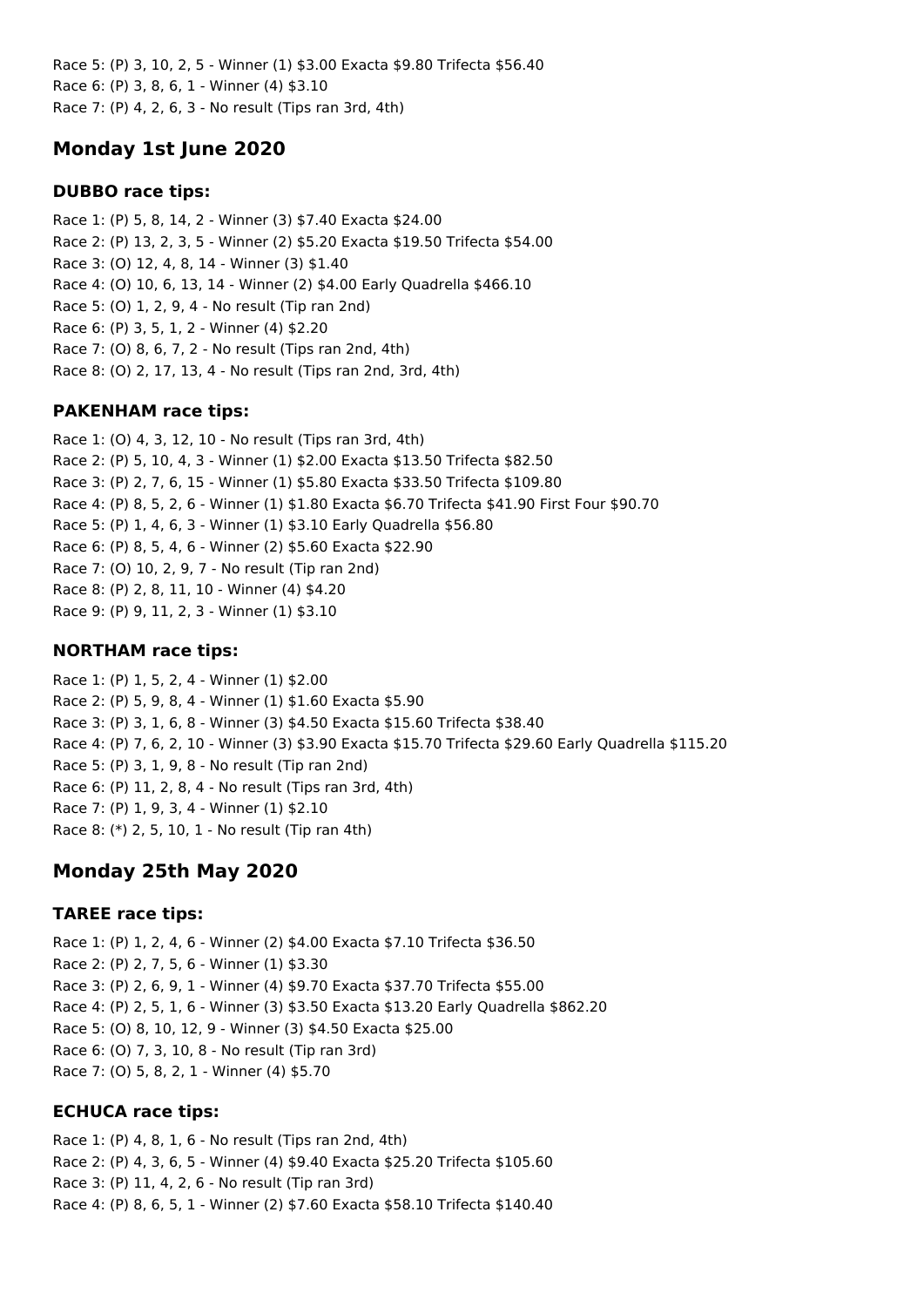Race 5: (P) 3, 10, 2, 5 - Winner (1) $3.00 Exacta $9.80 Trifecta $56.40
Race 6: (P) 3, 8, 6, 1 - Winner (4) $3.10
Race 7: (P) 4, 2, 6, 3 - No result (Tips ran 3rd, 4th)

## Monday 1st June 2020

### DUBBO race tips:

Race 1: (P) 5, 8, 14, 2 - Winner (3) $7.40 Exacta $24.00
Race 2: (P) 13, 2, 3, 5 - Winner (2) $5.20 Exacta $19.50 Trifecta $54.00
Race 3: (O) 12, 4, 8, 14 - Winner (3) $1.40
Race 4: (O) 10, 6, 13, 14 - Winner (2) $4.00 Early Quadrella $466.10
Race 5: (O) 1, 2, 9, 4 - No result (Tip ran 2nd)
Race 6: (P) 3, 5, 1, 2 - Winner (4) $2.20
Race 7: (O) 8, 6, 7, 2 - No result (Tips ran 2nd, 4th)
Race 8: (O) 2, 17, 13, 4 - No result (Tips ran 2nd, 3rd, 4th)

### PAKENHAM race tips:

Race 1: (O) 4, 3, 12, 10 - No result (Tips ran 3rd, 4th)
Race 2: (P) 5, 10, 4, 3 - Winner (1) $2.00 Exacta $13.50 Trifecta $82.50
Race 3: (P) 2, 7, 6, 15 - Winner (1) $5.80 Exacta $33.50 Trifecta $109.80
Race 4: (P) 8, 5, 2, 6 - Winner (1) $1.80 Exacta $6.70 Trifecta $41.90 First Four $90.70
Race 5: (P) 1, 4, 6, 3 - Winner (1) $3.10 Early Quadrella $56.80
Race 6: (P) 8, 5, 4, 6 - Winner (2) $5.60 Exacta $22.90
Race 7: (O) 10, 2, 9, 7 - No result (Tip ran 2nd)
Race 8: (P) 2, 8, 11, 10 - Winner (4) $4.20
Race 9: (P) 9, 11, 2, 3 - Winner (1) $3.10

### NORTHAM race tips:

Race 1: (P) 1, 5, 2, 4 - Winner (1) $2.00
Race 2: (P) 5, 9, 8, 4 - Winner (1) $1.60 Exacta $5.90
Race 3: (P) 3, 1, 6, 8 - Winner (3) $4.50 Exacta $15.60 Trifecta $38.40
Race 4: (P) 7, 6, 2, 10 - Winner (3) $3.90 Exacta $15.70 Trifecta $29.60 Early Quadrella $115.20
Race 5: (P) 3, 1, 9, 8 - No result (Tip ran 2nd)
Race 6: (P) 11, 2, 8, 4 - No result (Tips ran 3rd, 4th)
Race 7: (P) 1, 9, 3, 4 - Winner (1) $2.10
Race 8: (*) 2, 5, 10, 1 - No result (Tip ran 4th)

## Monday 25th May 2020

### TAREE race tips:

Race 1: (P) 1, 2, 4, 6 - Winner (2) $4.00 Exacta $7.10 Trifecta $36.50
Race 2: (P) 2, 7, 5, 6 - Winner (1) $3.30
Race 3: (P) 2, 6, 9, 1 - Winner (4) $9.70 Exacta $37.70 Trifecta $55.00
Race 4: (P) 2, 5, 1, 6 - Winner (3) $3.50 Exacta $13.20 Early Quadrella $862.20
Race 5: (O) 8, 10, 12, 9 - Winner (3) $4.50 Exacta $25.00
Race 6: (O) 7, 3, 10, 8 - No result (Tip ran 3rd)
Race 7: (O) 5, 8, 2, 1 - Winner (4) $5.70

### ECHUCA race tips:

Race 1: (P) 4, 8, 1, 6 - No result (Tips ran 2nd, 4th)
Race 2: (P) 4, 3, 6, 5 - Winner (4) $9.40 Exacta $25.20 Trifecta $105.60
Race 3: (P) 11, 4, 2, 6 - No result (Tip ran 3rd)
Race 4: (P) 8, 6, 5, 1 - Winner (2) $7.60 Exacta $58.10 Trifecta $140.40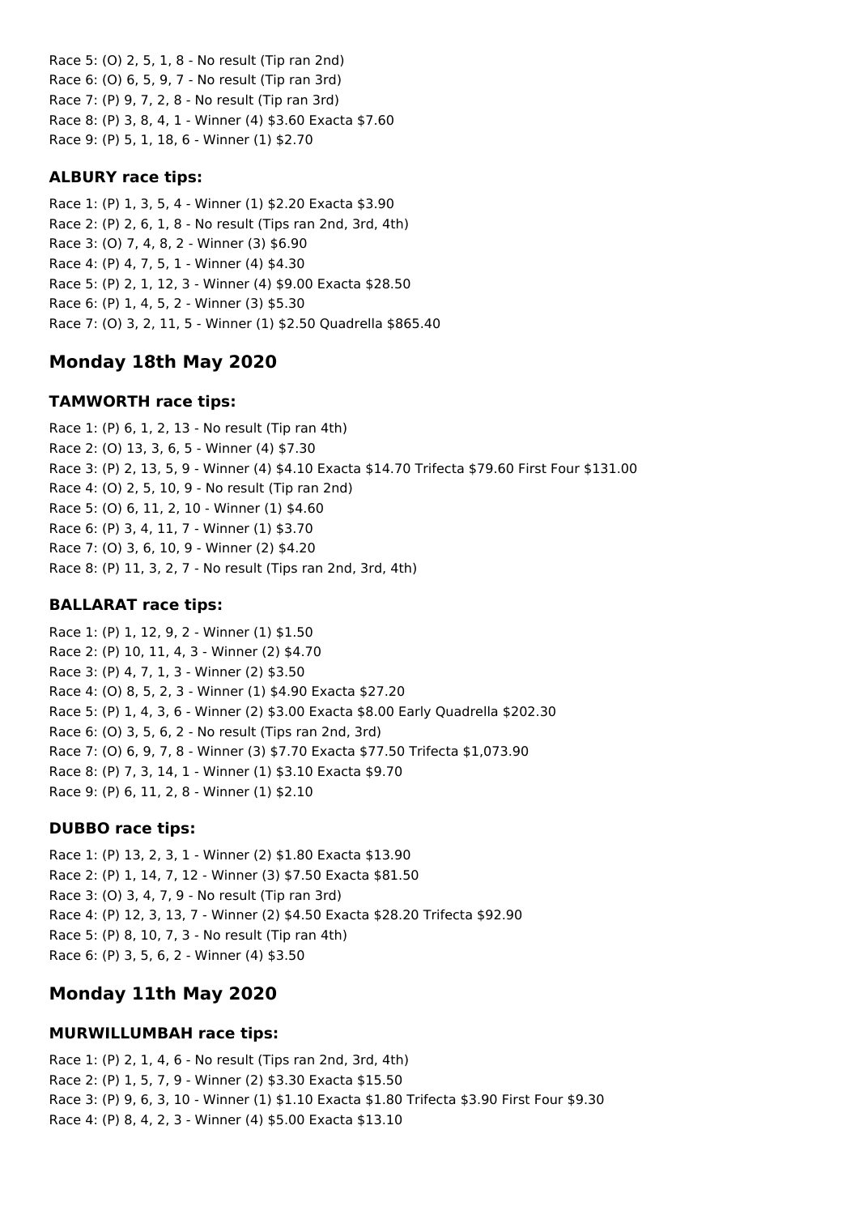Race 5: (O) 2, 5, 1, 8 - No result (Tip ran 2nd)
Race 6: (O) 6, 5, 9, 7 - No result (Tip ran 3rd)
Race 7: (P) 9, 7, 2, 8 - No result (Tip ran 3rd)
Race 8: (P) 3, 8, 4, 1 - Winner (4) $3.60 Exacta $7.60
Race 9: (P) 5, 1, 18, 6 - Winner (1) $2.70

### ALBURY race tips:

Race 1: (P) 1, 3, 5, 4 - Winner (1) $2.20 Exacta $3.90
Race 2: (P) 2, 6, 1, 8 - No result (Tips ran 2nd, 3rd, 4th)
Race 3: (O) 7, 4, 8, 2 - Winner (3) $6.90
Race 4: (P) 4, 7, 5, 1 - Winner (4) $4.30
Race 5: (P) 2, 1, 12, 3 - Winner (4) $9.00 Exacta $28.50
Race 6: (P) 1, 4, 5, 2 - Winner (3) $5.30
Race 7: (O) 3, 2, 11, 5 - Winner (1) $2.50 Quadrella $865.40

## Monday 18th May 2020

### TAMWORTH race tips:

Race 1: (P) 6, 1, 2, 13 - No result (Tip ran 4th)
Race 2: (O) 13, 3, 6, 5 - Winner (4) $7.30
Race 3: (P) 2, 13, 5, 9 - Winner (4) $4.10 Exacta $14.70 Trifecta $79.60 First Four $131.00
Race 4: (O) 2, 5, 10, 9 - No result (Tip ran 2nd)
Race 5: (O) 6, 11, 2, 10 - Winner (1) $4.60
Race 6: (P) 3, 4, 11, 7 - Winner (1) $3.70
Race 7: (O) 3, 6, 10, 9 - Winner (2) $4.20
Race 8: (P) 11, 3, 2, 7 - No result (Tips ran 2nd, 3rd, 4th)

### BALLARAT race tips:

Race 1: (P) 1, 12, 9, 2 - Winner (1) $1.50
Race 2: (P) 10, 11, 4, 3 - Winner (2) $4.70
Race 3: (P) 4, 7, 1, 3 - Winner (2) $3.50
Race 4: (O) 8, 5, 2, 3 - Winner (1) $4.90 Exacta $27.20
Race 5: (P) 1, 4, 3, 6 - Winner (2) $3.00 Exacta $8.00 Early Quadrella $202.30
Race 6: (O) 3, 5, 6, 2 - No result (Tips ran 2nd, 3rd)
Race 7: (O) 6, 9, 7, 8 - Winner (3) $7.70 Exacta $77.50 Trifecta $1,073.90
Race 8: (P) 7, 3, 14, 1 - Winner (1) $3.10 Exacta $9.70
Race 9: (P) 6, 11, 2, 8 - Winner (1) $2.10

### DUBBO race tips:

Race 1: (P) 13, 2, 3, 1 - Winner (2) $1.80 Exacta $13.90
Race 2: (P) 1, 14, 7, 12 - Winner (3) $7.50 Exacta $81.50
Race 3: (O) 3, 4, 7, 9 - No result (Tip ran 3rd)
Race 4: (P) 12, 3, 13, 7 - Winner (2) $4.50 Exacta $28.20 Trifecta $92.90
Race 5: (P) 8, 10, 7, 3 - No result (Tip ran 4th)
Race 6: (P) 3, 5, 6, 2 - Winner (4) $3.50

## Monday 11th May 2020

### MURWILLUMBAH race tips:

Race 1: (P) 2, 1, 4, 6 - No result (Tips ran 2nd, 3rd, 4th)
Race 2: (P) 1, 5, 7, 9 - Winner (2) $3.30 Exacta $15.50
Race 3: (P) 9, 6, 3, 10 - Winner (1) $1.10 Exacta $1.80 Trifecta $3.90 First Four $9.30
Race 4: (P) 8, 4, 2, 3 - Winner (4) $5.00 Exacta $13.10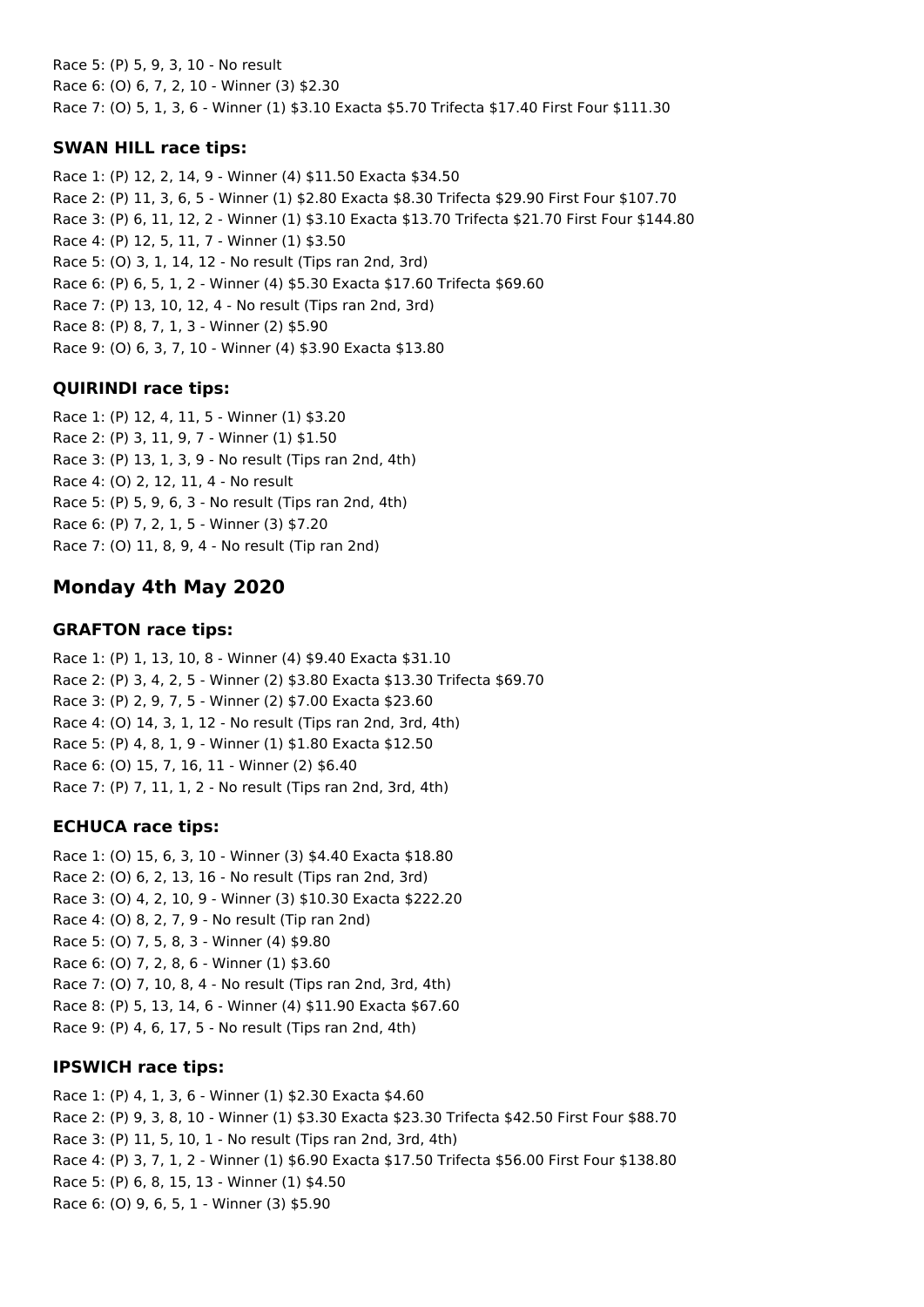Race 5: (P) 5, 9, 3, 10 - No result
Race 6: (O) 6, 7, 2, 10 - Winner (3) $2.30
Race 7: (O) 5, 1, 3, 6 - Winner (1) $3.10 Exacta $5.70 Trifecta $17.40 First Four $111.30

### SWAN HILL race tips:

Race 1: (P) 12, 2, 14, 9 - Winner (4) $11.50 Exacta $34.50
Race 2: (P) 11, 3, 6, 5 - Winner (1) $2.80 Exacta $8.30 Trifecta $29.90 First Four $107.70
Race 3: (P) 6, 11, 12, 2 - Winner (1) $3.10 Exacta $13.70 Trifecta $21.70 First Four $144.80
Race 4: (P) 12, 5, 11, 7 - Winner (1) $3.50
Race 5: (O) 3, 1, 14, 12 - No result (Tips ran 2nd, 3rd)
Race 6: (P) 6, 5, 1, 2 - Winner (4) $5.30 Exacta $17.60 Trifecta $69.60
Race 7: (P) 13, 10, 12, 4 - No result (Tips ran 2nd, 3rd)
Race 8: (P) 8, 7, 1, 3 - Winner (2) $5.90
Race 9: (O) 6, 3, 7, 10 - Winner (4) $3.90 Exacta $13.80

### QUIRINDI race tips:

Race 1: (P) 12, 4, 11, 5 - Winner (1) $3.20
Race 2: (P) 3, 11, 9, 7 - Winner (1) $1.50
Race 3: (P) 13, 1, 3, 9 - No result (Tips ran 2nd, 4th)
Race 4: (O) 2, 12, 11, 4 - No result
Race 5: (P) 5, 9, 6, 3 - No result (Tips ran 2nd, 4th)
Race 6: (P) 7, 2, 1, 5 - Winner (3) $7.20
Race 7: (O) 11, 8, 9, 4 - No result (Tip ran 2nd)

## Monday 4th May 2020

### GRAFTON race tips:

Race 1: (P) 1, 13, 10, 8 - Winner (4) $9.40 Exacta $31.10
Race 2: (P) 3, 4, 2, 5 - Winner (2) $3.80 Exacta $13.30 Trifecta $69.70
Race 3: (P) 2, 9, 7, 5 - Winner (2) $7.00 Exacta $23.60
Race 4: (O) 14, 3, 1, 12 - No result (Tips ran 2nd, 3rd, 4th)
Race 5: (P) 4, 8, 1, 9 - Winner (1) $1.80 Exacta $12.50
Race 6: (O) 15, 7, 16, 11 - Winner (2) $6.40
Race 7: (P) 7, 11, 1, 2 - No result (Tips ran 2nd, 3rd, 4th)

### ECHUCA race tips:

Race 1: (O) 15, 6, 3, 10 - Winner (3) $4.40 Exacta $18.80
Race 2: (O) 6, 2, 13, 16 - No result (Tips ran 2nd, 3rd)
Race 3: (O) 4, 2, 10, 9 - Winner (3) $10.30 Exacta $222.20
Race 4: (O) 8, 2, 7, 9 - No result (Tip ran 2nd)
Race 5: (O) 7, 5, 8, 3 - Winner (4) $9.80
Race 6: (O) 7, 2, 8, 6 - Winner (1) $3.60
Race 7: (O) 7, 10, 8, 4 - No result (Tips ran 2nd, 3rd, 4th)
Race 8: (P) 5, 13, 14, 6 - Winner (4) $11.90 Exacta $67.60
Race 9: (P) 4, 6, 17, 5 - No result (Tips ran 2nd, 4th)

### IPSWICH race tips:

Race 1: (P) 4, 1, 3, 6 - Winner (1) $2.30 Exacta $4.60
Race 2: (P) 9, 3, 8, 10 - Winner (1) $3.30 Exacta $23.30 Trifecta $42.50 First Four $88.70
Race 3: (P) 11, 5, 10, 1 - No result (Tips ran 2nd, 3rd, 4th)
Race 4: (P) 3, 7, 1, 2 - Winner (1) $6.90 Exacta $17.50 Trifecta $56.00 First Four $138.80
Race 5: (P) 6, 8, 15, 13 - Winner (1) $4.50
Race 6: (O) 9, 6, 5, 1 - Winner (3) $5.90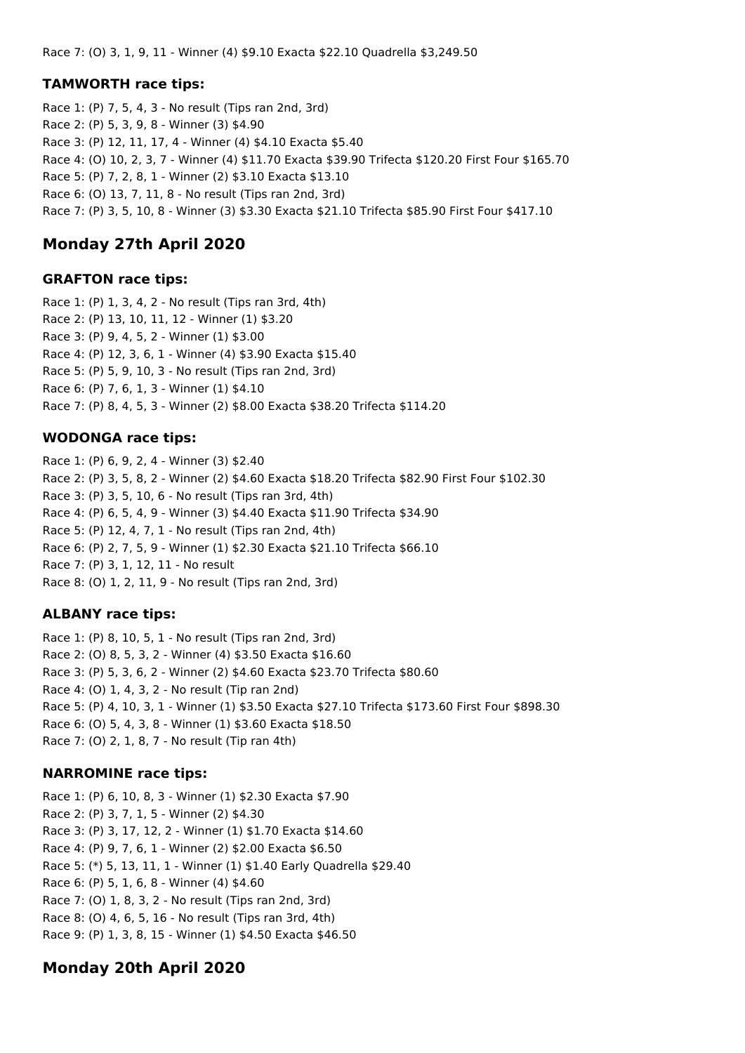Race 7: (O) 3, 1, 9, 11 - Winner (4) $9.10 Exacta $22.10 Quadrella $3,249.50

### TAMWORTH race tips:

Race 1: (P) 7, 5, 4, 3 - No result (Tips ran 2nd, 3rd)
Race 2: (P) 5, 3, 9, 8 - Winner (3) $4.90
Race 3: (P) 12, 11, 17, 4 - Winner (4) $4.10 Exacta $5.40
Race 4: (O) 10, 2, 3, 7 - Winner (4) $11.70 Exacta $39.90 Trifecta $120.20 First Four $165.70
Race 5: (P) 7, 2, 8, 1 - Winner (2) $3.10 Exacta $13.10
Race 6: (O) 13, 7, 11, 8 - No result (Tips ran 2nd, 3rd)
Race 7: (P) 3, 5, 10, 8 - Winner (3) $3.30 Exacta $21.10 Trifecta $85.90 First Four $417.10

## Monday 27th April 2020

### GRAFTON race tips:

Race 1: (P) 1, 3, 4, 2 - No result (Tips ran 3rd, 4th)
Race 2: (P) 13, 10, 11, 12 - Winner (1) $3.20
Race 3: (P) 9, 4, 5, 2 - Winner (1) $3.00
Race 4: (P) 12, 3, 6, 1 - Winner (4) $3.90 Exacta $15.40
Race 5: (P) 5, 9, 10, 3 - No result (Tips ran 2nd, 3rd)
Race 6: (P) 7, 6, 1, 3 - Winner (1) $4.10
Race 7: (P) 8, 4, 5, 3 - Winner (2) $8.00 Exacta $38.20 Trifecta $114.20

### WODONGA race tips:

Race 1: (P) 6, 9, 2, 4 - Winner (3) $2.40
Race 2: (P) 3, 5, 8, 2 - Winner (2) $4.60 Exacta $18.20 Trifecta $82.90 First Four $102.30
Race 3: (P) 3, 5, 10, 6 - No result (Tips ran 3rd, 4th)
Race 4: (P) 6, 5, 4, 9 - Winner (3) $4.40 Exacta $11.90 Trifecta $34.90
Race 5: (P) 12, 4, 7, 1 - No result (Tips ran 2nd, 4th)
Race 6: (P) 2, 7, 5, 9 - Winner (1) $2.30 Exacta $21.10 Trifecta $66.10
Race 7: (P) 3, 1, 12, 11 - No result
Race 8: (O) 1, 2, 11, 9 - No result (Tips ran 2nd, 3rd)

### ALBANY race tips:

Race 1: (P) 8, 10, 5, 1 - No result (Tips ran 2nd, 3rd)
Race 2: (O) 8, 5, 3, 2 - Winner (4) $3.50 Exacta $16.60
Race 3: (P) 5, 3, 6, 2 - Winner (2) $4.60 Exacta $23.70 Trifecta $80.60
Race 4: (O) 1, 4, 3, 2 - No result (Tip ran 2nd)
Race 5: (P) 4, 10, 3, 1 - Winner (1) $3.50 Exacta $27.10 Trifecta $173.60 First Four $898.30
Race 6: (O) 5, 4, 3, 8 - Winner (1) $3.60 Exacta $18.50
Race 7: (O) 2, 1, 8, 7 - No result (Tip ran 4th)

### NARROMINE race tips:

Race 1: (P) 6, 10, 8, 3 - Winner (1) $2.30 Exacta $7.90
Race 2: (P) 3, 7, 1, 5 - Winner (2) $4.30
Race 3: (P) 3, 17, 12, 2 - Winner (1) $1.70 Exacta $14.60
Race 4: (P) 9, 7, 6, 1 - Winner (2) $2.00 Exacta $6.50
Race 5: (*) 5, 13, 11, 1 - Winner (1) $1.40 Early Quadrella $29.40
Race 6: (P) 5, 1, 6, 8 - Winner (4) $4.60
Race 7: (O) 1, 8, 3, 2 - No result (Tips ran 2nd, 3rd)
Race 8: (O) 4, 6, 5, 16 - No result (Tips ran 3rd, 4th)
Race 9: (P) 1, 3, 8, 15 - Winner (1) $4.50 Exacta $46.50

## Monday 20th April 2020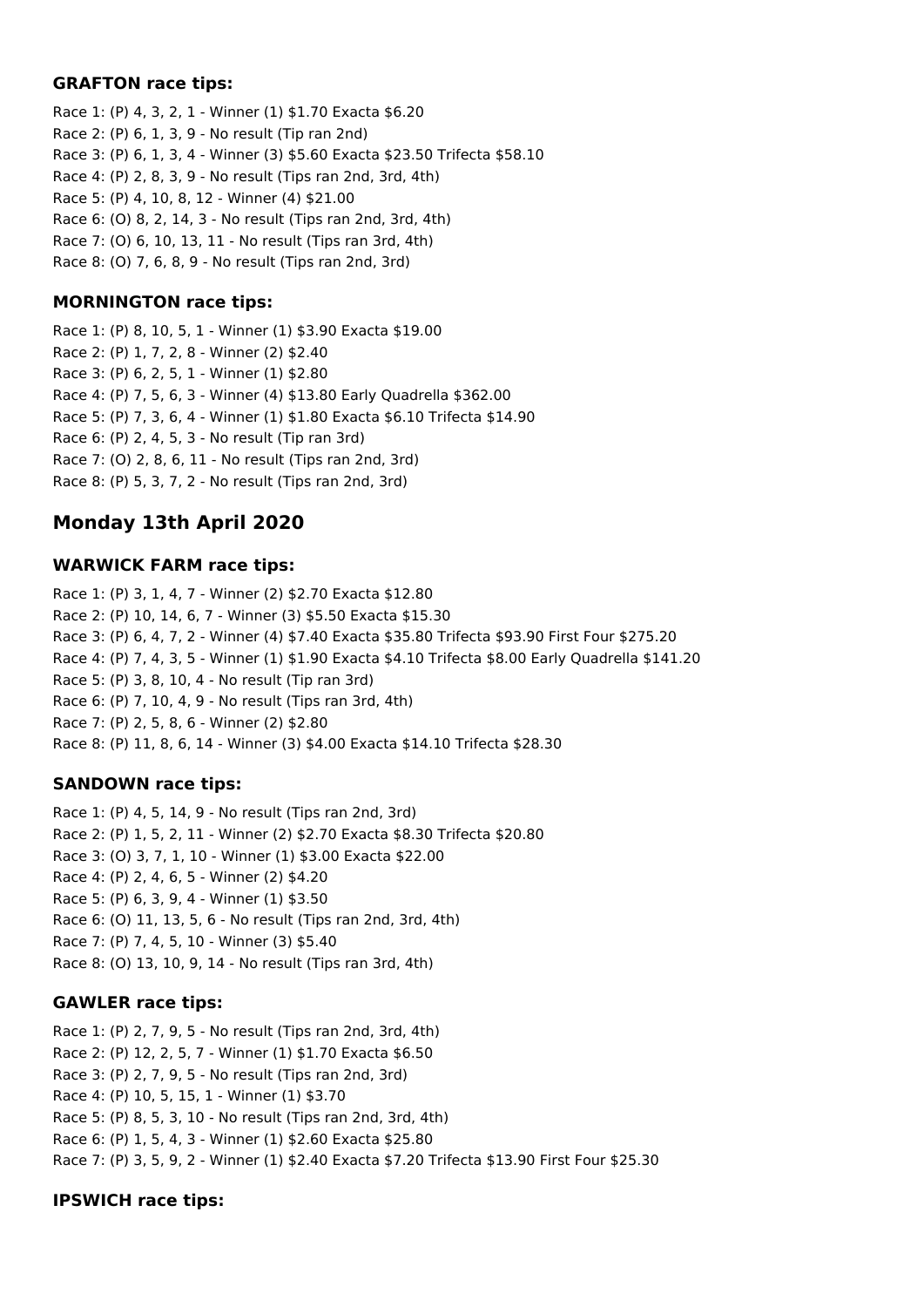### GRAFTON race tips:

Race 1: (P) 4, 3, 2, 1 - Winner (1) $1.70 Exacta $6.20
Race 2: (P) 6, 1, 3, 9 - No result (Tip ran 2nd)
Race 3: (P) 6, 1, 3, 4 - Winner (3) $5.60 Exacta $23.50 Trifecta $58.10
Race 4: (P) 2, 8, 3, 9 - No result (Tips ran 2nd, 3rd, 4th)
Race 5: (P) 4, 10, 8, 12 - Winner (4) $21.00
Race 6: (O) 8, 2, 14, 3 - No result (Tips ran 2nd, 3rd, 4th)
Race 7: (O) 6, 10, 13, 11 - No result (Tips ran 3rd, 4th)
Race 8: (O) 7, 6, 8, 9 - No result (Tips ran 2nd, 3rd)

### MORNINGTON race tips:

Race 1: (P) 8, 10, 5, 1 - Winner (1) $3.90 Exacta $19.00
Race 2: (P) 1, 7, 2, 8 - Winner (2) $2.40
Race 3: (P) 6, 2, 5, 1 - Winner (1) $2.80
Race 4: (P) 7, 5, 6, 3 - Winner (4) $13.80 Early Quadrella $362.00
Race 5: (P) 7, 3, 6, 4 - Winner (1) $1.80 Exacta $6.10 Trifecta $14.90
Race 6: (P) 2, 4, 5, 3 - No result (Tip ran 3rd)
Race 7: (O) 2, 8, 6, 11 - No result (Tips ran 2nd, 3rd)
Race 8: (P) 5, 3, 7, 2 - No result (Tips ran 2nd, 3rd)

## Monday 13th April 2020

### WARWICK FARM race tips:

Race 1: (P) 3, 1, 4, 7 - Winner (2) $2.70 Exacta $12.80
Race 2: (P) 10, 14, 6, 7 - Winner (3) $5.50 Exacta $15.30
Race 3: (P) 6, 4, 7, 2 - Winner (4) $7.40 Exacta $35.80 Trifecta $93.90 First Four $275.20
Race 4: (P) 7, 4, 3, 5 - Winner (1) $1.90 Exacta $4.10 Trifecta $8.00 Early Quadrella $141.20
Race 5: (P) 3, 8, 10, 4 - No result (Tip ran 3rd)
Race 6: (P) 7, 10, 4, 9 - No result (Tips ran 3rd, 4th)
Race 7: (P) 2, 5, 8, 6 - Winner (2) $2.80
Race 8: (P) 11, 8, 6, 14 - Winner (3) $4.00 Exacta $14.10 Trifecta $28.30

### SANDOWN race tips:

Race 1: (P) 4, 5, 14, 9 - No result (Tips ran 2nd, 3rd)
Race 2: (P) 1, 5, 2, 11 - Winner (2) $2.70 Exacta $8.30 Trifecta $20.80
Race 3: (O) 3, 7, 1, 10 - Winner (1) $3.00 Exacta $22.00
Race 4: (P) 2, 4, 6, 5 - Winner (2) $4.20
Race 5: (P) 6, 3, 9, 4 - Winner (1) $3.50
Race 6: (O) 11, 13, 5, 6 - No result (Tips ran 2nd, 3rd, 4th)
Race 7: (P) 7, 4, 5, 10 - Winner (3) $5.40
Race 8: (O) 13, 10, 9, 14 - No result (Tips ran 3rd, 4th)

### GAWLER race tips:

Race 1: (P) 2, 7, 9, 5 - No result (Tips ran 2nd, 3rd, 4th)
Race 2: (P) 12, 2, 5, 7 - Winner (1) $1.70 Exacta $6.50
Race 3: (P) 2, 7, 9, 5 - No result (Tips ran 2nd, 3rd)
Race 4: (P) 10, 5, 15, 1 - Winner (1) $3.70
Race 5: (P) 8, 5, 3, 10 - No result (Tips ran 2nd, 3rd, 4th)
Race 6: (P) 1, 5, 4, 3 - Winner (1) $2.60 Exacta $25.80
Race 7: (P) 3, 5, 9, 2 - Winner (1) $2.40 Exacta $7.20 Trifecta $13.90 First Four $25.30

### IPSWICH race tips: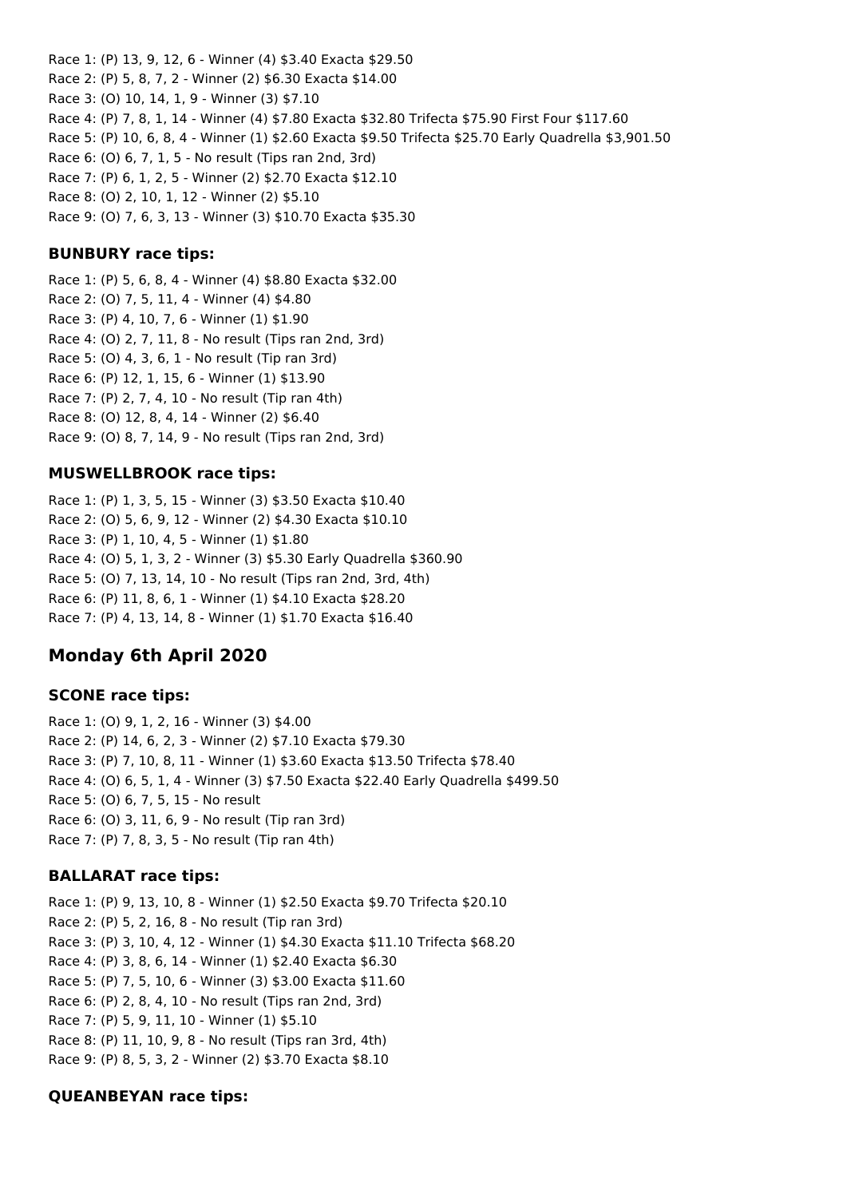Race 1: (P) 13, 9, 12, 6 - Winner (4) $3.40 Exacta $29.50
Race 2: (P) 5, 8, 7, 2 - Winner (2) $6.30 Exacta $14.00
Race 3: (O) 10, 14, 1, 9 - Winner (3) $7.10
Race 4: (P) 7, 8, 1, 14 - Winner (4) $7.80 Exacta $32.80 Trifecta $75.90 First Four $117.60
Race 5: (P) 10, 6, 8, 4 - Winner (1) $2.60 Exacta $9.50 Trifecta $25.70 Early Quadrella $3,901.50
Race 6: (O) 6, 7, 1, 5 - No result (Tips ran 2nd, 3rd)
Race 7: (P) 6, 1, 2, 5 - Winner (2) $2.70 Exacta $12.10
Race 8: (O) 2, 10, 1, 12 - Winner (2) $5.10
Race 9: (O) 7, 6, 3, 13 - Winner (3) $10.70 Exacta $35.30

### BUNBURY race tips:

Race 1: (P) 5, 6, 8, 4 - Winner (4) $8.80 Exacta $32.00
Race 2: (O) 7, 5, 11, 4 - Winner (4) $4.80
Race 3: (P) 4, 10, 7, 6 - Winner (1) $1.90
Race 4: (O) 2, 7, 11, 8 - No result (Tips ran 2nd, 3rd)
Race 5: (O) 4, 3, 6, 1 - No result (Tip ran 3rd)
Race 6: (P) 12, 1, 15, 6 - Winner (1) $13.90
Race 7: (P) 2, 7, 4, 10 - No result (Tip ran 4th)
Race 8: (O) 12, 8, 4, 14 - Winner (2) $6.40
Race 9: (O) 8, 7, 14, 9 - No result (Tips ran 2nd, 3rd)

### MUSWELLBROOK race tips:

Race 1: (P) 1, 3, 5, 15 - Winner (3) $3.50 Exacta $10.40
Race 2: (O) 5, 6, 9, 12 - Winner (2) $4.30 Exacta $10.10
Race 3: (P) 1, 10, 4, 5 - Winner (1) $1.80
Race 4: (O) 5, 1, 3, 2 - Winner (3) $5.30 Early Quadrella $360.90
Race 5: (O) 7, 13, 14, 10 - No result (Tips ran 2nd, 3rd, 4th)
Race 6: (P) 11, 8, 6, 1 - Winner (1) $4.10 Exacta $28.20
Race 7: (P) 4, 13, 14, 8 - Winner (1) $1.70 Exacta $16.40

## Monday 6th April 2020

### SCONE race tips:

Race 1: (O) 9, 1, 2, 16 - Winner (3) $4.00
Race 2: (P) 14, 6, 2, 3 - Winner (2) $7.10 Exacta $79.30
Race 3: (P) 7, 10, 8, 11 - Winner (1) $3.60 Exacta $13.50 Trifecta $78.40
Race 4: (O) 6, 5, 1, 4 - Winner (3) $7.50 Exacta $22.40 Early Quadrella $499.50
Race 5: (O) 6, 7, 5, 15 - No result
Race 6: (O) 3, 11, 6, 9 - No result (Tip ran 3rd)
Race 7: (P) 7, 8, 3, 5 - No result (Tip ran 4th)

### BALLARAT race tips:

Race 1: (P) 9, 13, 10, 8 - Winner (1) $2.50 Exacta $9.70 Trifecta $20.10
Race 2: (P) 5, 2, 16, 8 - No result (Tip ran 3rd)
Race 3: (P) 3, 10, 4, 12 - Winner (1) $4.30 Exacta $11.10 Trifecta $68.20
Race 4: (P) 3, 8, 6, 14 - Winner (1) $2.40 Exacta $6.30
Race 5: (P) 7, 5, 10, 6 - Winner (3) $3.00 Exacta $11.60
Race 6: (P) 2, 8, 4, 10 - No result (Tips ran 2nd, 3rd)
Race 7: (P) 5, 9, 11, 10 - Winner (1) $5.10
Race 8: (P) 11, 10, 9, 8 - No result (Tips ran 3rd, 4th)
Race 9: (P) 8, 5, 3, 2 - Winner (2) $3.70 Exacta $8.10

### QUEANBEYAN race tips: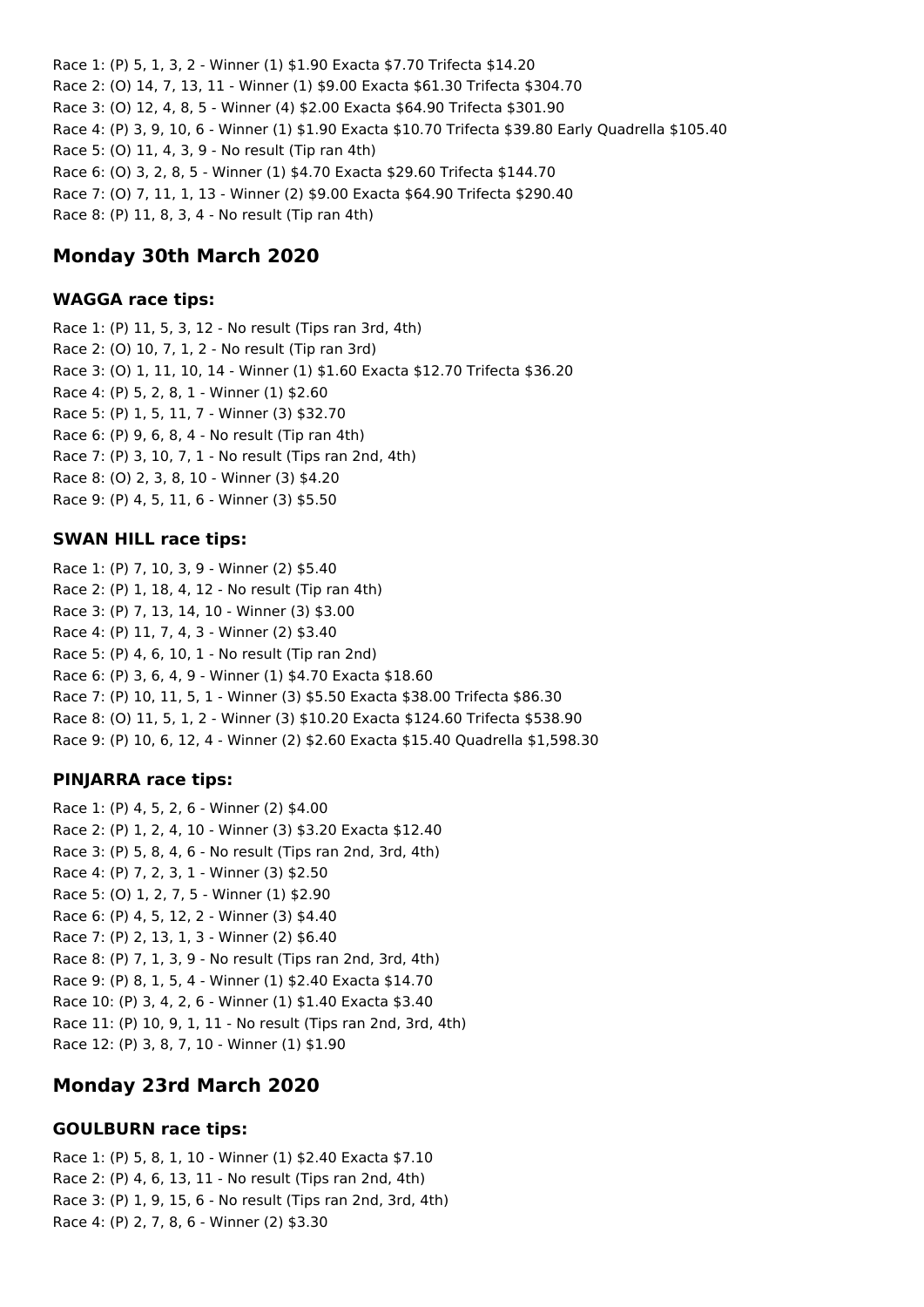Race 1: (P) 5, 1, 3, 2 - Winner (1) $1.90 Exacta $7.70 Trifecta $14.20
Race 2: (O) 14, 7, 13, 11 - Winner (1) $9.00 Exacta $61.30 Trifecta $304.70
Race 3: (O) 12, 4, 8, 5 - Winner (4) $2.00 Exacta $64.90 Trifecta $301.90
Race 4: (P) 3, 9, 10, 6 - Winner (1) $1.90 Exacta $10.70 Trifecta $39.80 Early Quadrella $105.40
Race 5: (O) 11, 4, 3, 9 - No result (Tip ran 4th)
Race 6: (O) 3, 2, 8, 5 - Winner (1) $4.70 Exacta $29.60 Trifecta $144.70
Race 7: (O) 7, 11, 1, 13 - Winner (2) $9.00 Exacta $64.90 Trifecta $290.40
Race 8: (P) 11, 8, 3, 4 - No result (Tip ran 4th)

## Monday 30th March 2020

### WAGGA race tips:

Race 1: (P) 11, 5, 3, 12 - No result (Tips ran 3rd, 4th)
Race 2: (O) 10, 7, 1, 2 - No result (Tip ran 3rd)
Race 3: (O) 1, 11, 10, 14 - Winner (1) $1.60 Exacta $12.70 Trifecta $36.20
Race 4: (P) 5, 2, 8, 1 - Winner (1) $2.60
Race 5: (P) 1, 5, 11, 7 - Winner (3) $32.70
Race 6: (P) 9, 6, 8, 4 - No result (Tip ran 4th)
Race 7: (P) 3, 10, 7, 1 - No result (Tips ran 2nd, 4th)
Race 8: (O) 2, 3, 8, 10 - Winner (3) $4.20
Race 9: (P) 4, 5, 11, 6 - Winner (3) $5.50

### SWAN HILL race tips:

Race 1: (P) 7, 10, 3, 9 - Winner (2) $5.40
Race 2: (P) 1, 18, 4, 12 - No result (Tip ran 4th)
Race 3: (P) 7, 13, 14, 10 - Winner (3) $3.00
Race 4: (P) 11, 7, 4, 3 - Winner (2) $3.40
Race 5: (P) 4, 6, 10, 1 - No result (Tip ran 2nd)
Race 6: (P) 3, 6, 4, 9 - Winner (1) $4.70 Exacta $18.60
Race 7: (P) 10, 11, 5, 1 - Winner (3) $5.50 Exacta $38.00 Trifecta $86.30
Race 8: (O) 11, 5, 1, 2 - Winner (3) $10.20 Exacta $124.60 Trifecta $538.90
Race 9: (P) 10, 6, 12, 4 - Winner (2) $2.60 Exacta $15.40 Quadrella $1,598.30

### PINJARRA race tips:

Race 1: (P) 4, 5, 2, 6 - Winner (2) $4.00
Race 2: (P) 1, 2, 4, 10 - Winner (3) $3.20 Exacta $12.40
Race 3: (P) 5, 8, 4, 6 - No result (Tips ran 2nd, 3rd, 4th)
Race 4: (P) 7, 2, 3, 1 - Winner (3) $2.50
Race 5: (O) 1, 2, 7, 5 - Winner (1) $2.90
Race 6: (P) 4, 5, 12, 2 - Winner (3) $4.40
Race 7: (P) 2, 13, 1, 3 - Winner (2) $6.40
Race 8: (P) 7, 1, 3, 9 - No result (Tips ran 2nd, 3rd, 4th)
Race 9: (P) 8, 1, 5, 4 - Winner (1) $2.40 Exacta $14.70
Race 10: (P) 3, 4, 2, 6 - Winner (1) $1.40 Exacta $3.40
Race 11: (P) 10, 9, 1, 11 - No result (Tips ran 2nd, 3rd, 4th)
Race 12: (P) 3, 8, 7, 10 - Winner (1) $1.90

## Monday 23rd March 2020

### GOULBURN race tips:

Race 1: (P) 5, 8, 1, 10 - Winner (1) $2.40 Exacta $7.10
Race 2: (P) 4, 6, 13, 11 - No result (Tips ran 2nd, 4th)
Race 3: (P) 1, 9, 15, 6 - No result (Tips ran 2nd, 3rd, 4th)
Race 4: (P) 2, 7, 8, 6 - Winner (2) $3.30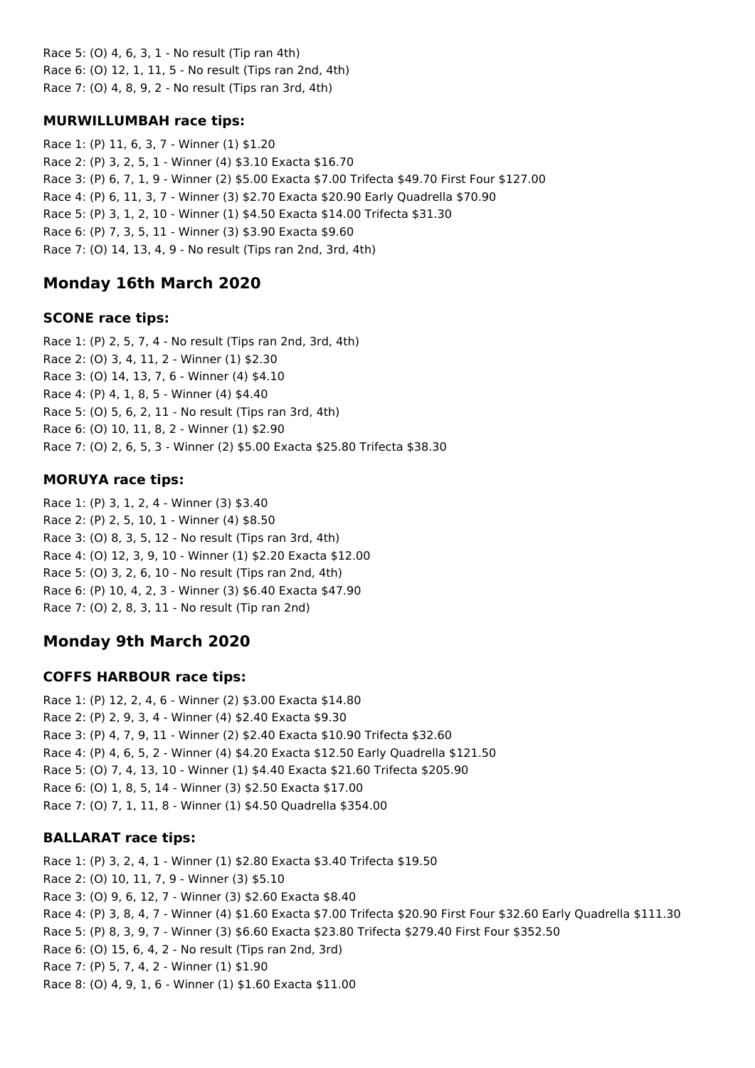Race 5: (O) 4, 6, 3, 1 - No result (Tip ran 4th)
Race 6: (O) 12, 1, 11, 5 - No result (Tips ran 2nd, 4th)
Race 7: (O) 4, 8, 9, 2 - No result (Tips ran 3rd, 4th)

### MURWILLUMBAH race tips:

Race 1: (P) 11, 6, 3, 7 - Winner (1) $1.20
Race 2: (P) 3, 2, 5, 1 - Winner (4) $3.10 Exacta $16.70
Race 3: (P) 6, 7, 1, 9 - Winner (2) $5.00 Exacta $7.00 Trifecta $49.70 First Four $127.00
Race 4: (P) 6, 11, 3, 7 - Winner (3) $2.70 Exacta $20.90 Early Quadrella $70.90
Race 5: (P) 3, 1, 2, 10 - Winner (1) $4.50 Exacta $14.00 Trifecta $31.30
Race 6: (P) 7, 3, 5, 11 - Winner (3) $3.90 Exacta $9.60
Race 7: (O) 14, 13, 4, 9 - No result (Tips ran 2nd, 3rd, 4th)

## Monday 16th March 2020

### SCONE race tips:

Race 1: (P) 2, 5, 7, 4 - No result (Tips ran 2nd, 3rd, 4th)
Race 2: (O) 3, 4, 11, 2 - Winner (1) $2.30
Race 3: (O) 14, 13, 7, 6 - Winner (4) $4.10
Race 4: (P) 4, 1, 8, 5 - Winner (4) $4.40
Race 5: (O) 5, 6, 2, 11 - No result (Tips ran 3rd, 4th)
Race 6: (O) 10, 11, 8, 2 - Winner (1) $2.90
Race 7: (O) 2, 6, 5, 3 - Winner (2) $5.00 Exacta $25.80 Trifecta $38.30

### MORUYA race tips:

Race 1: (P) 3, 1, 2, 4 - Winner (3) $3.40
Race 2: (P) 2, 5, 10, 1 - Winner (4) $8.50
Race 3: (O) 8, 3, 5, 12 - No result (Tips ran 3rd, 4th)
Race 4: (O) 12, 3, 9, 10 - Winner (1) $2.20 Exacta $12.00
Race 5: (O) 3, 2, 6, 10 - No result (Tips ran 2nd, 4th)
Race 6: (P) 10, 4, 2, 3 - Winner (3) $6.40 Exacta $47.90
Race 7: (O) 2, 8, 3, 11 - No result (Tip ran 2nd)

## Monday 9th March 2020

### COFFS HARBOUR race tips:

Race 1: (P) 12, 2, 4, 6 - Winner (2) $3.00 Exacta $14.80
Race 2: (P) 2, 9, 3, 4 - Winner (4) $2.40 Exacta $9.30
Race 3: (P) 4, 7, 9, 11 - Winner (2) $2.40 Exacta $10.90 Trifecta $32.60
Race 4: (P) 4, 6, 5, 2 - Winner (4) $4.20 Exacta $12.50 Early Quadrella $121.50
Race 5: (O) 7, 4, 13, 10 - Winner (1) $4.40 Exacta $21.60 Trifecta $205.90
Race 6: (O) 1, 8, 5, 14 - Winner (3) $2.50 Exacta $17.00
Race 7: (O) 7, 1, 11, 8 - Winner (1) $4.50 Quadrella $354.00

### BALLARAT race tips:

Race 1: (P) 3, 2, 4, 1 - Winner (1) $2.80 Exacta $3.40 Trifecta $19.50
Race 2: (O) 10, 11, 7, 9 - Winner (3) $5.10
Race 3: (O) 9, 6, 12, 7 - Winner (3) $2.60 Exacta $8.40
Race 4: (P) 3, 8, 4, 7 - Winner (4) $1.60 Exacta $7.00 Trifecta $20.90 First Four $32.60 Early Quadrella $111.30
Race 5: (P) 8, 3, 9, 7 - Winner (3) $6.60 Exacta $23.80 Trifecta $279.40 First Four $352.50
Race 6: (O) 15, 6, 4, 2 - No result (Tips ran 2nd, 3rd)
Race 7: (P) 5, 7, 4, 2 - Winner (1) $1.90
Race 8: (O) 4, 9, 1, 6 - Winner (1) $1.60 Exacta $11.00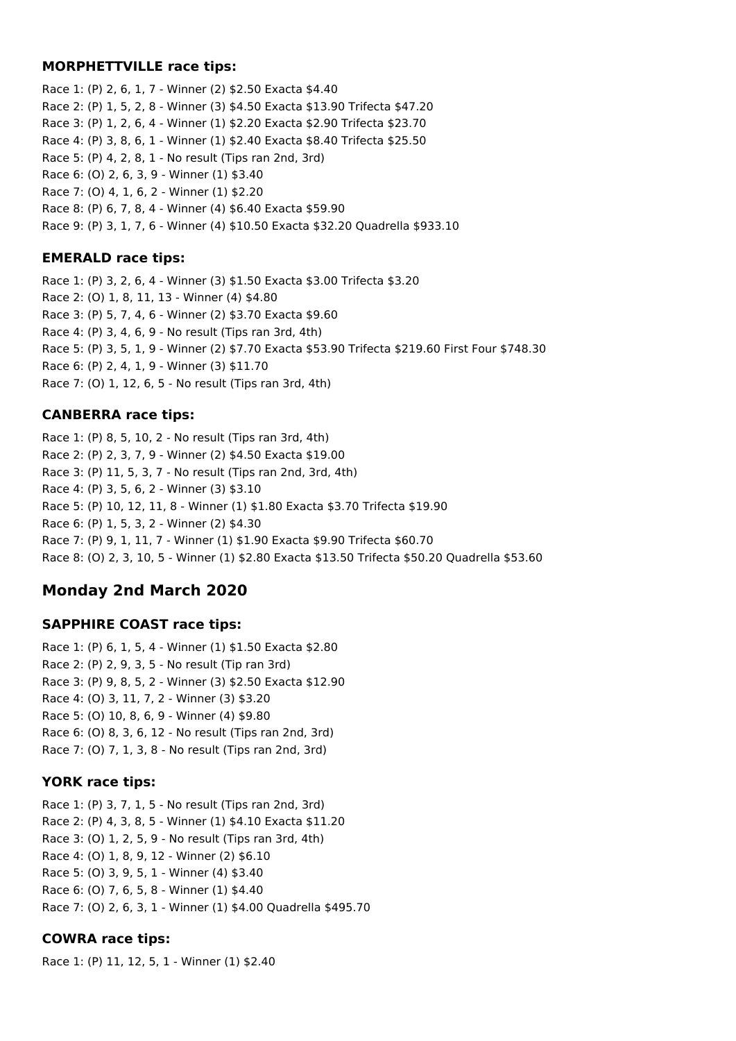### MORPHETTVILLE race tips:

Race 1: (P) 2, 6, 1, 7 - Winner (2) $2.50 Exacta $4.40
Race 2: (P) 1, 5, 2, 8 - Winner (3) $4.50 Exacta $13.90 Trifecta $47.20
Race 3: (P) 1, 2, 6, 4 - Winner (1) $2.20 Exacta $2.90 Trifecta $23.70
Race 4: (P) 3, 8, 6, 1 - Winner (1) $2.40 Exacta $8.40 Trifecta $25.50
Race 5: (P) 4, 2, 8, 1 - No result (Tips ran 2nd, 3rd)
Race 6: (O) 2, 6, 3, 9 - Winner (1) $3.40
Race 7: (O) 4, 1, 6, 2 - Winner (1) $2.20
Race 8: (P) 6, 7, 8, 4 - Winner (4) $6.40 Exacta $59.90
Race 9: (P) 3, 1, 7, 6 - Winner (4) $10.50 Exacta $32.20 Quadrella $933.10

### EMERALD race tips:

Race 1: (P) 3, 2, 6, 4 - Winner (3) $1.50 Exacta $3.00 Trifecta $3.20
Race 2: (O) 1, 8, 11, 13 - Winner (4) $4.80
Race 3: (P) 5, 7, 4, 6 - Winner (2) $3.70 Exacta $9.60
Race 4: (P) 3, 4, 6, 9 - No result (Tips ran 3rd, 4th)
Race 5: (P) 3, 5, 1, 9 - Winner (2) $7.70 Exacta $53.90 Trifecta $219.60 First Four $748.30
Race 6: (P) 2, 4, 1, 9 - Winner (3) $11.70
Race 7: (O) 1, 12, 6, 5 - No result (Tips ran 3rd, 4th)

### CANBERRA race tips:

Race 1: (P) 8, 5, 10, 2 - No result (Tips ran 3rd, 4th)
Race 2: (P) 2, 3, 7, 9 - Winner (2) $4.50 Exacta $19.00
Race 3: (P) 11, 5, 3, 7 - No result (Tips ran 2nd, 3rd, 4th)
Race 4: (P) 3, 5, 6, 2 - Winner (3) $3.10
Race 5: (P) 10, 12, 11, 8 - Winner (1) $1.80 Exacta $3.70 Trifecta $19.90
Race 6: (P) 1, 5, 3, 2 - Winner (2) $4.30
Race 7: (P) 9, 1, 11, 7 - Winner (1) $1.90 Exacta $9.90 Trifecta $60.70
Race 8: (O) 2, 3, 10, 5 - Winner (1) $2.80 Exacta $13.50 Trifecta $50.20 Quadrella $53.60

## Monday 2nd March 2020

### SAPPHIRE COAST race tips:

Race 1: (P) 6, 1, 5, 4 - Winner (1) $1.50 Exacta $2.80
Race 2: (P) 2, 9, 3, 5 - No result (Tip ran 3rd)
Race 3: (P) 9, 8, 5, 2 - Winner (3) $2.50 Exacta $12.90
Race 4: (O) 3, 11, 7, 2 - Winner (3) $3.20
Race 5: (O) 10, 8, 6, 9 - Winner (4) $9.80
Race 6: (O) 8, 3, 6, 12 - No result (Tips ran 2nd, 3rd)
Race 7: (O) 7, 1, 3, 8 - No result (Tips ran 2nd, 3rd)

### YORK race tips:

Race 1: (P) 3, 7, 1, 5 - No result (Tips ran 2nd, 3rd)
Race 2: (P) 4, 3, 8, 5 - Winner (1) $4.10 Exacta $11.20
Race 3: (O) 1, 2, 5, 9 - No result (Tips ran 3rd, 4th)
Race 4: (O) 1, 8, 9, 12 - Winner (2) $6.10
Race 5: (O) 3, 9, 5, 1 - Winner (4) $3.40
Race 6: (O) 7, 6, 5, 8 - Winner (1) $4.40
Race 7: (O) 2, 6, 3, 1 - Winner (1) $4.00 Quadrella $495.70

### COWRA race tips:

Race 1: (P) 11, 12, 5, 1 - Winner (1) $2.40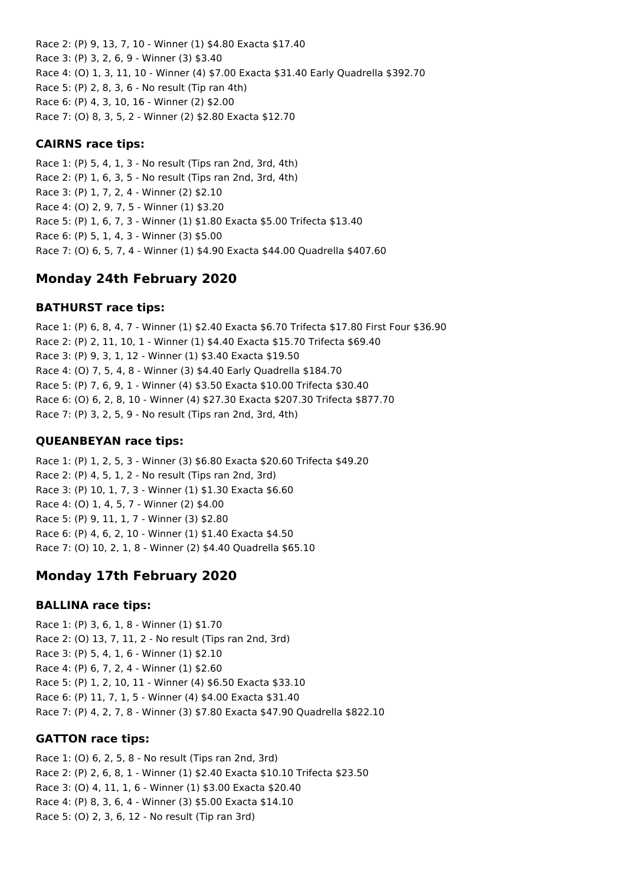Race 2: (P) 9, 13, 7, 10 - Winner (1) $4.80 Exacta $17.40
Race 3: (P) 3, 2, 6, 9 - Winner (3) $3.40
Race 4: (O) 1, 3, 11, 10 - Winner (4) $7.00 Exacta $31.40 Early Quadrella $392.70
Race 5: (P) 2, 8, 3, 6 - No result (Tip ran 4th)
Race 6: (P) 4, 3, 10, 16 - Winner (2) $2.00
Race 7: (O) 8, 3, 5, 2 - Winner (2) $2.80 Exacta $12.70

### CAIRNS race tips:

Race 1: (P) 5, 4, 1, 3 - No result (Tips ran 2nd, 3rd, 4th)
Race 2: (P) 1, 6, 3, 5 - No result (Tips ran 2nd, 3rd, 4th)
Race 3: (P) 1, 7, 2, 4 - Winner (2) $2.10
Race 4: (O) 2, 9, 7, 5 - Winner (1) $3.20
Race 5: (P) 1, 6, 7, 3 - Winner (1) $1.80 Exacta $5.00 Trifecta $13.40
Race 6: (P) 5, 1, 4, 3 - Winner (3) $5.00
Race 7: (O) 6, 5, 7, 4 - Winner (1) $4.90 Exacta $44.00 Quadrella $407.60

## Monday 24th February 2020

### BATHURST race tips:

Race 1: (P) 6, 8, 4, 7 - Winner (1) $2.40 Exacta $6.70 Trifecta $17.80 First Four $36.90
Race 2: (P) 2, 11, 10, 1 - Winner (1) $4.40 Exacta $15.70 Trifecta $69.40
Race 3: (P) 9, 3, 1, 12 - Winner (1) $3.40 Exacta $19.50
Race 4: (O) 7, 5, 4, 8 - Winner (3) $4.40 Early Quadrella $184.70
Race 5: (P) 7, 6, 9, 1 - Winner (4) $3.50 Exacta $10.00 Trifecta $30.40
Race 6: (O) 6, 2, 8, 10 - Winner (4) $27.30 Exacta $207.30 Trifecta $877.70
Race 7: (P) 3, 2, 5, 9 - No result (Tips ran 2nd, 3rd, 4th)

### QUEANBEYAN race tips:

Race 1: (P) 1, 2, 5, 3 - Winner (3) $6.80 Exacta $20.60 Trifecta $49.20
Race 2: (P) 4, 5, 1, 2 - No result (Tips ran 2nd, 3rd)
Race 3: (P) 10, 1, 7, 3 - Winner (1) $1.30 Exacta $6.60
Race 4: (O) 1, 4, 5, 7 - Winner (2) $4.00
Race 5: (P) 9, 11, 1, 7 - Winner (3) $2.80
Race 6: (P) 4, 6, 2, 10 - Winner (1) $1.40 Exacta $4.50
Race 7: (O) 10, 2, 1, 8 - Winner (2) $4.40 Quadrella $65.10

## Monday 17th February 2020

### BALLINA race tips:

Race 1: (P) 3, 6, 1, 8 - Winner (1) $1.70
Race 2: (O) 13, 7, 11, 2 - No result (Tips ran 2nd, 3rd)
Race 3: (P) 5, 4, 1, 6 - Winner (1) $2.10
Race 4: (P) 6, 7, 2, 4 - Winner (1) $2.60
Race 5: (P) 1, 2, 10, 11 - Winner (4) $6.50 Exacta $33.10
Race 6: (P) 11, 7, 1, 5 - Winner (4) $4.00 Exacta $31.40
Race 7: (P) 4, 2, 7, 8 - Winner (3) $7.80 Exacta $47.90 Quadrella $822.10

### GATTON race tips:

Race 1: (O) 6, 2, 5, 8 - No result (Tips ran 2nd, 3rd)
Race 2: (P) 2, 6, 8, 1 - Winner (1) $2.40 Exacta $10.10 Trifecta $23.50
Race 3: (O) 4, 11, 1, 6 - Winner (1) $3.00 Exacta $20.40
Race 4: (P) 8, 3, 6, 4 - Winner (3) $5.00 Exacta $14.10
Race 5: (O) 2, 3, 6, 12 - No result (Tip ran 3rd)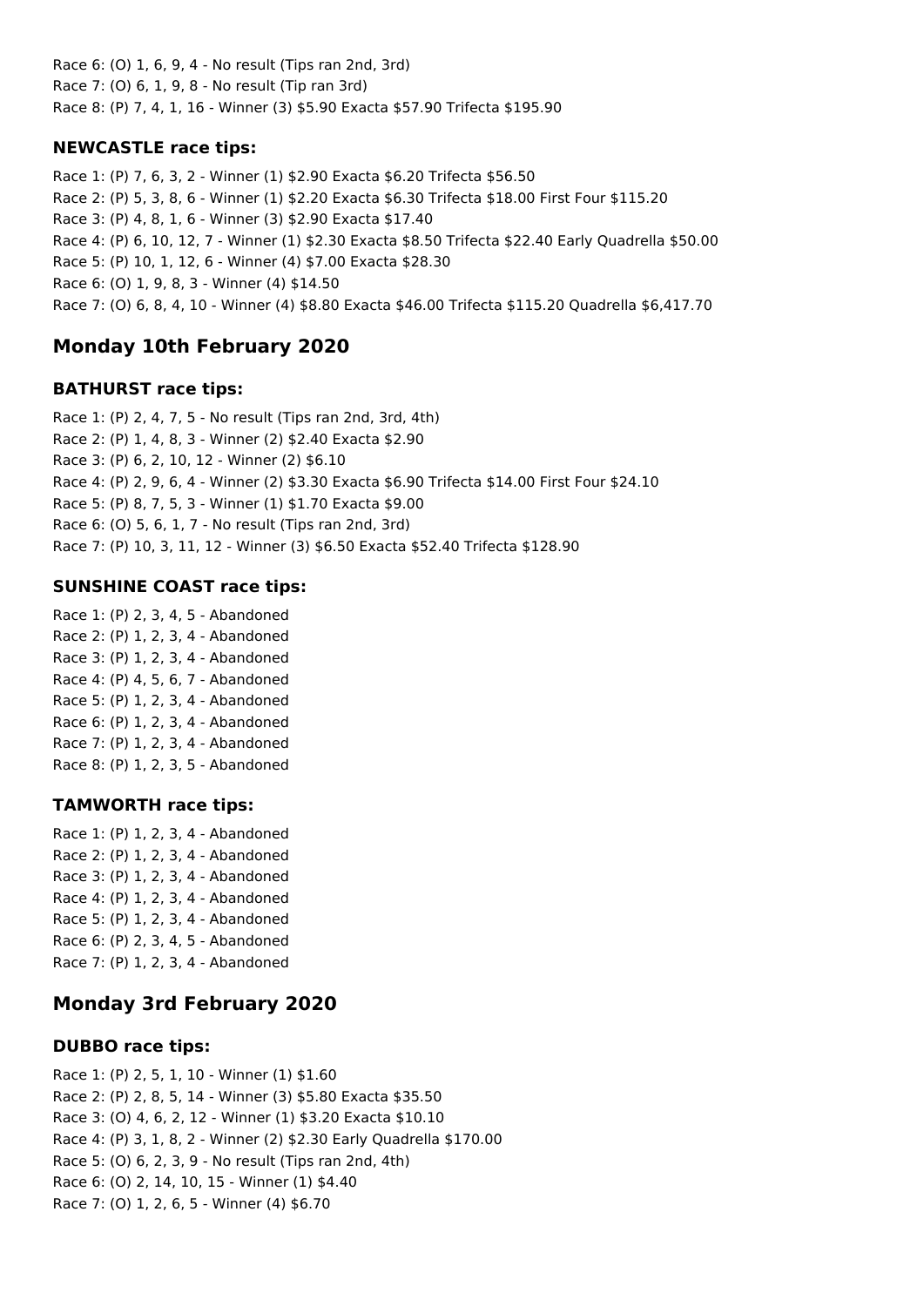Race 6: (O) 1, 6, 9, 4 - No result (Tips ran 2nd, 3rd)
Race 7: (O) 6, 1, 9, 8 - No result (Tip ran 3rd)
Race 8: (P) 7, 4, 1, 16 - Winner (3) $5.90 Exacta $57.90 Trifecta $195.90

### NEWCASTLE race tips:

Race 1: (P) 7, 6, 3, 2 - Winner (1) $2.90 Exacta $6.20 Trifecta $56.50
Race 2: (P) 5, 3, 8, 6 - Winner (1) $2.20 Exacta $6.30 Trifecta $18.00 First Four $115.20
Race 3: (P) 4, 8, 1, 6 - Winner (3) $2.90 Exacta $17.40
Race 4: (P) 6, 10, 12, 7 - Winner (1) $2.30 Exacta $8.50 Trifecta $22.40 Early Quadrella $50.00
Race 5: (P) 10, 1, 12, 6 - Winner (4) $7.00 Exacta $28.30
Race 6: (O) 1, 9, 8, 3 - Winner (4) $14.50
Race 7: (O) 6, 8, 4, 10 - Winner (4) $8.80 Exacta $46.00 Trifecta $115.20 Quadrella $6,417.70

## Monday 10th February 2020

### BATHURST race tips:

Race 1: (P) 2, 4, 7, 5 - No result (Tips ran 2nd, 3rd, 4th)
Race 2: (P) 1, 4, 8, 3 - Winner (2) $2.40 Exacta $2.90
Race 3: (P) 6, 2, 10, 12 - Winner (2) $6.10
Race 4: (P) 2, 9, 6, 4 - Winner (2) $3.30 Exacta $6.90 Trifecta $14.00 First Four $24.10
Race 5: (P) 8, 7, 5, 3 - Winner (1) $1.70 Exacta $9.00
Race 6: (O) 5, 6, 1, 7 - No result (Tips ran 2nd, 3rd)
Race 7: (P) 10, 3, 11, 12 - Winner (3) $6.50 Exacta $52.40 Trifecta $128.90

### SUNSHINE COAST race tips:

Race 1: (P) 2, 3, 4, 5 - Abandoned
Race 2: (P) 1, 2, 3, 4 - Abandoned
Race 3: (P) 1, 2, 3, 4 - Abandoned
Race 4: (P) 4, 5, 6, 7 - Abandoned
Race 5: (P) 1, 2, 3, 4 - Abandoned
Race 6: (P) 1, 2, 3, 4 - Abandoned
Race 7: (P) 1, 2, 3, 4 - Abandoned
Race 8: (P) 1, 2, 3, 5 - Abandoned

### TAMWORTH race tips:

Race 1: (P) 1, 2, 3, 4 - Abandoned
Race 2: (P) 1, 2, 3, 4 - Abandoned
Race 3: (P) 1, 2, 3, 4 - Abandoned
Race 4: (P) 1, 2, 3, 4 - Abandoned
Race 5: (P) 1, 2, 3, 4 - Abandoned
Race 6: (P) 2, 3, 4, 5 - Abandoned
Race 7: (P) 1, 2, 3, 4 - Abandoned

## Monday 3rd February 2020

### DUBBO race tips:

Race 1: (P) 2, 5, 1, 10 - Winner (1) $1.60
Race 2: (P) 2, 8, 5, 14 - Winner (3) $5.80 Exacta $35.50
Race 3: (O) 4, 6, 2, 12 - Winner (1) $3.20 Exacta $10.10
Race 4: (P) 3, 1, 8, 2 - Winner (2) $2.30 Early Quadrella $170.00
Race 5: (O) 6, 2, 3, 9 - No result (Tips ran 2nd, 4th)
Race 6: (O) 2, 14, 10, 15 - Winner (1) $4.40
Race 7: (O) 1, 2, 6, 5 - Winner (4) $6.70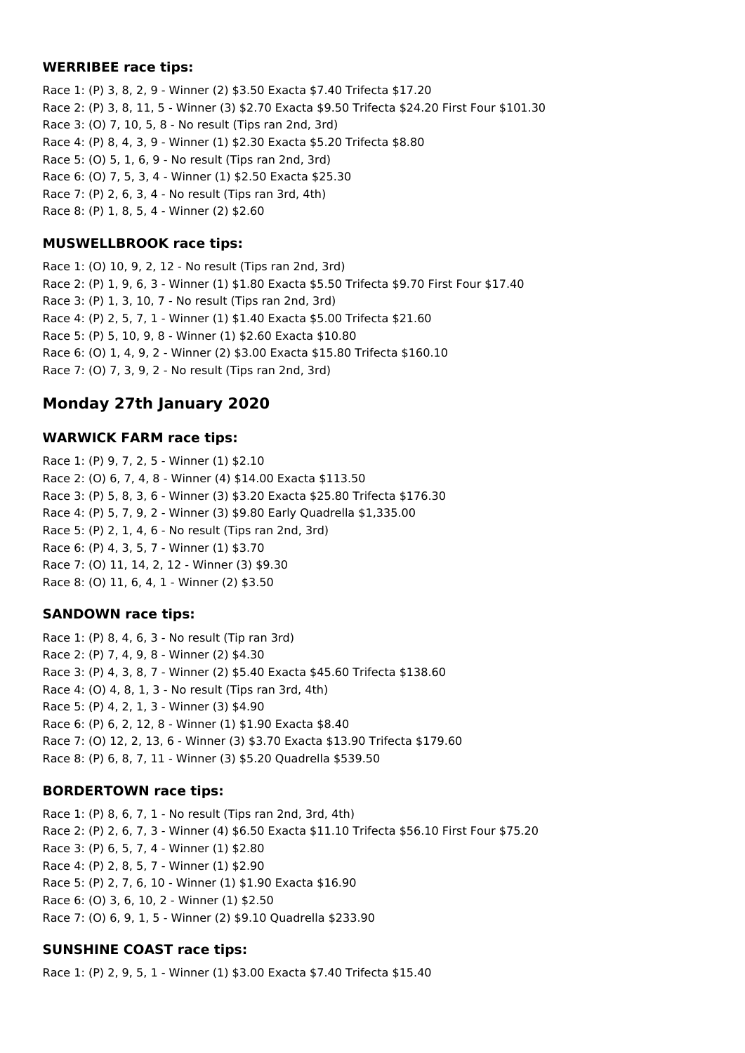### WERRIBEE race tips:

Race 1: (P) 3, 8, 2, 9 - Winner (2) $3.50 Exacta $7.40 Trifecta $17.20
Race 2: (P) 3, 8, 11, 5 - Winner (3) $2.70 Exacta $9.50 Trifecta $24.20 First Four $101.30
Race 3: (O) 7, 10, 5, 8 - No result (Tips ran 2nd, 3rd)
Race 4: (P) 8, 4, 3, 9 - Winner (1) $2.30 Exacta $5.20 Trifecta $8.80
Race 5: (O) 5, 1, 6, 9 - No result (Tips ran 2nd, 3rd)
Race 6: (O) 7, 5, 3, 4 - Winner (1) $2.50 Exacta $25.30
Race 7: (P) 2, 6, 3, 4 - No result (Tips ran 3rd, 4th)
Race 8: (P) 1, 8, 5, 4 - Winner (2) $2.60

### MUSWELLBROOK race tips:

Race 1: (O) 10, 9, 2, 12 - No result (Tips ran 2nd, 3rd)
Race 2: (P) 1, 9, 6, 3 - Winner (1) $1.80 Exacta $5.50 Trifecta $9.70 First Four $17.40
Race 3: (P) 1, 3, 10, 7 - No result (Tips ran 2nd, 3rd)
Race 4: (P) 2, 5, 7, 1 - Winner (1) $1.40 Exacta $5.00 Trifecta $21.60
Race 5: (P) 5, 10, 9, 8 - Winner (1) $2.60 Exacta $10.80
Race 6: (O) 1, 4, 9, 2 - Winner (2) $3.00 Exacta $15.80 Trifecta $160.10
Race 7: (O) 7, 3, 9, 2 - No result (Tips ran 2nd, 3rd)

## Monday 27th January 2020

### WARWICK FARM race tips:

Race 1: (P) 9, 7, 2, 5 - Winner (1) $2.10
Race 2: (O) 6, 7, 4, 8 - Winner (4) $14.00 Exacta $113.50
Race 3: (P) 5, 8, 3, 6 - Winner (3) $3.20 Exacta $25.80 Trifecta $176.30
Race 4: (P) 5, 7, 9, 2 - Winner (3) $9.80 Early Quadrella $1,335.00
Race 5: (P) 2, 1, 4, 6 - No result (Tips ran 2nd, 3rd)
Race 6: (P) 4, 3, 5, 7 - Winner (1) $3.70
Race 7: (O) 11, 14, 2, 12 - Winner (3) $9.30
Race 8: (O) 11, 6, 4, 1 - Winner (2) $3.50

### SANDOWN race tips:

Race 1: (P) 8, 4, 6, 3 - No result (Tip ran 3rd)
Race 2: (P) 7, 4, 9, 8 - Winner (2) $4.30
Race 3: (P) 4, 3, 8, 7 - Winner (2) $5.40 Exacta $45.60 Trifecta $138.60
Race 4: (O) 4, 8, 1, 3 - No result (Tips ran 3rd, 4th)
Race 5: (P) 4, 2, 1, 3 - Winner (3) $4.90
Race 6: (P) 6, 2, 12, 8 - Winner (1) $1.90 Exacta $8.40
Race 7: (O) 12, 2, 13, 6 - Winner (3) $3.70 Exacta $13.90 Trifecta $179.60
Race 8: (P) 6, 8, 7, 11 - Winner (3) $5.20 Quadrella $539.50

### BORDERTOWN race tips:

Race 1: (P) 8, 6, 7, 1 - No result (Tips ran 2nd, 3rd, 4th)
Race 2: (P) 2, 6, 7, 3 - Winner (4) $6.50 Exacta $11.10 Trifecta $56.10 First Four $75.20
Race 3: (P) 6, 5, 7, 4 - Winner (1) $2.80
Race 4: (P) 2, 8, 5, 7 - Winner (1) $2.90
Race 5: (P) 2, 7, 6, 10 - Winner (1) $1.90 Exacta $16.90
Race 6: (O) 3, 6, 10, 2 - Winner (1) $2.50
Race 7: (O) 6, 9, 1, 5 - Winner (2) $9.10 Quadrella $233.90

### SUNSHINE COAST race tips:

Race 1: (P) 2, 9, 5, 1 - Winner (1) $3.00 Exacta $7.40 Trifecta $15.40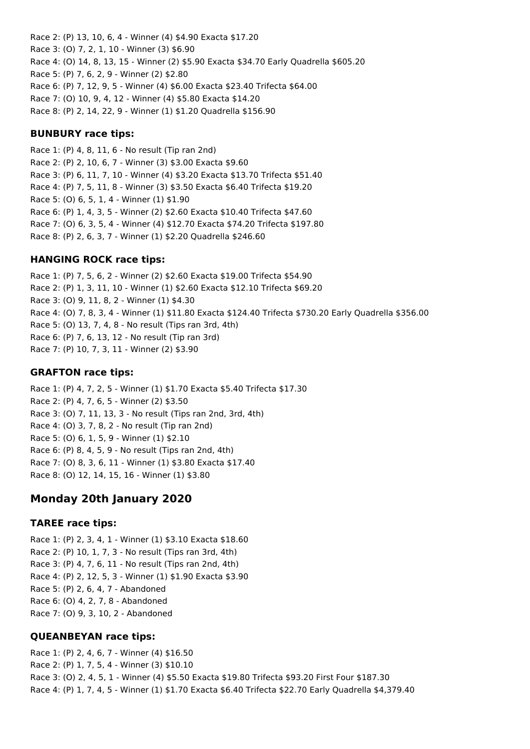Race 2: (P) 13, 10, 6, 4 - Winner (4) $4.90 Exacta $17.20
Race 3: (O) 7, 2, 1, 10 - Winner (3) $6.90
Race 4: (O) 14, 8, 13, 15 - Winner (2) $5.90 Exacta $34.70 Early Quadrella $605.20
Race 5: (P) 7, 6, 2, 9 - Winner (2) $2.80
Race 6: (P) 7, 12, 9, 5 - Winner (4) $6.00 Exacta $23.40 Trifecta $64.00
Race 7: (O) 10, 9, 4, 12 - Winner (4) $5.80 Exacta $14.20
Race 8: (P) 2, 14, 22, 9 - Winner (1) $1.20 Quadrella $156.90

### BUNBURY race tips:

Race 1: (P) 4, 8, 11, 6 - No result (Tip ran 2nd)
Race 2: (P) 2, 10, 6, 7 - Winner (3) $3.00 Exacta $9.60
Race 3: (P) 6, 11, 7, 10 - Winner (4) $3.20 Exacta $13.70 Trifecta $51.40
Race 4: (P) 7, 5, 11, 8 - Winner (3) $3.50 Exacta $6.40 Trifecta $19.20
Race 5: (O) 6, 5, 1, 4 - Winner (1) $1.90
Race 6: (P) 1, 4, 3, 5 - Winner (2) $2.60 Exacta $10.40 Trifecta $47.60
Race 7: (O) 6, 3, 5, 4 - Winner (4) $12.70 Exacta $74.20 Trifecta $197.80
Race 8: (P) 2, 6, 3, 7 - Winner (1) $2.20 Quadrella $246.60

### HANGING ROCK race tips:

Race 1: (P) 7, 5, 6, 2 - Winner (2) $2.60 Exacta $19.00 Trifecta $54.90
Race 2: (P) 1, 3, 11, 10 - Winner (1) $2.60 Exacta $12.10 Trifecta $69.20
Race 3: (O) 9, 11, 8, 2 - Winner (1) $4.30
Race 4: (O) 7, 8, 3, 4 - Winner (1) $11.80 Exacta $124.40 Trifecta $730.20 Early Quadrella $356.00
Race 5: (O) 13, 7, 4, 8 - No result (Tips ran 3rd, 4th)
Race 6: (P) 7, 6, 13, 12 - No result (Tip ran 3rd)
Race 7: (P) 10, 7, 3, 11 - Winner (2) $3.90

### GRAFTON race tips:

Race 1: (P) 4, 7, 2, 5 - Winner (1) $1.70 Exacta $5.40 Trifecta $17.30
Race 2: (P) 4, 7, 6, 5 - Winner (2) $3.50
Race 3: (O) 7, 11, 13, 3 - No result (Tips ran 2nd, 3rd, 4th)
Race 4: (O) 3, 7, 8, 2 - No result (Tip ran 2nd)
Race 5: (O) 6, 1, 5, 9 - Winner (1) $2.10
Race 6: (P) 8, 4, 5, 9 - No result (Tips ran 2nd, 4th)
Race 7: (O) 8, 3, 6, 11 - Winner (1) $3.80 Exacta $17.40
Race 8: (O) 12, 14, 15, 16 - Winner (1) $3.80

## Monday 20th January 2020

### TAREE race tips:

Race 1: (P) 2, 3, 4, 1 - Winner (1) $3.10 Exacta $18.60
Race 2: (P) 10, 1, 7, 3 - No result (Tips ran 3rd, 4th)
Race 3: (P) 4, 7, 6, 11 - No result (Tips ran 2nd, 4th)
Race 4: (P) 2, 12, 5, 3 - Winner (1) $1.90 Exacta $3.90
Race 5: (P) 2, 6, 4, 7 - Abandoned
Race 6: (O) 4, 2, 7, 8 - Abandoned
Race 7: (O) 9, 3, 10, 2 - Abandoned

### QUEANBEYAN race tips:

Race 1: (P) 2, 4, 6, 7 - Winner (4) $16.50
Race 2: (P) 1, 7, 5, 4 - Winner (3) $10.10
Race 3: (O) 2, 4, 5, 1 - Winner (4) $5.50 Exacta $19.80 Trifecta $93.20 First Four $187.30
Race 4: (P) 1, 7, 4, 5 - Winner (1) $1.70 Exacta $6.40 Trifecta $22.70 Early Quadrella $4,379.40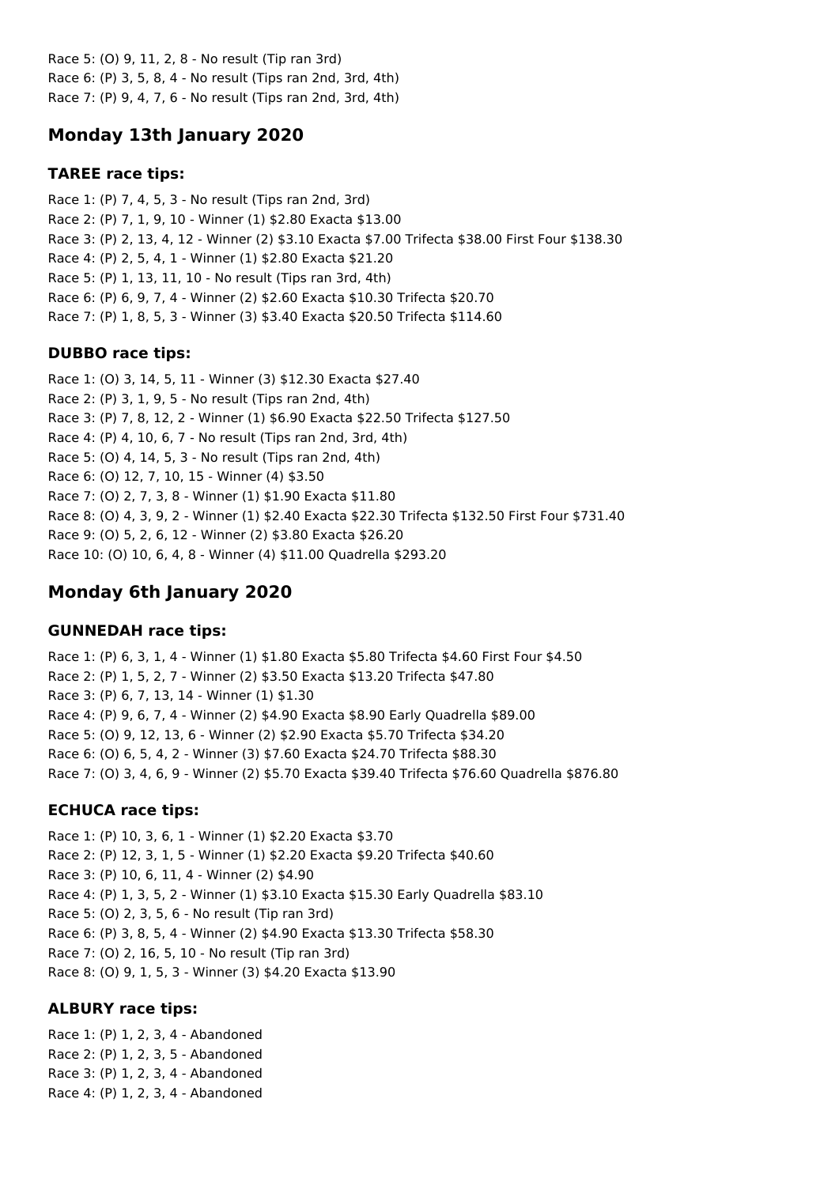Race 5: (O) 9, 11, 2, 8 - No result (Tip ran 3rd)
Race 6: (P) 3, 5, 8, 4 - No result (Tips ran 2nd, 3rd, 4th)
Race 7: (P) 9, 4, 7, 6 - No result (Tips ran 2nd, 3rd, 4th)

## Monday 13th January 2020

### TAREE race tips:

Race 1: (P) 7, 4, 5, 3 - No result (Tips ran 2nd, 3rd)
Race 2: (P) 7, 1, 9, 10 - Winner (1) $2.80 Exacta $13.00
Race 3: (P) 2, 13, 4, 12 - Winner (2) $3.10 Exacta $7.00 Trifecta $38.00 First Four $138.30
Race 4: (P) 2, 5, 4, 1 - Winner (1) $2.80 Exacta $21.20
Race 5: (P) 1, 13, 11, 10 - No result (Tips ran 3rd, 4th)
Race 6: (P) 6, 9, 7, 4 - Winner (2) $2.60 Exacta $10.30 Trifecta $20.70
Race 7: (P) 1, 8, 5, 3 - Winner (3) $3.40 Exacta $20.50 Trifecta $114.60

### DUBBO race tips:

Race 1: (O) 3, 14, 5, 11 - Winner (3) $12.30 Exacta $27.40
Race 2: (P) 3, 1, 9, 5 - No result (Tips ran 2nd, 4th)
Race 3: (P) 7, 8, 12, 2 - Winner (1) $6.90 Exacta $22.50 Trifecta $127.50
Race 4: (P) 4, 10, 6, 7 - No result (Tips ran 2nd, 3rd, 4th)
Race 5: (O) 4, 14, 5, 3 - No result (Tips ran 2nd, 4th)
Race 6: (O) 12, 7, 10, 15 - Winner (4) $3.50
Race 7: (O) 2, 7, 3, 8 - Winner (1) $1.90 Exacta $11.80
Race 8: (O) 4, 3, 9, 2 - Winner (1) $2.40 Exacta $22.30 Trifecta $132.50 First Four $731.40
Race 9: (O) 5, 2, 6, 12 - Winner (2) $3.80 Exacta $26.20
Race 10: (O) 10, 6, 4, 8 - Winner (4) $11.00 Quadrella $293.20

## Monday 6th January 2020

### GUNNEDAH race tips:

Race 1: (P) 6, 3, 1, 4 - Winner (1) $1.80 Exacta $5.80 Trifecta $4.60 First Four $4.50
Race 2: (P) 1, 5, 2, 7 - Winner (2) $3.50 Exacta $13.20 Trifecta $47.80
Race 3: (P) 6, 7, 13, 14 - Winner (1) $1.30
Race 4: (P) 9, 6, 7, 4 - Winner (2) $4.90 Exacta $8.90 Early Quadrella $89.00
Race 5: (O) 9, 12, 13, 6 - Winner (2) $2.90 Exacta $5.70 Trifecta $34.20
Race 6: (O) 6, 5, 4, 2 - Winner (3) $7.60 Exacta $24.70 Trifecta $88.30
Race 7: (O) 3, 4, 6, 9 - Winner (2) $5.70 Exacta $39.40 Trifecta $76.60 Quadrella $876.80

### ECHUCA race tips:

Race 1: (P) 10, 3, 6, 1 - Winner (1) $2.20 Exacta $3.70
Race 2: (P) 12, 3, 1, 5 - Winner (1) $2.20 Exacta $9.20 Trifecta $40.60
Race 3: (P) 10, 6, 11, 4 - Winner (2) $4.90
Race 4: (P) 1, 3, 5, 2 - Winner (1) $3.10 Exacta $15.30 Early Quadrella $83.10
Race 5: (O) 2, 3, 5, 6 - No result (Tip ran 3rd)
Race 6: (P) 3, 8, 5, 4 - Winner (2) $4.90 Exacta $13.30 Trifecta $58.30
Race 7: (O) 2, 16, 5, 10 - No result (Tip ran 3rd)
Race 8: (O) 9, 1, 5, 3 - Winner (3) $4.20 Exacta $13.90

### ALBURY race tips:

Race 1: (P) 1, 2, 3, 4 - Abandoned
Race 2: (P) 1, 2, 3, 5 - Abandoned
Race 3: (P) 1, 2, 3, 4 - Abandoned
Race 4: (P) 1, 2, 3, 4 - Abandoned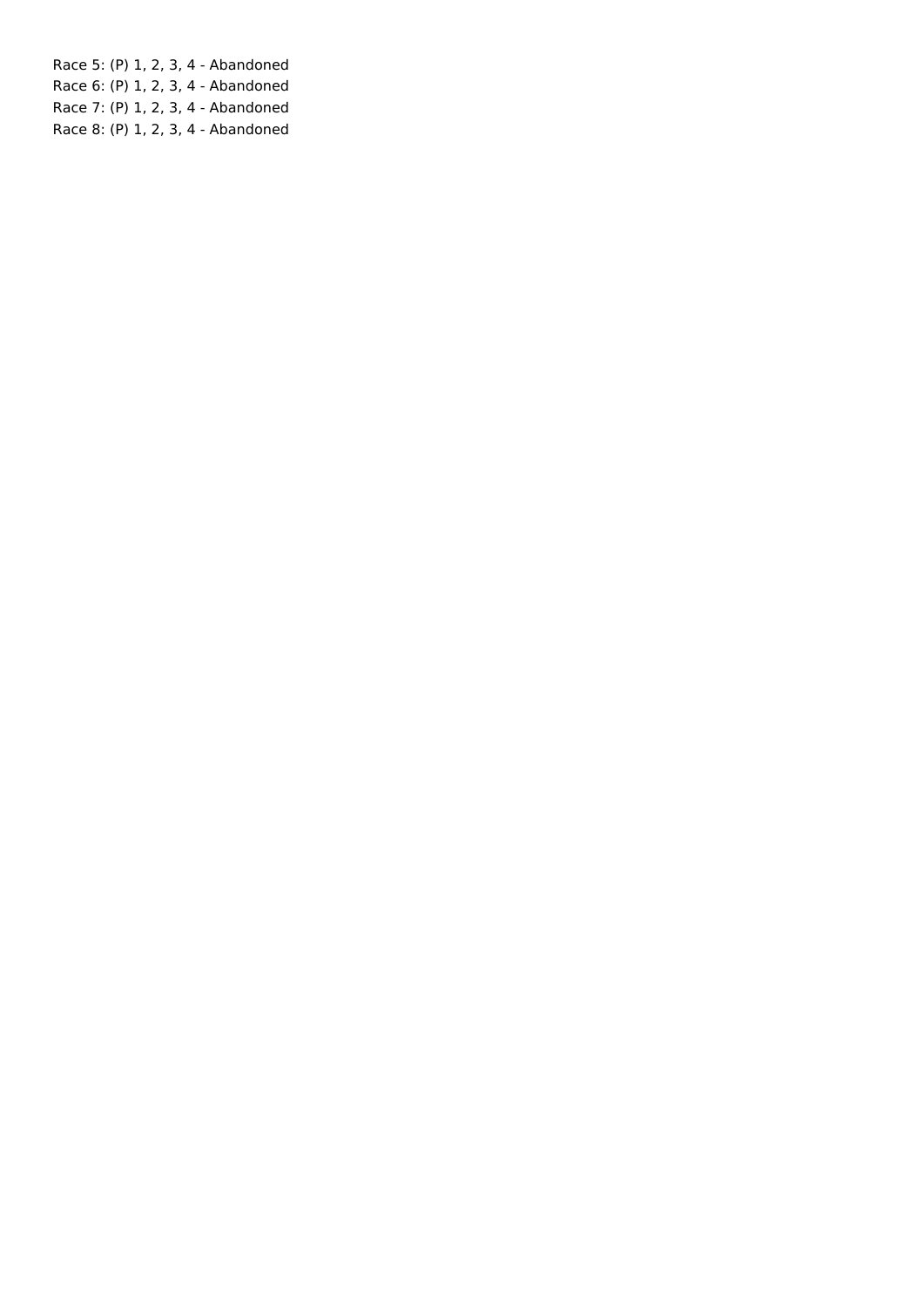Race 5: (P) 1, 2, 3, 4 - Abandoned
Race 6: (P) 1, 2, 3, 4 - Abandoned
Race 7: (P) 1, 2, 3, 4 - Abandoned
Race 8: (P) 1, 2, 3, 4 - Abandoned